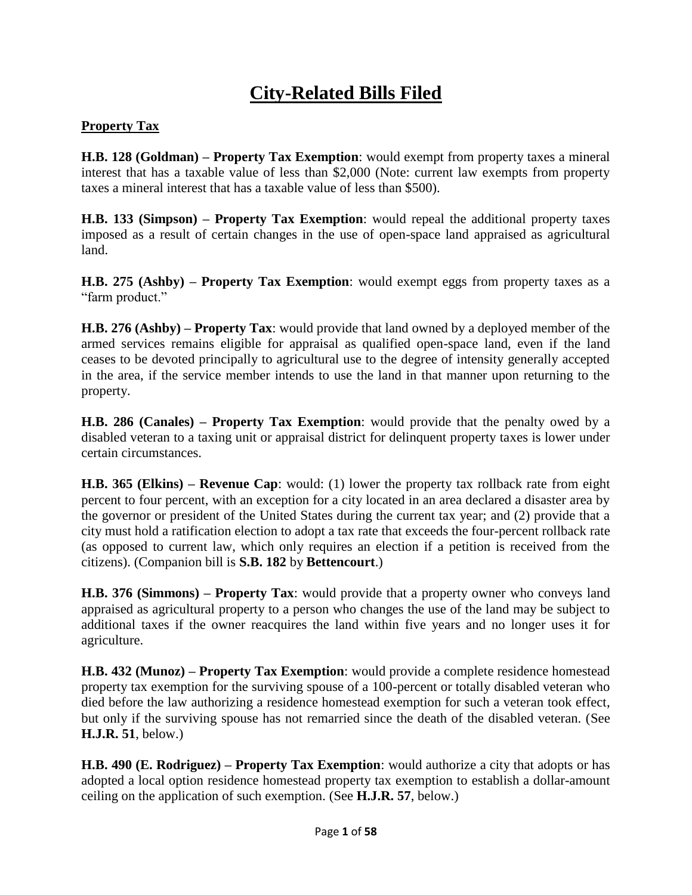# City-Related Bills Filed

## Property Tax

**H.B. 128 (Goldman) – Property Tax Exemption**: would exempt from property taxes a mineral interest that has a taxable value of less than $2,000 (Note: current law exempts from property taxes a mineral interest that has a taxable value of less than $500).

**H.B. 133 (Simpson) – Property Tax Exemption**: would repeal the additional property taxes imposed as a result of certain changes in the use of open-space land appraised as agricultural land.

**H.B. 275 (Ashby) – Property Tax Exemption**: would exempt eggs from property taxes as a "farm product."

**H.B. 276 (Ashby) – Property Tax**: would provide that land owned by a deployed member of the armed services remains eligible for appraisal as qualified open-space land, even if the land ceases to be devoted principally to agricultural use to the degree of intensity generally accepted in the area, if the service member intends to use the land in that manner upon returning to the property.

**H.B. 286 (Canales) – Property Tax Exemption**: would provide that the penalty owed by a disabled veteran to a taxing unit or appraisal district for delinquent property taxes is lower under certain circumstances.

**H.B. 365 (Elkins) – Revenue Cap**: would: (1) lower the property tax rollback rate from eight percent to four percent, with an exception for a city located in an area declared a disaster area by the governor or president of the United States during the current tax year; and (2) provide that a city must hold a ratification election to adopt a tax rate that exceeds the four-percent rollback rate (as opposed to current law, which only requires an election if a petition is received from the citizens). (Companion bill is **S.B. 182** by **Bettencourt**.)

**H.B. 376 (Simmons) – Property Tax**: would provide that a property owner who conveys land appraised as agricultural property to a person who changes the use of the land may be subject to additional taxes if the owner reacquires the land within five years and no longer uses it for agriculture.

**H.B. 432 (Munoz) – Property Tax Exemption**: would provide a complete residence homestead property tax exemption for the surviving spouse of a 100-percent or totally disabled veteran who died before the law authorizing a residence homestead exemption for such a veteran took effect, but only if the surviving spouse has not remarried since the death of the disabled veteran. (See **H.J.R. 51**, below.)

**H.B. 490 (E. Rodriguez) – Property Tax Exemption**: would authorize a city that adopts or has adopted a local option residence homestead property tax exemption to establish a dollar-amount ceiling on the application of such exemption. (See **H.J.R. 57**, below.)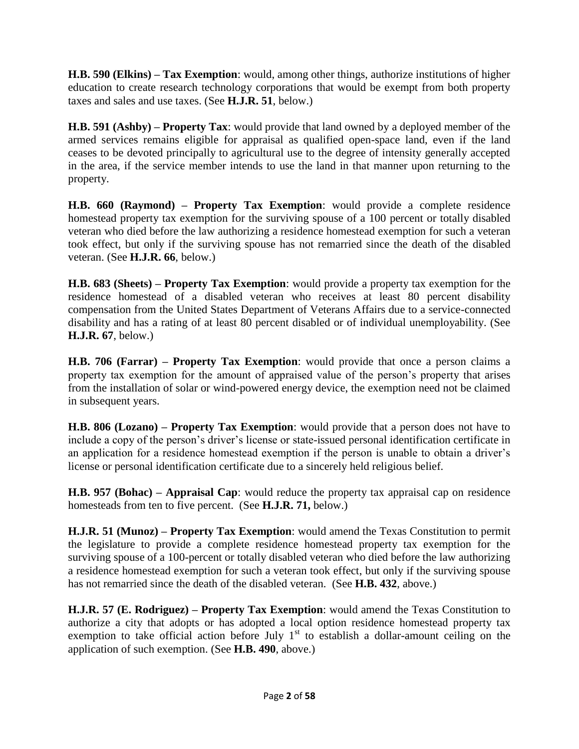**H.B. 590 (Elkins) – Tax Exemption**: would, among other things, authorize institutions of higher education to create research technology corporations that would be exempt from both property taxes and sales and use taxes. (See **H.J.R. 51**, below.)

**H.B. 591 (Ashby) – Property Tax**: would provide that land owned by a deployed member of the armed services remains eligible for appraisal as qualified open-space land, even if the land ceases to be devoted principally to agricultural use to the degree of intensity generally accepted in the area, if the service member intends to use the land in that manner upon returning to the property.

**H.B. 660 (Raymond) – Property Tax Exemption**: would provide a complete residence homestead property tax exemption for the surviving spouse of a 100 percent or totally disabled veteran who died before the law authorizing a residence homestead exemption for such a veteran took effect, but only if the surviving spouse has not remarried since the death of the disabled veteran. (See **H.J.R. 66**, below.)

**H.B. 683 (Sheets) – Property Tax Exemption**: would provide a property tax exemption for the residence homestead of a disabled veteran who receives at least 80 percent disability compensation from the United States Department of Veterans Affairs due to a service-connected disability and has a rating of at least 80 percent disabled or of individual unemployability. (See **H.J.R. 67**, below.)

**H.B. 706 (Farrar) – Property Tax Exemption**: would provide that once a person claims a property tax exemption for the amount of appraised value of the person's property that arises from the installation of solar or wind-powered energy device, the exemption need not be claimed in subsequent years.

**H.B. 806 (Lozano) – Property Tax Exemption**: would provide that a person does not have to include a copy of the person's driver's license or state-issued personal identification certificate in an application for a residence homestead exemption if the person is unable to obtain a driver's license or personal identification certificate due to a sincerely held religious belief.

**H.B. 957 (Bohac) – Appraisal Cap**: would reduce the property tax appraisal cap on residence homesteads from ten to five percent. (See **H.J.R. 71,** below.)

**H.J.R. 51 (Munoz) – Property Tax Exemption**: would amend the Texas Constitution to permit the legislature to provide a complete residence homestead property tax exemption for the surviving spouse of a 100-percent or totally disabled veteran who died before the law authorizing a residence homestead exemption for such a veteran took effect, but only if the surviving spouse has not remarried since the death of the disabled veteran. (See **H.B. 432**, above.)

**H.J.R. 57 (E. Rodriguez) – Property Tax Exemption**: would amend the Texas Constitution to authorize a city that adopts or has adopted a local option residence homestead property tax exemption to take official action before July 1st to establish a dollar-amount ceiling on the application of such exemption. (See **H.B. 490**, above.)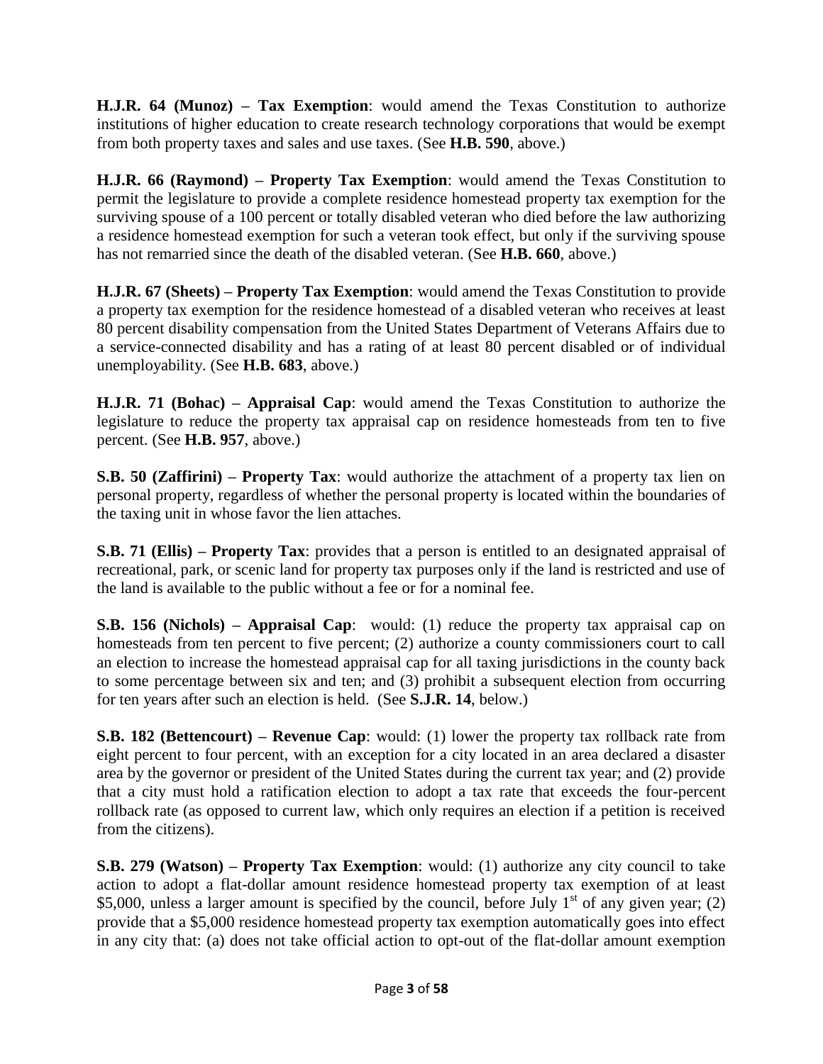**H.J.R. 64 (Munoz) – Tax Exemption**: would amend the Texas Constitution to authorize institutions of higher education to create research technology corporations that would be exempt from both property taxes and sales and use taxes. (See **H.B. 590**, above.)

**H.J.R. 66 (Raymond) – Property Tax Exemption**: would amend the Texas Constitution to permit the legislature to provide a complete residence homestead property tax exemption for the surviving spouse of a 100 percent or totally disabled veteran who died before the law authorizing a residence homestead exemption for such a veteran took effect, but only if the surviving spouse has not remarried since the death of the disabled veteran. (See **H.B. 660**, above.)

**H.J.R. 67 (Sheets) – Property Tax Exemption**: would amend the Texas Constitution to provide a property tax exemption for the residence homestead of a disabled veteran who receives at least 80 percent disability compensation from the United States Department of Veterans Affairs due to a service-connected disability and has a rating of at least 80 percent disabled or of individual unemployability. (See **H.B. 683**, above.)

**H.J.R. 71 (Bohac) – Appraisal Cap**: would amend the Texas Constitution to authorize the legislature to reduce the property tax appraisal cap on residence homesteads from ten to five percent. (See **H.B. 957**, above.)

**S.B. 50 (Zaffirini) – Property Tax**: would authorize the attachment of a property tax lien on personal property, regardless of whether the personal property is located within the boundaries of the taxing unit in whose favor the lien attaches.

**S.B. 71 (Ellis) – Property Tax**: provides that a person is entitled to an designated appraisal of recreational, park, or scenic land for property tax purposes only if the land is restricted and use of the land is available to the public without a fee or for a nominal fee.

**S.B. 156 (Nichols) – Appraisal Cap**: would: (1) reduce the property tax appraisal cap on homesteads from ten percent to five percent; (2) authorize a county commissioners court to call an election to increase the homestead appraisal cap for all taxing jurisdictions in the county back to some percentage between six and ten; and (3) prohibit a subsequent election from occurring for ten years after such an election is held. (See **S.J.R. 14**, below.)

**S.B. 182 (Bettencourt) – Revenue Cap**: would: (1) lower the property tax rollback rate from eight percent to four percent, with an exception for a city located in an area declared a disaster area by the governor or president of the United States during the current tax year; and (2) provide that a city must hold a ratification election to adopt a tax rate that exceeds the four-percent rollback rate (as opposed to current law, which only requires an election if a petition is received from the citizens).

**S.B. 279 (Watson) – Property Tax Exemption**: would: (1) authorize any city council to take action to adopt a flat-dollar amount residence homestead property tax exemption of at least \$5,000, unless a larger amount is specified by the council, before July 1st of any given year; (2) provide that a \$5,000 residence homestead property tax exemption automatically goes into effect in any city that: (a) does not take official action to opt-out of the flat-dollar amount exemption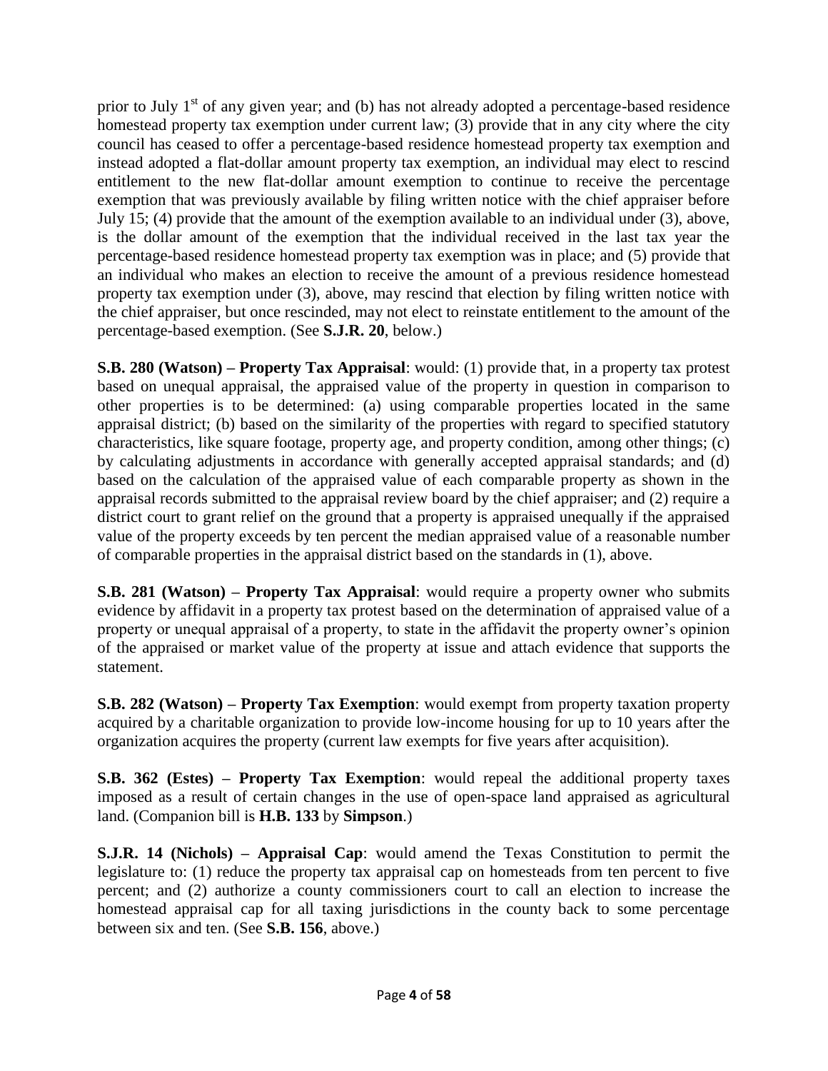prior to July 1st of any given year; and (b) has not already adopted a percentage-based residence homestead property tax exemption under current law; (3) provide that in any city where the city council has ceased to offer a percentage-based residence homestead property tax exemption and instead adopted a flat-dollar amount property tax exemption, an individual may elect to rescind entitlement to the new flat-dollar amount exemption to continue to receive the percentage exemption that was previously available by filing written notice with the chief appraiser before July 15; (4) provide that the amount of the exemption available to an individual under (3), above, is the dollar amount of the exemption that the individual received in the last tax year the percentage-based residence homestead property tax exemption was in place; and (5) provide that an individual who makes an election to receive the amount of a previous residence homestead property tax exemption under (3), above, may rescind that election by filing written notice with the chief appraiser, but once rescinded, may not elect to reinstate entitlement to the amount of the percentage-based exemption. (See **S.J.R. 20**, below.)

**S.B. 280 (Watson) – Property Tax Appraisal**: would: (1) provide that, in a property tax protest based on unequal appraisal, the appraised value of the property in question in comparison to other properties is to be determined: (a) using comparable properties located in the same appraisal district; (b) based on the similarity of the properties with regard to specified statutory characteristics, like square footage, property age, and property condition, among other things; (c) by calculating adjustments in accordance with generally accepted appraisal standards; and (d) based on the calculation of the appraised value of each comparable property as shown in the appraisal records submitted to the appraisal review board by the chief appraiser; and (2) require a district court to grant relief on the ground that a property is appraised unequally if the appraised value of the property exceeds by ten percent the median appraised value of a reasonable number of comparable properties in the appraisal district based on the standards in (1), above.

**S.B. 281 (Watson) – Property Tax Appraisal**: would require a property owner who submits evidence by affidavit in a property tax protest based on the determination of appraised value of a property or unequal appraisal of a property, to state in the affidavit the property owner's opinion of the appraised or market value of the property at issue and attach evidence that supports the statement.

**S.B. 282 (Watson) – Property Tax Exemption**: would exempt from property taxation property acquired by a charitable organization to provide low-income housing for up to 10 years after the organization acquires the property (current law exempts for five years after acquisition).

**S.B. 362 (Estes) – Property Tax Exemption**: would repeal the additional property taxes imposed as a result of certain changes in the use of open-space land appraised as agricultural land. (Companion bill is **H.B. 133** by **Simpson**.)

**S.J.R. 14 (Nichols) – Appraisal Cap**: would amend the Texas Constitution to permit the legislature to: (1) reduce the property tax appraisal cap on homesteads from ten percent to five percent; and (2) authorize a county commissioners court to call an election to increase the homestead appraisal cap for all taxing jurisdictions in the county back to some percentage between six and ten. (See **S.B. 156**, above.)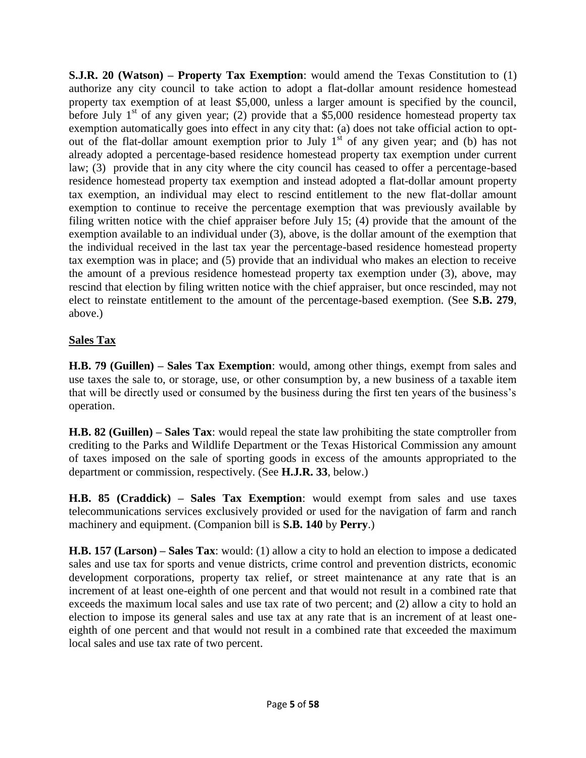**S.J.R. 20 (Watson) – Property Tax Exemption**: would amend the Texas Constitution to (1) authorize any city council to take action to adopt a flat-dollar amount residence homestead property tax exemption of at least \$5,000, unless a larger amount is specified by the council, before July 1st of any given year; (2) provide that a \$5,000 residence homestead property tax exemption automatically goes into effect in any city that: (a) does not take official action to opt-out of the flat-dollar amount exemption prior to July 1st of any given year; and (b) has not already adopted a percentage-based residence homestead property tax exemption under current law; (3) provide that in any city where the city council has ceased to offer a percentage-based residence homestead property tax exemption and instead adopted a flat-dollar amount property tax exemption, an individual may elect to rescind entitlement to the new flat-dollar amount exemption to continue to receive the percentage exemption that was previously available by filing written notice with the chief appraiser before July 15; (4) provide that the amount of the exemption available to an individual under (3), above, is the dollar amount of the exemption that the individual received in the last tax year the percentage-based residence homestead property tax exemption was in place; and (5) provide that an individual who makes an election to receive the amount of a previous residence homestead property tax exemption under (3), above, may rescind that election by filing written notice with the chief appraiser, but once rescinded, may not elect to reinstate entitlement to the amount of the percentage-based exemption. (See **S.B. 279**, above.)

## Sales Tax

**H.B. 79 (Guillen) – Sales Tax Exemption**: would, among other things, exempt from sales and use taxes the sale to, or storage, use, or other consumption by, a new business of a taxable item that will be directly used or consumed by the business during the first ten years of the business's operation.

**H.B. 82 (Guillen) – Sales Tax**: would repeal the state law prohibiting the state comptroller from crediting to the Parks and Wildlife Department or the Texas Historical Commission any amount of taxes imposed on the sale of sporting goods in excess of the amounts appropriated to the department or commission, respectively. (See **H.J.R. 33**, below.)

**H.B. 85 (Craddick) – Sales Tax Exemption**: would exempt from sales and use taxes telecommunications services exclusively provided or used for the navigation of farm and ranch machinery and equipment. (Companion bill is **S.B. 140** by **Perry**.)

**H.B. 157 (Larson) – Sales Tax**: would: (1) allow a city to hold an election to impose a dedicated sales and use tax for sports and venue districts, crime control and prevention districts, economic development corporations, property tax relief, or street maintenance at any rate that is an increment of at least one-eighth of one percent and that would not result in a combined rate that exceeds the maximum local sales and use tax rate of two percent; and (2) allow a city to hold an election to impose its general sales and use tax at any rate that is an increment of at least one-eighth of one percent and that would not result in a combined rate that exceeded the maximum local sales and use tax rate of two percent.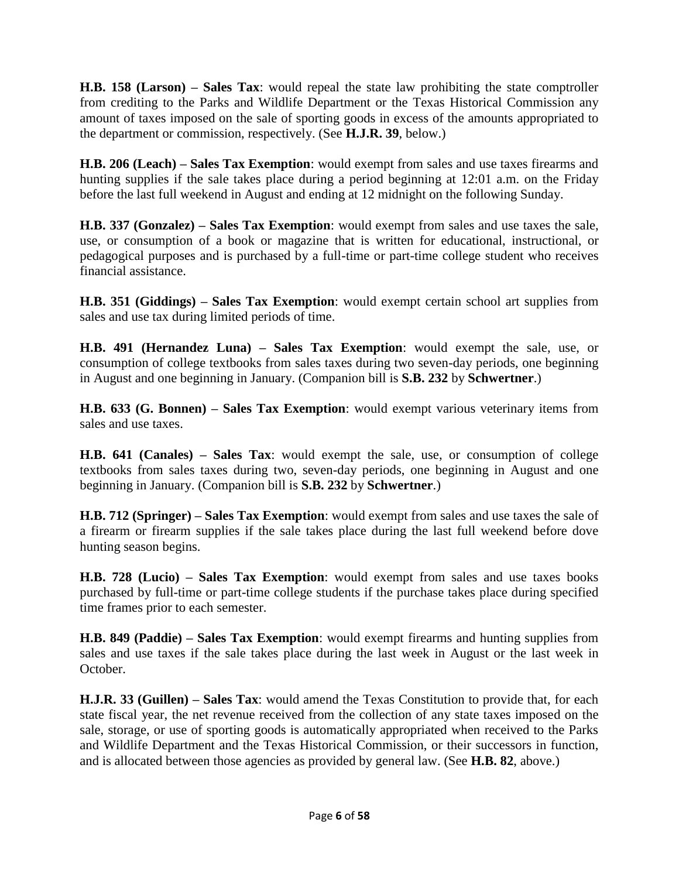**H.B. 158 (Larson) – Sales Tax**: would repeal the state law prohibiting the state comptroller from crediting to the Parks and Wildlife Department or the Texas Historical Commission any amount of taxes imposed on the sale of sporting goods in excess of the amounts appropriated to the department or commission, respectively. (See **H.J.R. 39**, below.)

**H.B. 206 (Leach) – Sales Tax Exemption**: would exempt from sales and use taxes firearms and hunting supplies if the sale takes place during a period beginning at 12:01 a.m. on the Friday before the last full weekend in August and ending at 12 midnight on the following Sunday.

**H.B. 337 (Gonzalez) – Sales Tax Exemption**: would exempt from sales and use taxes the sale, use, or consumption of a book or magazine that is written for educational, instructional, or pedagogical purposes and is purchased by a full-time or part-time college student who receives financial assistance.

**H.B. 351 (Giddings) – Sales Tax Exemption**: would exempt certain school art supplies from sales and use tax during limited periods of time.

**H.B. 491 (Hernandez Luna) – Sales Tax Exemption**: would exempt the sale, use, or consumption of college textbooks from sales taxes during two seven-day periods, one beginning in August and one beginning in January. (Companion bill is **S.B. 232** by **Schwertner**.)

**H.B. 633 (G. Bonnen) – Sales Tax Exemption**: would exempt various veterinary items from sales and use taxes.

**H.B. 641 (Canales) – Sales Tax**: would exempt the sale, use, or consumption of college textbooks from sales taxes during two, seven-day periods, one beginning in August and one beginning in January. (Companion bill is **S.B. 232** by **Schwertner**.)

**H.B. 712 (Springer) – Sales Tax Exemption**: would exempt from sales and use taxes the sale of a firearm or firearm supplies if the sale takes place during the last full weekend before dove hunting season begins.

**H.B. 728 (Lucio) – Sales Tax Exemption**: would exempt from sales and use taxes books purchased by full-time or part-time college students if the purchase takes place during specified time frames prior to each semester.

**H.B. 849 (Paddie) – Sales Tax Exemption**: would exempt firearms and hunting supplies from sales and use taxes if the sale takes place during the last week in August or the last week in October.

**H.J.R. 33 (Guillen) – Sales Tax**: would amend the Texas Constitution to provide that, for each state fiscal year, the net revenue received from the collection of any state taxes imposed on the sale, storage, or use of sporting goods is automatically appropriated when received to the Parks and Wildlife Department and the Texas Historical Commission, or their successors in function, and is allocated between those agencies as provided by general law. (See **H.B. 82**, above.)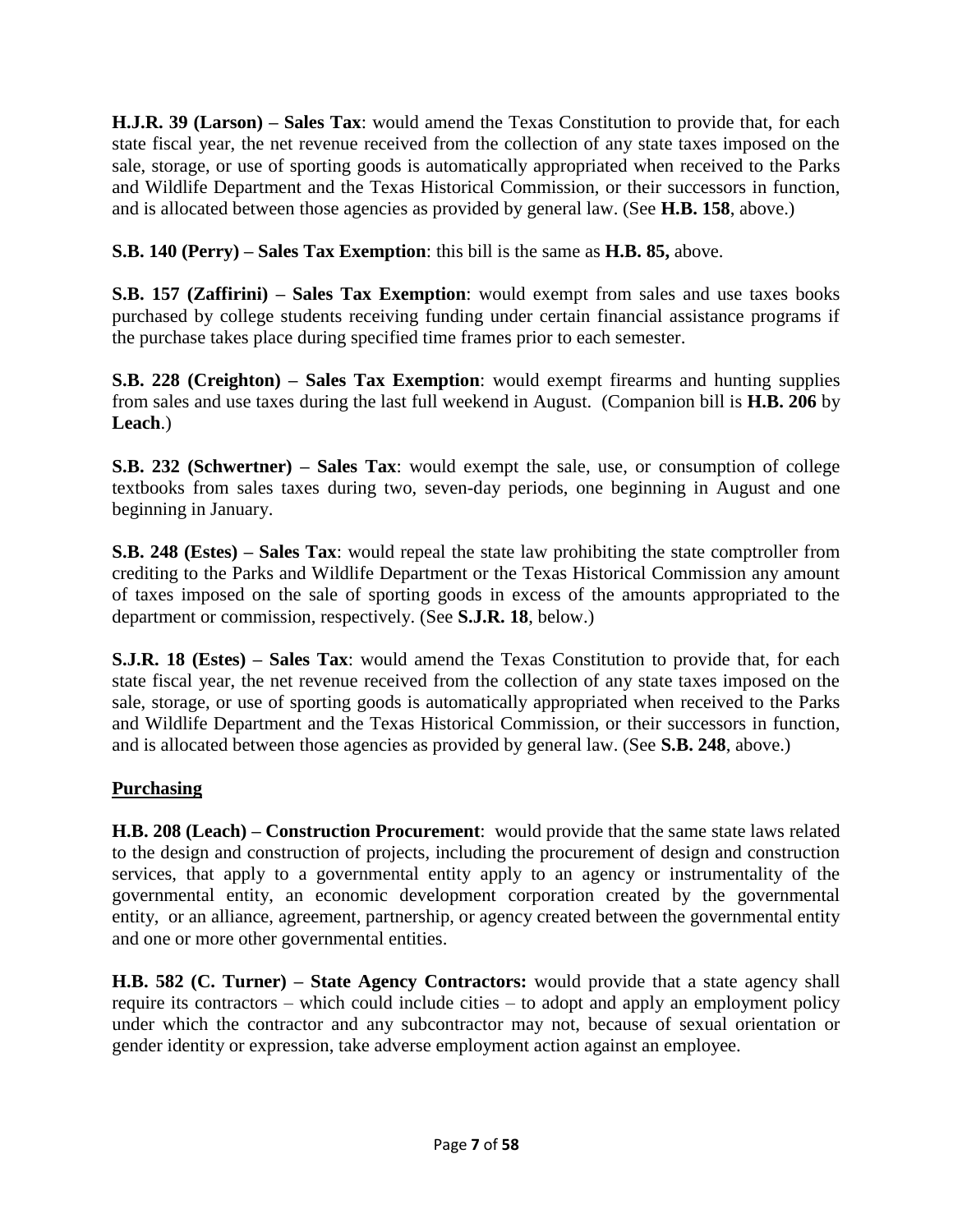**H.J.R. 39 (Larson) – Sales Tax**: would amend the Texas Constitution to provide that, for each state fiscal year, the net revenue received from the collection of any state taxes imposed on the sale, storage, or use of sporting goods is automatically appropriated when received to the Parks and Wildlife Department and the Texas Historical Commission, or their successors in function, and is allocated between those agencies as provided by general law. (See **H.B. 158**, above.)

**S.B. 140 (Perry) – Sales Tax Exemption**: this bill is the same as **H.B. 85,** above.

**S.B. 157 (Zaffirini) – Sales Tax Exemption**: would exempt from sales and use taxes books purchased by college students receiving funding under certain financial assistance programs if the purchase takes place during specified time frames prior to each semester.

**S.B. 228 (Creighton) – Sales Tax Exemption**: would exempt firearms and hunting supplies from sales and use taxes during the last full weekend in August. (Companion bill is **H.B. 206** by **Leach**.)

**S.B. 232 (Schwertner) – Sales Tax**: would exempt the sale, use, or consumption of college textbooks from sales taxes during two, seven-day periods, one beginning in August and one beginning in January.

**S.B. 248 (Estes) – Sales Tax**: would repeal the state law prohibiting the state comptroller from crediting to the Parks and Wildlife Department or the Texas Historical Commission any amount of taxes imposed on the sale of sporting goods in excess of the amounts appropriated to the department or commission, respectively. (See **S.J.R. 18**, below.)

**S.J.R. 18 (Estes) – Sales Tax**: would amend the Texas Constitution to provide that, for each state fiscal year, the net revenue received from the collection of any state taxes imposed on the sale, storage, or use of sporting goods is automatically appropriated when received to the Parks and Wildlife Department and the Texas Historical Commission, or their successors in function, and is allocated between those agencies as provided by general law. (See **S.B. 248**, above.)

## Purchasing

**H.B. 208 (Leach) – Construction Procurement**: would provide that the same state laws related to the design and construction of projects, including the procurement of design and construction services, that apply to a governmental entity apply to an agency or instrumentality of the governmental entity, an economic development corporation created by the governmental entity, or an alliance, agreement, partnership, or agency created between the governmental entity and one or more other governmental entities.

**H.B. 582 (C. Turner) – State Agency Contractors:** would provide that a state agency shall require its contractors – which could include cities – to adopt and apply an employment policy under which the contractor and any subcontractor may not, because of sexual orientation or gender identity or expression, take adverse employment action against an employee.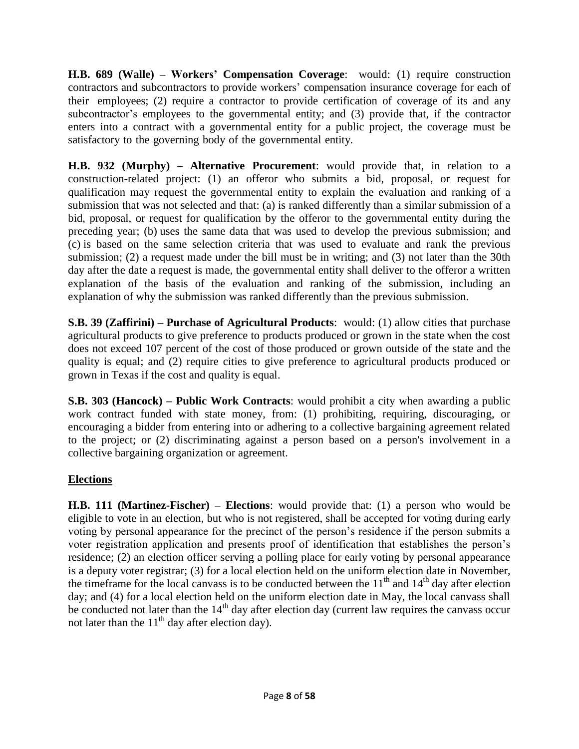**H.B. 689 (Walle) – Workers' Compensation Coverage**: would: (1) require construction contractors and subcontractors to provide workers' compensation insurance coverage for each of their employees; (2) require a contractor to provide certification of coverage of its and any subcontractor's employees to the governmental entity; and (3) provide that, if the contractor enters into a contract with a governmental entity for a public project, the coverage must be satisfactory to the governing body of the governmental entity.

**H.B. 932 (Murphy) – Alternative Procurement**: would provide that, in relation to a construction-related project: (1) an offeror who submits a bid, proposal, or request for qualification may request the governmental entity to explain the evaluation and ranking of a submission that was not selected and that: (a) is ranked differently than a similar submission of a bid, proposal, or request for qualification by the offeror to the governmental entity during the preceding year; (b) uses the same data that was used to develop the previous submission; and (c) is based on the same selection criteria that was used to evaluate and rank the previous submission; (2) a request made under the bill must be in writing; and (3) not later than the 30th day after the date a request is made, the governmental entity shall deliver to the offeror a written explanation of the basis of the evaluation and ranking of the submission, including an explanation of why the submission was ranked differently than the previous submission.

**S.B. 39 (Zaffirini) – Purchase of Agricultural Products**: would: (1) allow cities that purchase agricultural products to give preference to products produced or grown in the state when the cost does not exceed 107 percent of the cost of those produced or grown outside of the state and the quality is equal; and (2) require cities to give preference to agricultural products produced or grown in Texas if the cost and quality is equal.

**S.B. 303 (Hancock) – Public Work Contracts**: would prohibit a city when awarding a public work contract funded with state money, from: (1) prohibiting, requiring, discouraging, or encouraging a bidder from entering into or adhering to a collective bargaining agreement related to the project; or (2) discriminating against a person based on a person's involvement in a collective bargaining organization or agreement.

## Elections

**H.B. 111 (Martinez-Fischer) – Elections**: would provide that: (1) a person who would be eligible to vote in an election, but who is not registered, shall be accepted for voting during early voting by personal appearance for the precinct of the person's residence if the person submits a voter registration application and presents proof of identification that establishes the person's residence; (2) an election officer serving a polling place for early voting by personal appearance is a deputy voter registrar; (3) for a local election held on the uniform election date in November, the timeframe for the local canvass is to be conducted between the 11th and 14th day after election day; and (4) for a local election held on the uniform election date in May, the local canvass shall be conducted not later than the 14th day after election day (current law requires the canvass occur not later than the 11th day after election day).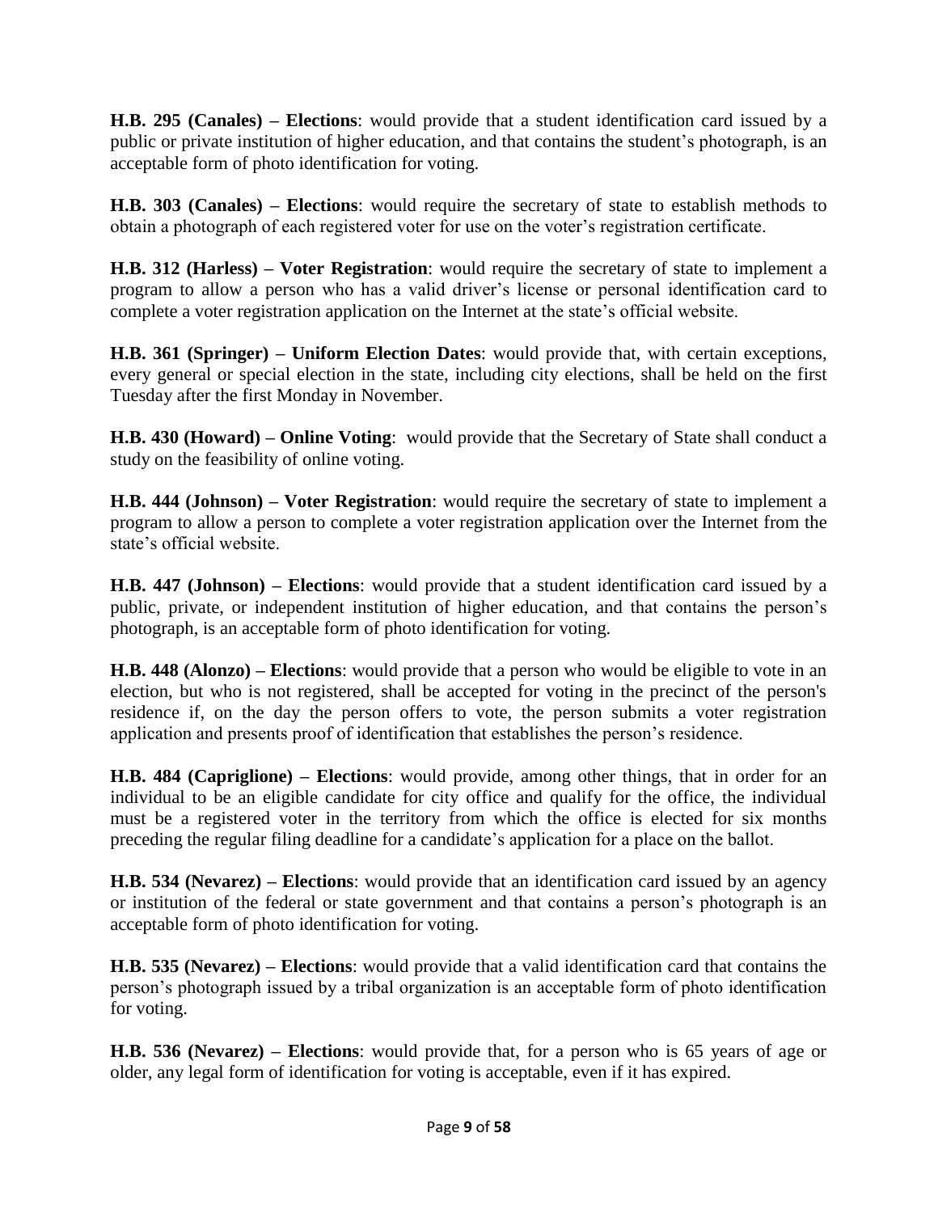**H.B. 295 (Canales) – Elections**: would provide that a student identification card issued by a public or private institution of higher education, and that contains the student's photograph, is an acceptable form of photo identification for voting.

**H.B. 303 (Canales) – Elections**: would require the secretary of state to establish methods to obtain a photograph of each registered voter for use on the voter's registration certificate.

**H.B. 312 (Harless) – Voter Registration**: would require the secretary of state to implement a program to allow a person who has a valid driver's license or personal identification card to complete a voter registration application on the Internet at the state's official website.

**H.B. 361 (Springer) – Uniform Election Dates**: would provide that, with certain exceptions, every general or special election in the state, including city elections, shall be held on the first Tuesday after the first Monday in November.

**H.B. 430 (Howard) – Online Voting**: would provide that the Secretary of State shall conduct a study on the feasibility of online voting.

**H.B. 444 (Johnson) – Voter Registration**: would require the secretary of state to implement a program to allow a person to complete a voter registration application over the Internet from the state's official website.

**H.B. 447 (Johnson) – Elections**: would provide that a student identification card issued by a public, private, or independent institution of higher education, and that contains the person's photograph, is an acceptable form of photo identification for voting.

**H.B. 448 (Alonzo) – Elections**: would provide that a person who would be eligible to vote in an election, but who is not registered, shall be accepted for voting in the precinct of the person's residence if, on the day the person offers to vote, the person submits a voter registration application and presents proof of identification that establishes the person's residence.

**H.B. 484 (Capriglione) – Elections**: would provide, among other things, that in order for an individual to be an eligible candidate for city office and qualify for the office, the individual must be a registered voter in the territory from which the office is elected for six months preceding the regular filing deadline for a candidate's application for a place on the ballot.

**H.B. 534 (Nevarez) – Elections**: would provide that an identification card issued by an agency or institution of the federal or state government and that contains a person's photograph is an acceptable form of photo identification for voting.

**H.B. 535 (Nevarez) – Elections**: would provide that a valid identification card that contains the person's photograph issued by a tribal organization is an acceptable form of photo identification for voting.

**H.B. 536 (Nevarez) – Elections**: would provide that, for a person who is 65 years of age or older, any legal form of identification for voting is acceptable, even if it has expired.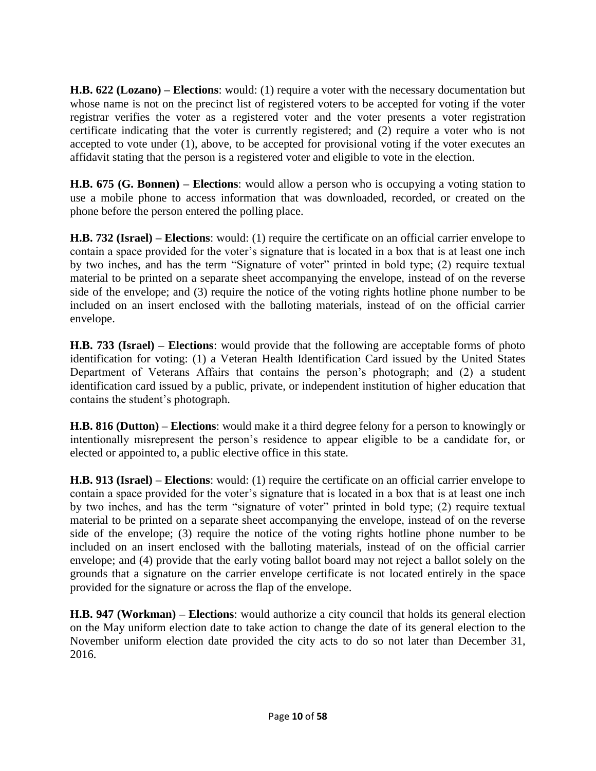**H.B. 622 (Lozano) – Elections**: would: (1) require a voter with the necessary documentation but whose name is not on the precinct list of registered voters to be accepted for voting if the voter registrar verifies the voter as a registered voter and the voter presents a voter registration certificate indicating that the voter is currently registered; and (2) require a voter who is not accepted to vote under (1), above, to be accepted for provisional voting if the voter executes an affidavit stating that the person is a registered voter and eligible to vote in the election.

**H.B. 675 (G. Bonnen) – Elections**: would allow a person who is occupying a voting station to use a mobile phone to access information that was downloaded, recorded, or created on the phone before the person entered the polling place.

**H.B. 732 (Israel) – Elections**: would: (1) require the certificate on an official carrier envelope to contain a space provided for the voter's signature that is located in a box that is at least one inch by two inches, and has the term "Signature of voter" printed in bold type; (2) require textual material to be printed on a separate sheet accompanying the envelope, instead of on the reverse side of the envelope; and (3) require the notice of the voting rights hotline phone number to be included on an insert enclosed with the balloting materials, instead of on the official carrier envelope.

**H.B. 733 (Israel) – Elections**: would provide that the following are acceptable forms of photo identification for voting: (1) a Veteran Health Identification Card issued by the United States Department of Veterans Affairs that contains the person's photograph; and (2) a student identification card issued by a public, private, or independent institution of higher education that contains the student's photograph.

**H.B. 816 (Dutton) – Elections**: would make it a third degree felony for a person to knowingly or intentionally misrepresent the person's residence to appear eligible to be a candidate for, or elected or appointed to, a public elective office in this state.

**H.B. 913 (Israel) – Elections**: would: (1) require the certificate on an official carrier envelope to contain a space provided for the voter's signature that is located in a box that is at least one inch by two inches, and has the term "signature of voter" printed in bold type; (2) require textual material to be printed on a separate sheet accompanying the envelope, instead of on the reverse side of the envelope; (3) require the notice of the voting rights hotline phone number to be included on an insert enclosed with the balloting materials, instead of on the official carrier envelope; and (4) provide that the early voting ballot board may not reject a ballot solely on the grounds that a signature on the carrier envelope certificate is not located entirely in the space provided for the signature or across the flap of the envelope.

**H.B. 947 (Workman) – Elections**: would authorize a city council that holds its general election on the May uniform election date to take action to change the date of its general election to the November uniform election date provided the city acts to do so not later than December 31, 2016.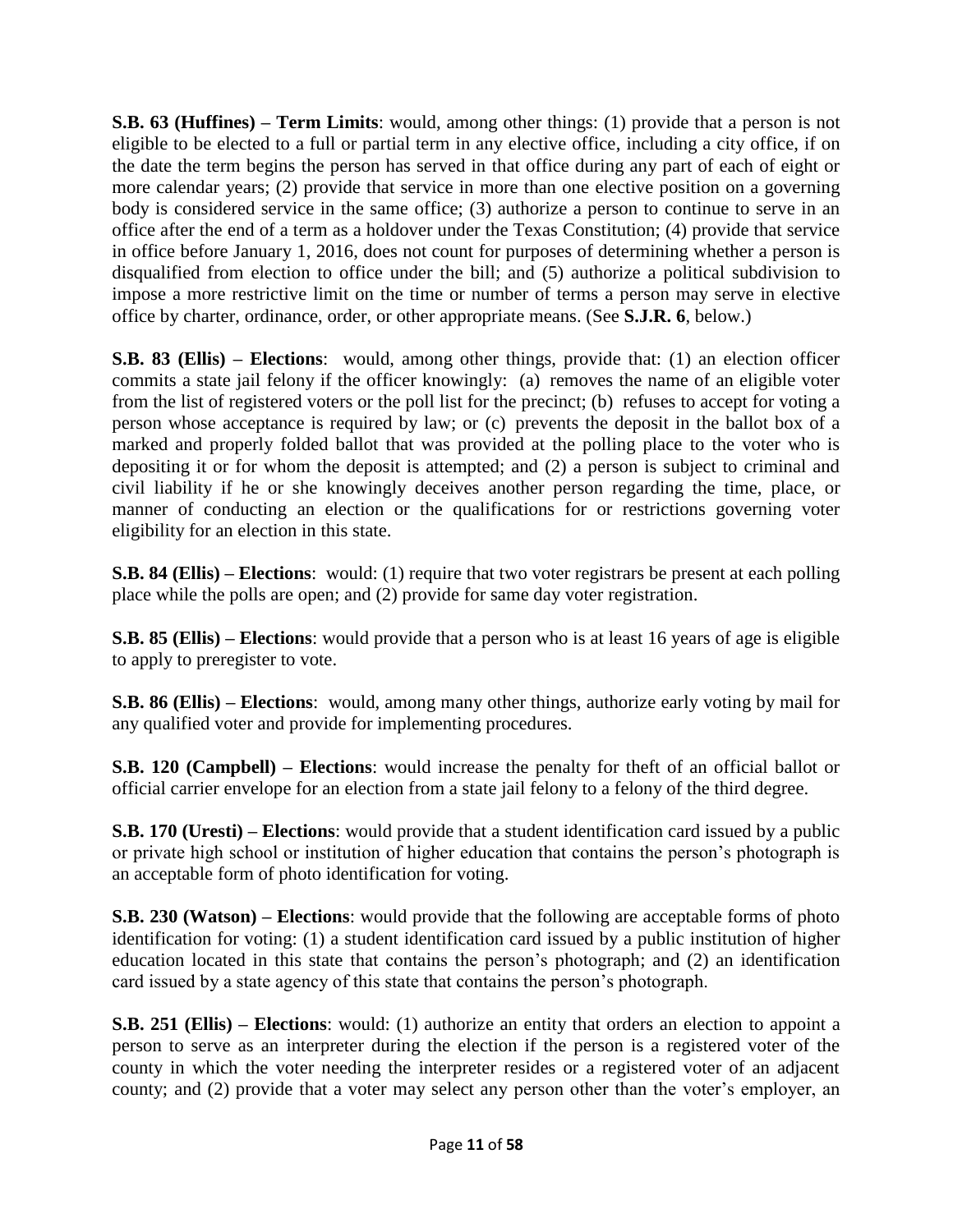**S.B. 63 (Huffines) – Term Limits**: would, among other things: (1) provide that a person is not eligible to be elected to a full or partial term in any elective office, including a city office, if on the date the term begins the person has served in that office during any part of each of eight or more calendar years; (2) provide that service in more than one elective position on a governing body is considered service in the same office; (3) authorize a person to continue to serve in an office after the end of a term as a holdover under the Texas Constitution; (4) provide that service in office before January 1, 2016, does not count for purposes of determining whether a person is disqualified from election to office under the bill; and (5) authorize a political subdivision to impose a more restrictive limit on the time or number of terms a person may serve in elective office by charter, ordinance, order, or other appropriate means. (See **S.J.R. 6**, below.)

**S.B. 83 (Ellis) – Elections**: would, among other things, provide that: (1) an election officer commits a state jail felony if the officer knowingly: (a) removes the name of an eligible voter from the list of registered voters or the poll list for the precinct; (b) refuses to accept for voting a person whose acceptance is required by law; or (c) prevents the deposit in the ballot box of a marked and properly folded ballot that was provided at the polling place to the voter who is depositing it or for whom the deposit is attempted; and (2) a person is subject to criminal and civil liability if he or she knowingly deceives another person regarding the time, place, or manner of conducting an election or the qualifications for or restrictions governing voter eligibility for an election in this state.

**S.B. 84 (Ellis) – Elections**: would: (1) require that two voter registrars be present at each polling place while the polls are open; and (2) provide for same day voter registration.

**S.B. 85 (Ellis) – Elections**: would provide that a person who is at least 16 years of age is eligible to apply to preregister to vote.

**S.B. 86 (Ellis) – Elections**: would, among many other things, authorize early voting by mail for any qualified voter and provide for implementing procedures.

**S.B. 120 (Campbell) – Elections**: would increase the penalty for theft of an official ballot or official carrier envelope for an election from a state jail felony to a felony of the third degree.

**S.B. 170 (Uresti) – Elections**: would provide that a student identification card issued by a public or private high school or institution of higher education that contains the person's photograph is an acceptable form of photo identification for voting.

**S.B. 230 (Watson) – Elections**: would provide that the following are acceptable forms of photo identification for voting: (1) a student identification card issued by a public institution of higher education located in this state that contains the person's photograph; and (2) an identification card issued by a state agency of this state that contains the person's photograph.

**S.B. 251 (Ellis) – Elections**: would: (1) authorize an entity that orders an election to appoint a person to serve as an interpreter during the election if the person is a registered voter of the county in which the voter needing the interpreter resides or a registered voter of an adjacent county; and (2) provide that a voter may select any person other than the voter's employer, an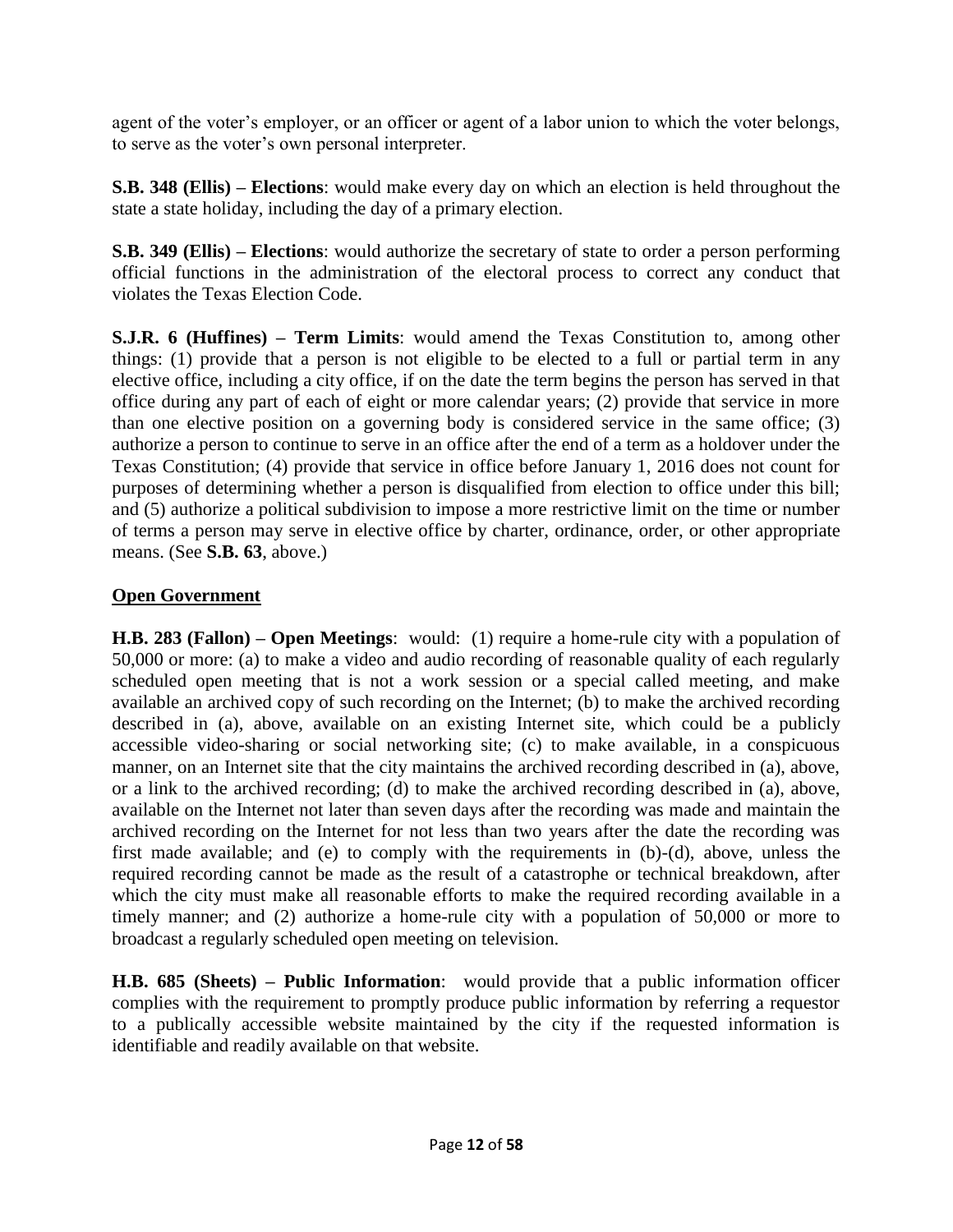agent of the voter's employer, or an officer or agent of a labor union to which the voter belongs, to serve as the voter's own personal interpreter.

**S.B. 348 (Ellis) – Elections**: would make every day on which an election is held throughout the state a state holiday, including the day of a primary election.

**S.B. 349 (Ellis) – Elections**: would authorize the secretary of state to order a person performing official functions in the administration of the electoral process to correct any conduct that violates the Texas Election Code.

**S.J.R. 6 (Huffines) – Term Limits**: would amend the Texas Constitution to, among other things: (1) provide that a person is not eligible to be elected to a full or partial term in any elective office, including a city office, if on the date the term begins the person has served in that office during any part of each of eight or more calendar years; (2) provide that service in more than one elective position on a governing body is considered service in the same office; (3) authorize a person to continue to serve in an office after the end of a term as a holdover under the Texas Constitution; (4) provide that service in office before January 1, 2016 does not count for purposes of determining whether a person is disqualified from election to office under this bill; and (5) authorize a political subdivision to impose a more restrictive limit on the time or number of terms a person may serve in elective office by charter, ordinance, order, or other appropriate means. (See **S.B. 63**, above.)

## Open Government

**H.B. 283 (Fallon) – Open Meetings**: would: (1) require a home-rule city with a population of 50,000 or more: (a) to make a video and audio recording of reasonable quality of each regularly scheduled open meeting that is not a work session or a special called meeting, and make available an archived copy of such recording on the Internet; (b) to make the archived recording described in (a), above, available on an existing Internet site, which could be a publicly accessible video-sharing or social networking site; (c) to make available, in a conspicuous manner, on an Internet site that the city maintains the archived recording described in (a), above, or a link to the archived recording; (d) to make the archived recording described in (a), above, available on the Internet not later than seven days after the recording was made and maintain the archived recording on the Internet for not less than two years after the date the recording was first made available; and (e) to comply with the requirements in (b)-(d), above, unless the required recording cannot be made as the result of a catastrophe or technical breakdown, after which the city must make all reasonable efforts to make the required recording available in a timely manner; and (2) authorize a home-rule city with a population of 50,000 or more to broadcast a regularly scheduled open meeting on television.

**H.B. 685 (Sheets) – Public Information**: would provide that a public information officer complies with the requirement to promptly produce public information by referring a requestor to a publically accessible website maintained by the city if the requested information is identifiable and readily available on that website.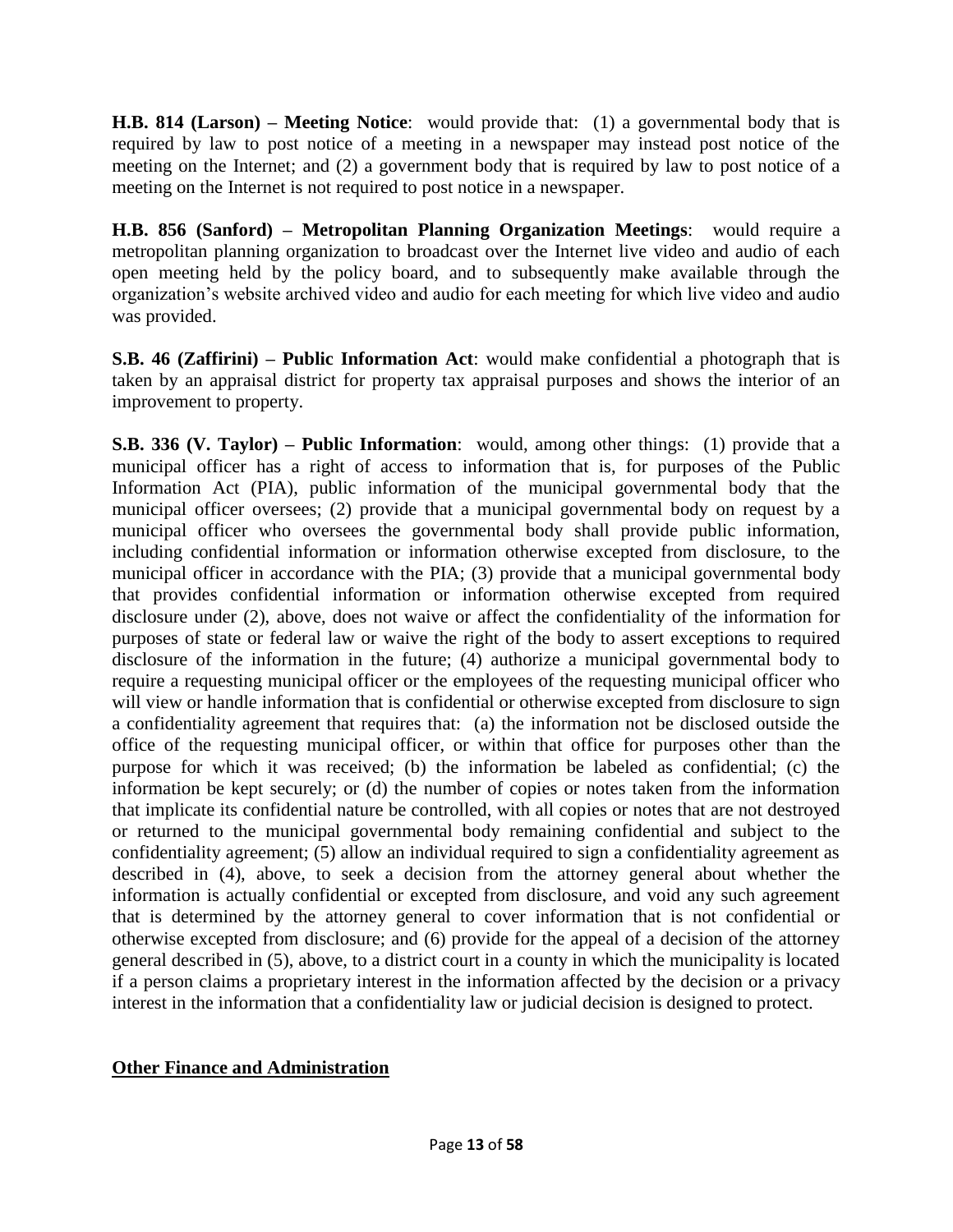**H.B. 814 (Larson) – Meeting Notice**: would provide that: (1) a governmental body that is required by law to post notice of a meeting in a newspaper may instead post notice of the meeting on the Internet; and (2) a government body that is required by law to post notice of a meeting on the Internet is not required to post notice in a newspaper.

**H.B. 856 (Sanford) – Metropolitan Planning Organization Meetings**: would require a metropolitan planning organization to broadcast over the Internet live video and audio of each open meeting held by the policy board, and to subsequently make available through the organization's website archived video and audio for each meeting for which live video and audio was provided.

**S.B. 46 (Zaffirini) – Public Information Act**: would make confidential a photograph that is taken by an appraisal district for property tax appraisal purposes and shows the interior of an improvement to property.

**S.B. 336 (V. Taylor) – Public Information**: would, among other things: (1) provide that a municipal officer has a right of access to information that is, for purposes of the Public Information Act (PIA), public information of the municipal governmental body that the municipal officer oversees; (2) provide that a municipal governmental body on request by a municipal officer who oversees the governmental body shall provide public information, including confidential information or information otherwise excepted from disclosure, to the municipal officer in accordance with the PIA; (3) provide that a municipal governmental body that provides confidential information or information otherwise excepted from required disclosure under (2), above, does not waive or affect the confidentiality of the information for purposes of state or federal law or waive the right of the body to assert exceptions to required disclosure of the information in the future; (4) authorize a municipal governmental body to require a requesting municipal officer or the employees of the requesting municipal officer who will view or handle information that is confidential or otherwise excepted from disclosure to sign a confidentiality agreement that requires that: (a) the information not be disclosed outside the office of the requesting municipal officer, or within that office for purposes other than the purpose for which it was received; (b) the information be labeled as confidential; (c) the information be kept securely; or (d) the number of copies or notes taken from the information that implicate its confidential nature be controlled, with all copies or notes that are not destroyed or returned to the municipal governmental body remaining confidential and subject to the confidentiality agreement; (5) allow an individual required to sign a confidentiality agreement as described in (4), above, to seek a decision from the attorney general about whether the information is actually confidential or excepted from disclosure, and void any such agreement that is determined by the attorney general to cover information that is not confidential or otherwise excepted from disclosure; and (6) provide for the appeal of a decision of the attorney general described in (5), above, to a district court in a county in which the municipality is located if a person claims a proprietary interest in the information affected by the decision or a privacy interest in the information that a confidentiality law or judicial decision is designed to protect.

## Other Finance and Administration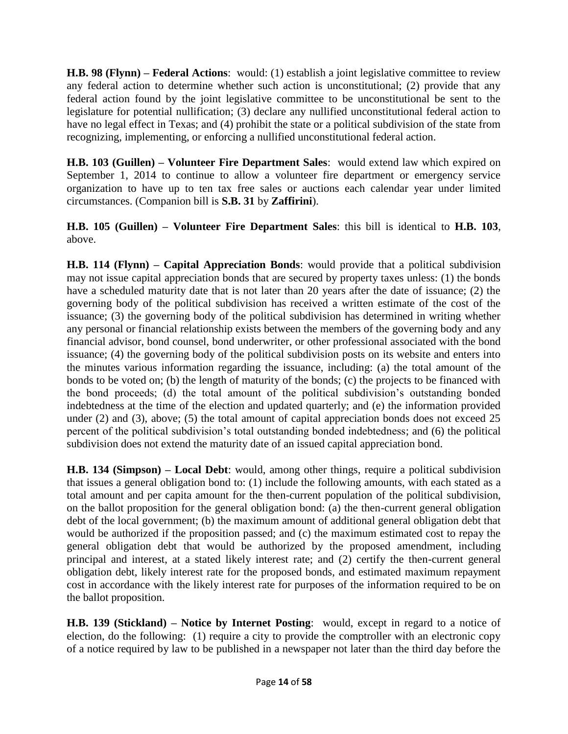**H.B. 98 (Flynn) – Federal Actions**: would: (1) establish a joint legislative committee to review any federal action to determine whether such action is unconstitutional; (2) provide that any federal action found by the joint legislative committee to be unconstitutional be sent to the legislature for potential nullification; (3) declare any nullified unconstitutional federal action to have no legal effect in Texas; and (4) prohibit the state or a political subdivision of the state from recognizing, implementing, or enforcing a nullified unconstitutional federal action.

**H.B. 103 (Guillen) – Volunteer Fire Department Sales**: would extend law which expired on September 1, 2014 to continue to allow a volunteer fire department or emergency service organization to have up to ten tax free sales or auctions each calendar year under limited circumstances. (Companion bill is **S.B. 31** by **Zaffirini**).

**H.B. 105 (Guillen) – Volunteer Fire Department Sales**: this bill is identical to **H.B. 103**, above.

**H.B. 114 (Flynn) – Capital Appreciation Bonds**: would provide that a political subdivision may not issue capital appreciation bonds that are secured by property taxes unless: (1) the bonds have a scheduled maturity date that is not later than 20 years after the date of issuance; (2) the governing body of the political subdivision has received a written estimate of the cost of the issuance; (3) the governing body of the political subdivision has determined in writing whether any personal or financial relationship exists between the members of the governing body and any financial advisor, bond counsel, bond underwriter, or other professional associated with the bond issuance; (4) the governing body of the political subdivision posts on its website and enters into the minutes various information regarding the issuance, including: (a) the total amount of the bonds to be voted on; (b) the length of maturity of the bonds; (c) the projects to be financed with the bond proceeds; (d) the total amount of the political subdivision's outstanding bonded indebtedness at the time of the election and updated quarterly; and (e) the information provided under (2) and (3), above; (5) the total amount of capital appreciation bonds does not exceed 25 percent of the political subdivision's total outstanding bonded indebtedness; and (6) the political subdivision does not extend the maturity date of an issued capital appreciation bond.

**H.B. 134 (Simpson) – Local Debt**: would, among other things, require a political subdivision that issues a general obligation bond to: (1) include the following amounts, with each stated as a total amount and per capita amount for the then-current population of the political subdivision, on the ballot proposition for the general obligation bond: (a) the then-current general obligation debt of the local government; (b) the maximum amount of additional general obligation debt that would be authorized if the proposition passed; and (c) the maximum estimated cost to repay the general obligation debt that would be authorized by the proposed amendment, including principal and interest, at a stated likely interest rate; and (2) certify the then-current general obligation debt, likely interest rate for the proposed bonds, and estimated maximum repayment cost in accordance with the likely interest rate for purposes of the information required to be on the ballot proposition.

**H.B. 139 (Stickland) – Notice by Internet Posting**: would, except in regard to a notice of election, do the following: (1) require a city to provide the comptroller with an electronic copy of a notice required by law to be published in a newspaper not later than the third day before the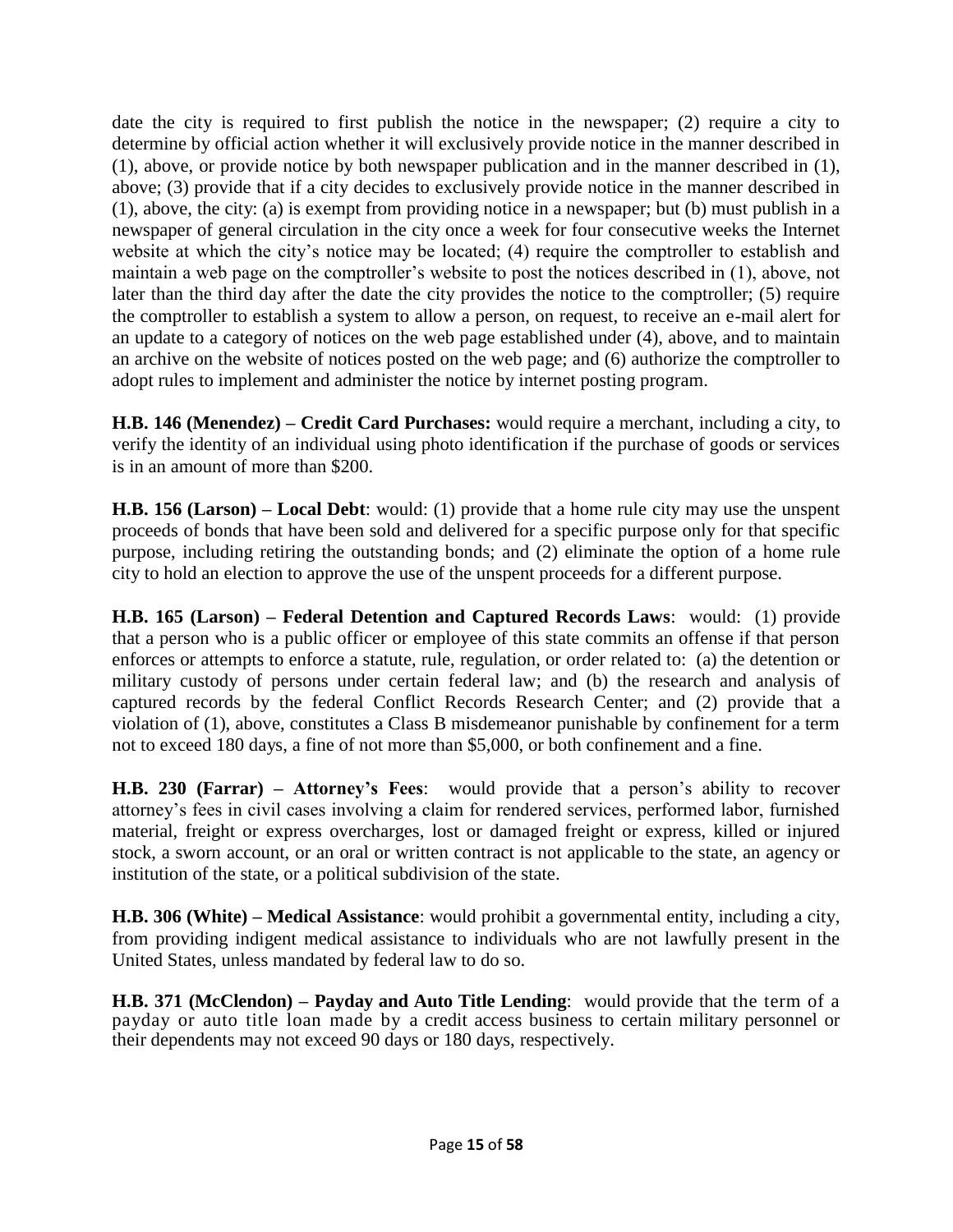date the city is required to first publish the notice in the newspaper; (2) require a city to determine by official action whether it will exclusively provide notice in the manner described in (1), above, or provide notice by both newspaper publication and in the manner described in (1), above; (3) provide that if a city decides to exclusively provide notice in the manner described in (1), above, the city: (a) is exempt from providing notice in a newspaper; but (b) must publish in a newspaper of general circulation in the city once a week for four consecutive weeks the Internet website at which the city's notice may be located; (4) require the comptroller to establish and maintain a web page on the comptroller's website to post the notices described in (1), above, not later than the third day after the date the city provides the notice to the comptroller; (5) require the comptroller to establish a system to allow a person, on request, to receive an e-mail alert for an update to a category of notices on the web page established under (4), above, and to maintain an archive on the website of notices posted on the web page; and (6) authorize the comptroller to adopt rules to implement and administer the notice by internet posting program.

**H.B. 146 (Menendez) – Credit Card Purchases:** would require a merchant, including a city, to verify the identity of an individual using photo identification if the purchase of goods or services is in an amount of more than $200.

**H.B. 156 (Larson) – Local Debt**: would: (1) provide that a home rule city may use the unspent proceeds of bonds that have been sold and delivered for a specific purpose only for that specific purpose, including retiring the outstanding bonds; and (2) eliminate the option of a home rule city to hold an election to approve the use of the unspent proceeds for a different purpose.

**H.B. 165 (Larson) – Federal Detention and Captured Records Laws**: would: (1) provide that a person who is a public officer or employee of this state commits an offense if that person enforces or attempts to enforce a statute, rule, regulation, or order related to: (a) the detention or military custody of persons under certain federal law; and (b) the research and analysis of captured records by the federal Conflict Records Research Center; and (2) provide that a violation of (1), above, constitutes a Class B misdemeanor punishable by confinement for a term not to exceed 180 days, a fine of not more than $5,000, or both confinement and a fine.

**H.B. 230 (Farrar) – Attorney's Fees**: would provide that a person's ability to recover attorney's fees in civil cases involving a claim for rendered services, performed labor, furnished material, freight or express overcharges, lost or damaged freight or express, killed or injured stock, a sworn account, or an oral or written contract is not applicable to the state, an agency or institution of the state, or a political subdivision of the state.

**H.B. 306 (White) – Medical Assistance**: would prohibit a governmental entity, including a city, from providing indigent medical assistance to individuals who are not lawfully present in the United States, unless mandated by federal law to do so.

**H.B. 371 (McClendon) – Payday and Auto Title Lending**: would provide that the term of a payday or auto title loan made by a credit access business to certain military personnel or their dependents may not exceed 90 days or 180 days, respectively.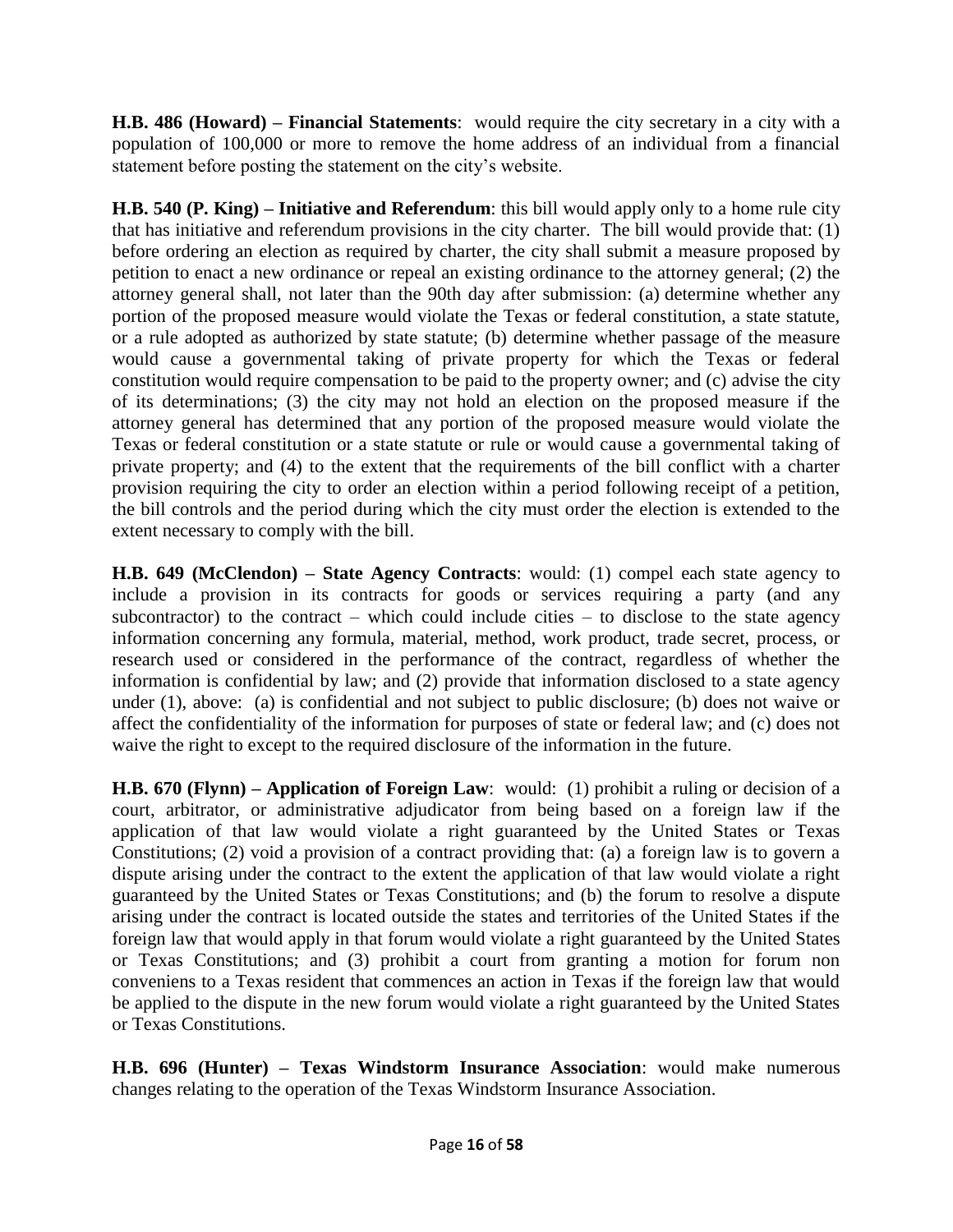**H.B. 486 (Howard) – Financial Statements**: would require the city secretary in a city with a population of 100,000 or more to remove the home address of an individual from a financial statement before posting the statement on the city's website.

**H.B. 540 (P. King) – Initiative and Referendum**: this bill would apply only to a home rule city that has initiative and referendum provisions in the city charter. The bill would provide that: (1) before ordering an election as required by charter, the city shall submit a measure proposed by petition to enact a new ordinance or repeal an existing ordinance to the attorney general; (2) the attorney general shall, not later than the 90th day after submission: (a) determine whether any portion of the proposed measure would violate the Texas or federal constitution, a state statute, or a rule adopted as authorized by state statute; (b) determine whether passage of the measure would cause a governmental taking of private property for which the Texas or federal constitution would require compensation to be paid to the property owner; and (c) advise the city of its determinations; (3) the city may not hold an election on the proposed measure if the attorney general has determined that any portion of the proposed measure would violate the Texas or federal constitution or a state statute or rule or would cause a governmental taking of private property; and (4) to the extent that the requirements of the bill conflict with a charter provision requiring the city to order an election within a period following receipt of a petition, the bill controls and the period during which the city must order the election is extended to the extent necessary to comply with the bill.

**H.B. 649 (McClendon) – State Agency Contracts**: would: (1) compel each state agency to include a provision in its contracts for goods or services requiring a party (and any subcontractor) to the contract – which could include cities – to disclose to the state agency information concerning any formula, material, method, work product, trade secret, process, or research used or considered in the performance of the contract, regardless of whether the information is confidential by law; and (2) provide that information disclosed to a state agency under (1), above: (a) is confidential and not subject to public disclosure; (b) does not waive or affect the confidentiality of the information for purposes of state or federal law; and (c) does not waive the right to except to the required disclosure of the information in the future.

**H.B. 670 (Flynn) – Application of Foreign Law**: would: (1) prohibit a ruling or decision of a court, arbitrator, or administrative adjudicator from being based on a foreign law if the application of that law would violate a right guaranteed by the United States or Texas Constitutions; (2) void a provision of a contract providing that: (a) a foreign law is to govern a dispute arising under the contract to the extent the application of that law would violate a right guaranteed by the United States or Texas Constitutions; and (b) the forum to resolve a dispute arising under the contract is located outside the states and territories of the United States if the foreign law that would apply in that forum would violate a right guaranteed by the United States or Texas Constitutions; and (3) prohibit a court from granting a motion for forum non conveniens to a Texas resident that commences an action in Texas if the foreign law that would be applied to the dispute in the new forum would violate a right guaranteed by the United States or Texas Constitutions.

**H.B. 696 (Hunter) – Texas Windstorm Insurance Association**: would make numerous changes relating to the operation of the Texas Windstorm Insurance Association.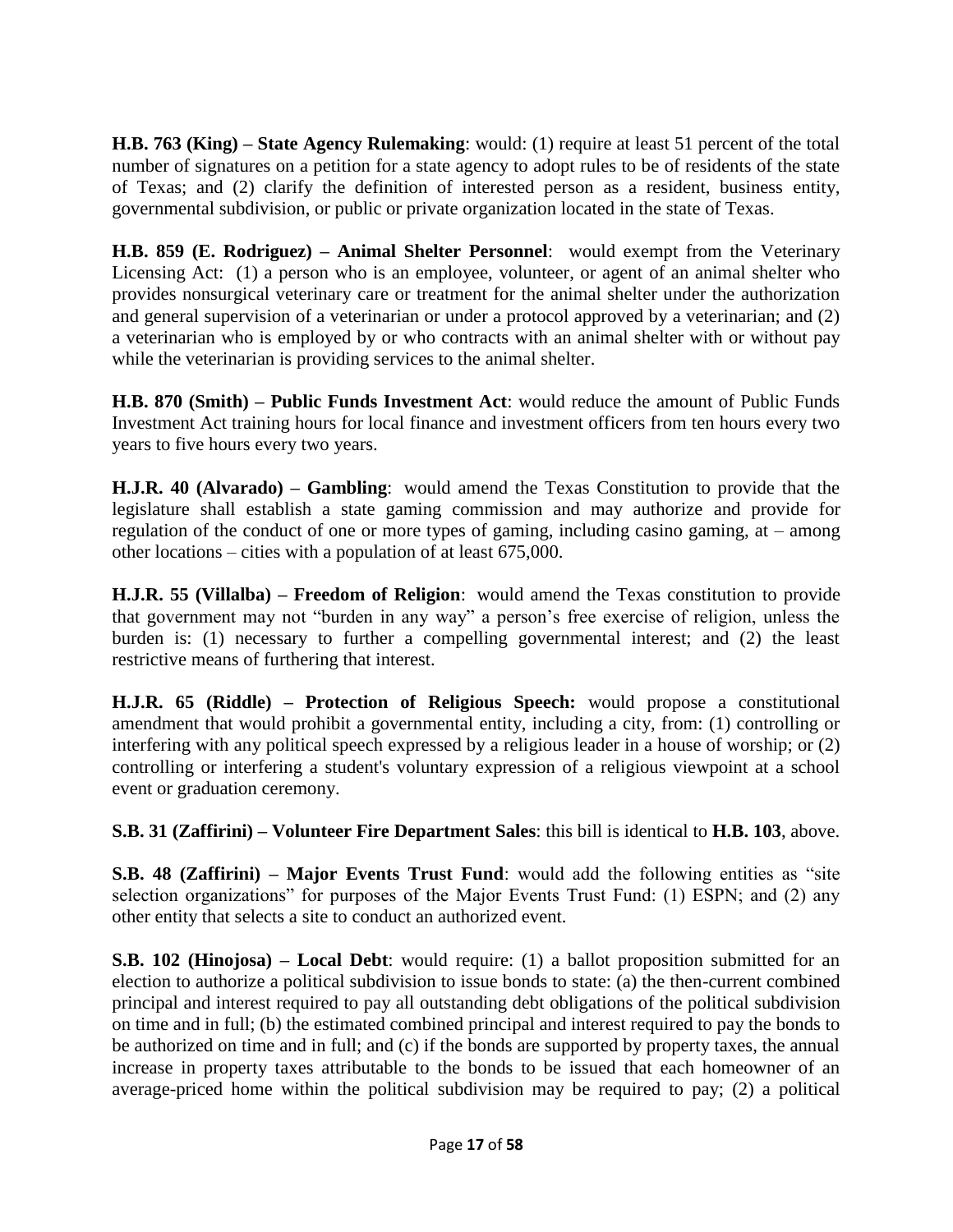**H.B. 763 (King) – State Agency Rulemaking**: would: (1) require at least 51 percent of the total number of signatures on a petition for a state agency to adopt rules to be of residents of the state of Texas; and (2) clarify the definition of interested person as a resident, business entity, governmental subdivision, or public or private organization located in the state of Texas.

**H.B. 859 (E. Rodriguez) – Animal Shelter Personnel**: would exempt from the Veterinary Licensing Act: (1) a person who is an employee, volunteer, or agent of an animal shelter who provides nonsurgical veterinary care or treatment for the animal shelter under the authorization and general supervision of a veterinarian or under a protocol approved by a veterinarian; and (2) a veterinarian who is employed by or who contracts with an animal shelter with or without pay while the veterinarian is providing services to the animal shelter.

**H.B. 870 (Smith) – Public Funds Investment Act**: would reduce the amount of Public Funds Investment Act training hours for local finance and investment officers from ten hours every two years to five hours every two years.

**H.J.R. 40 (Alvarado) – Gambling**: would amend the Texas Constitution to provide that the legislature shall establish a state gaming commission and may authorize and provide for regulation of the conduct of one or more types of gaming, including casino gaming, at – among other locations – cities with a population of at least 675,000.

**H.J.R. 55 (Villalba) – Freedom of Religion**: would amend the Texas constitution to provide that government may not "burden in any way" a person's free exercise of religion, unless the burden is: (1) necessary to further a compelling governmental interest; and (2) the least restrictive means of furthering that interest.

**H.J.R. 65 (Riddle) – Protection of Religious Speech:** would propose a constitutional amendment that would prohibit a governmental entity, including a city, from: (1) controlling or interfering with any political speech expressed by a religious leader in a house of worship; or (2) controlling or interfering a student's voluntary expression of a religious viewpoint at a school event or graduation ceremony.

**S.B. 31 (Zaffirini) – Volunteer Fire Department Sales**: this bill is identical to **H.B. 103**, above.

**S.B. 48 (Zaffirini) – Major Events Trust Fund**: would add the following entities as "site selection organizations" for purposes of the Major Events Trust Fund: (1) ESPN; and (2) any other entity that selects a site to conduct an authorized event.

**S.B. 102 (Hinojosa) – Local Debt**: would require: (1) a ballot proposition submitted for an election to authorize a political subdivision to issue bonds to state: (a) the then-current combined principal and interest required to pay all outstanding debt obligations of the political subdivision on time and in full; (b) the estimated combined principal and interest required to pay the bonds to be authorized on time and in full; and (c) if the bonds are supported by property taxes, the annual increase in property taxes attributable to the bonds to be issued that each homeowner of an average-priced home within the political subdivision may be required to pay; (2) a political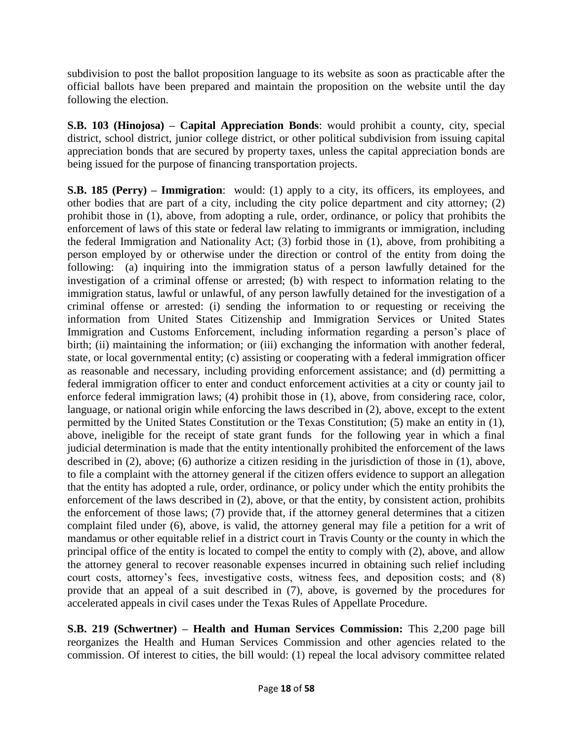subdivision to post the ballot proposition language to its website as soon as practicable after the official ballots have been prepared and maintain the proposition on the website until the day following the election.

**S.B. 103 (Hinojosa) – Capital Appreciation Bonds**: would prohibit a county, city, special district, school district, junior college district, or other political subdivision from issuing capital appreciation bonds that are secured by property taxes, unless the capital appreciation bonds are being issued for the purpose of financing transportation projects.

**S.B. 185 (Perry) – Immigration**: would: (1) apply to a city, its officers, its employees, and other bodies that are part of a city, including the city police department and city attorney; (2) prohibit those in (1), above, from adopting a rule, order, ordinance, or policy that prohibits the enforcement of laws of this state or federal law relating to immigrants or immigration, including the federal Immigration and Nationality Act; (3) forbid those in (1), above, from prohibiting a person employed by or otherwise under the direction or control of the entity from doing the following: (a) inquiring into the immigration status of a person lawfully detained for the investigation of a criminal offense or arrested; (b) with respect to information relating to the immigration status, lawful or unlawful, of any person lawfully detained for the investigation of a criminal offense or arrested: (i) sending the information to or requesting or receiving the information from United States Citizenship and Immigration Services or United States Immigration and Customs Enforcement, including information regarding a person's place of birth; (ii) maintaining the information; or (iii) exchanging the information with another federal, state, or local governmental entity; (c) assisting or cooperating with a federal immigration officer as reasonable and necessary, including providing enforcement assistance; and (d) permitting a federal immigration officer to enter and conduct enforcement activities at a city or county jail to enforce federal immigration laws; (4) prohibit those in (1), above, from considering race, color, language, or national origin while enforcing the laws described in (2), above, except to the extent permitted by the United States Constitution or the Texas Constitution; (5) make an entity in (1), above, ineligible for the receipt of state grant funds for the following year in which a final judicial determination is made that the entity intentionally prohibited the enforcement of the laws described in (2), above; (6) authorize a citizen residing in the jurisdiction of those in (1), above, to file a complaint with the attorney general if the citizen offers evidence to support an allegation that the entity has adopted a rule, order, ordinance, or policy under which the entity prohibits the enforcement of the laws described in (2), above, or that the entity, by consistent action, prohibits the enforcement of those laws; (7) provide that, if the attorney general determines that a citizen complaint filed under (6), above, is valid, the attorney general may file a petition for a writ of mandamus or other equitable relief in a district court in Travis County or the county in which the principal office of the entity is located to compel the entity to comply with (2), above, and allow the attorney general to recover reasonable expenses incurred in obtaining such relief including court costs, attorney's fees, investigative costs, witness fees, and deposition costs; and (8) provide that an appeal of a suit described in (7), above, is governed by the procedures for accelerated appeals in civil cases under the Texas Rules of Appellate Procedure.

**S.B. 219 (Schwertner) – Health and Human Services Commission:** This 2,200 page bill reorganizes the Health and Human Services Commission and other agencies related to the commission. Of interest to cities, the bill would: (1) repeal the local advisory committee related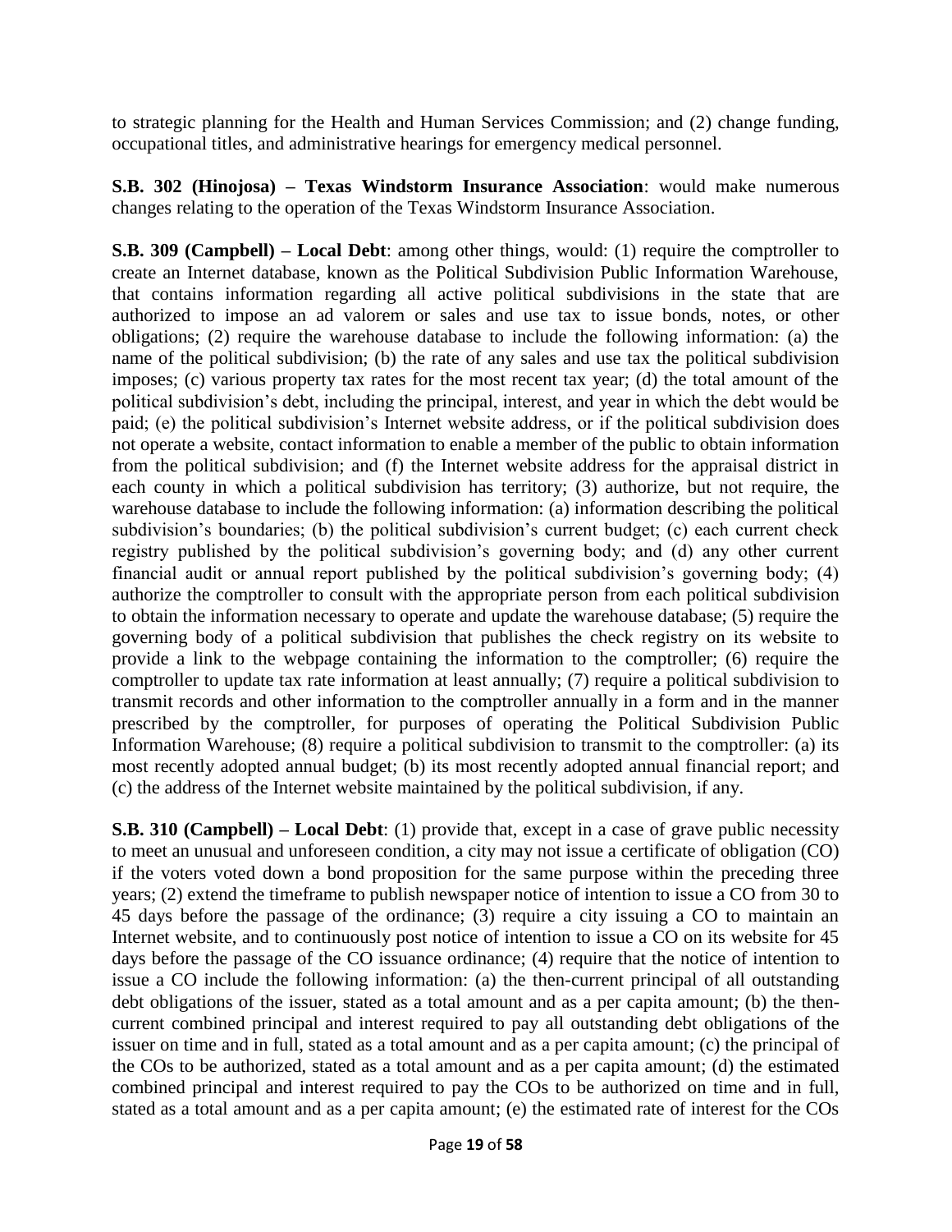to strategic planning for the Health and Human Services Commission; and (2) change funding, occupational titles, and administrative hearings for emergency medical personnel.

**S.B. 302 (Hinojosa) – Texas Windstorm Insurance Association**: would make numerous changes relating to the operation of the Texas Windstorm Insurance Association.

**S.B. 309 (Campbell) – Local Debt**: among other things, would: (1) require the comptroller to create an Internet database, known as the Political Subdivision Public Information Warehouse, that contains information regarding all active political subdivisions in the state that are authorized to impose an ad valorem or sales and use tax to issue bonds, notes, or other obligations; (2) require the warehouse database to include the following information: (a) the name of the political subdivision; (b) the rate of any sales and use tax the political subdivision imposes; (c) various property tax rates for the most recent tax year; (d) the total amount of the political subdivision's debt, including the principal, interest, and year in which the debt would be paid; (e) the political subdivision's Internet website address, or if the political subdivision does not operate a website, contact information to enable a member of the public to obtain information from the political subdivision; and (f) the Internet website address for the appraisal district in each county in which a political subdivision has territory; (3) authorize, but not require, the warehouse database to include the following information: (a) information describing the political subdivision's boundaries; (b) the political subdivision's current budget; (c) each current check registry published by the political subdivision's governing body; and (d) any other current financial audit or annual report published by the political subdivision's governing body; (4) authorize the comptroller to consult with the appropriate person from each political subdivision to obtain the information necessary to operate and update the warehouse database; (5) require the governing body of a political subdivision that publishes the check registry on its website to provide a link to the webpage containing the information to the comptroller; (6) require the comptroller to update tax rate information at least annually; (7) require a political subdivision to transmit records and other information to the comptroller annually in a form and in the manner prescribed by the comptroller, for purposes of operating the Political Subdivision Public Information Warehouse; (8) require a political subdivision to transmit to the comptroller: (a) its most recently adopted annual budget; (b) its most recently adopted annual financial report; and (c) the address of the Internet website maintained by the political subdivision, if any.

**S.B. 310 (Campbell) – Local Debt**: (1) provide that, except in a case of grave public necessity to meet an unusual and unforeseen condition, a city may not issue a certificate of obligation (CO) if the voters voted down a bond proposition for the same purpose within the preceding three years; (2) extend the timeframe to publish newspaper notice of intention to issue a CO from 30 to 45 days before the passage of the ordinance; (3) require a city issuing a CO to maintain an Internet website, and to continuously post notice of intention to issue a CO on its website for 45 days before the passage of the CO issuance ordinance; (4) require that the notice of intention to issue a CO include the following information: (a) the then-current principal of all outstanding debt obligations of the issuer, stated as a total amount and as a per capita amount; (b) the then-current combined principal and interest required to pay all outstanding debt obligations of the issuer on time and in full, stated as a total amount and as a per capita amount; (c) the principal of the COs to be authorized, stated as a total amount and as a per capita amount; (d) the estimated combined principal and interest required to pay the COs to be authorized on time and in full, stated as a total amount and as a per capita amount; (e) the estimated rate of interest for the COs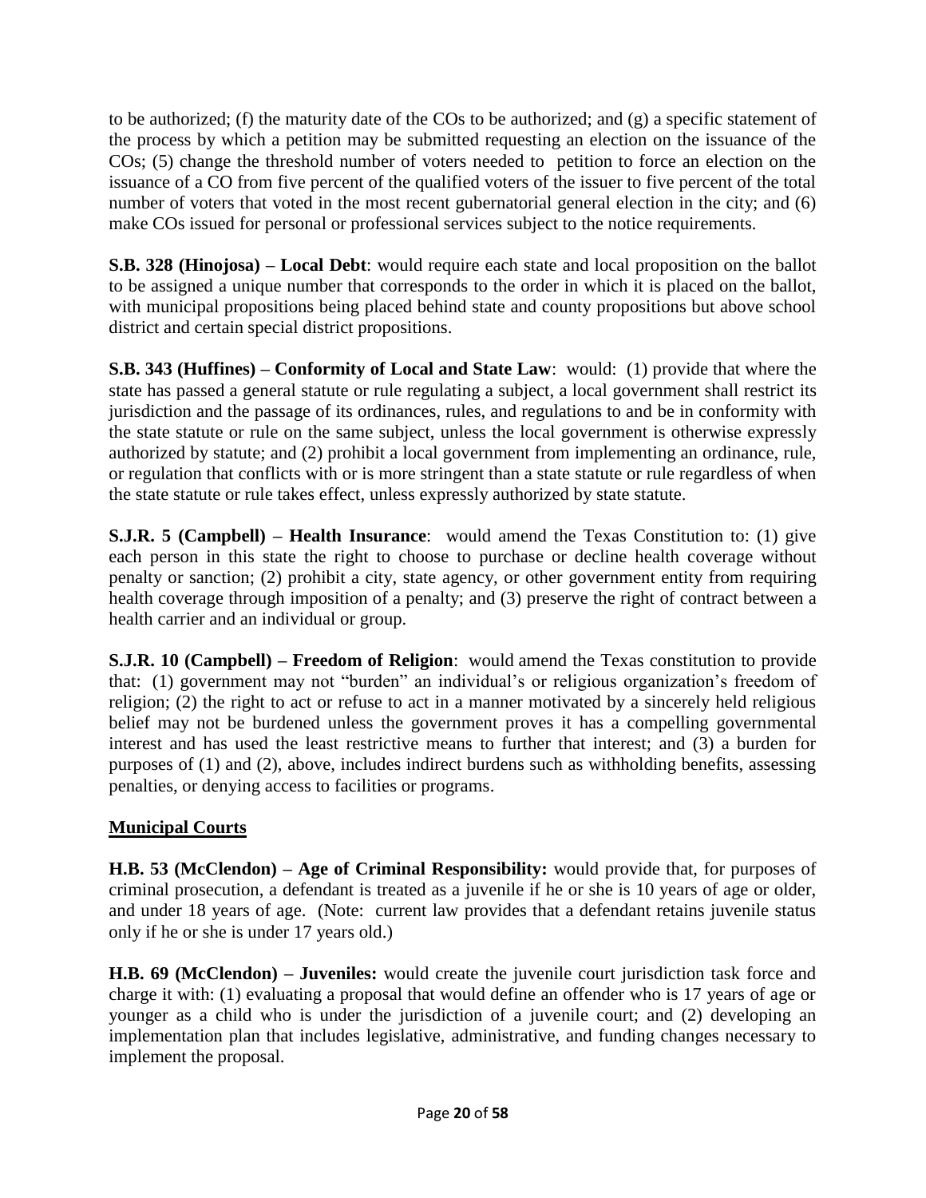to be authorized; (f) the maturity date of the COs to be authorized; and (g) a specific statement of the process by which a petition may be submitted requesting an election on the issuance of the COs; (5) change the threshold number of voters needed to petition to force an election on the issuance of a CO from five percent of the qualified voters of the issuer to five percent of the total number of voters that voted in the most recent gubernatorial general election in the city; and (6) make COs issued for personal or professional services subject to the notice requirements.

**S.B. 328 (Hinojosa) – Local Debt**: would require each state and local proposition on the ballot to be assigned a unique number that corresponds to the order in which it is placed on the ballot, with municipal propositions being placed behind state and county propositions but above school district and certain special district propositions.

**S.B. 343 (Huffines) – Conformity of Local and State Law**: would: (1) provide that where the state has passed a general statute or rule regulating a subject, a local government shall restrict its jurisdiction and the passage of its ordinances, rules, and regulations to and be in conformity with the state statute or rule on the same subject, unless the local government is otherwise expressly authorized by statute; and (2) prohibit a local government from implementing an ordinance, rule, or regulation that conflicts with or is more stringent than a state statute or rule regardless of when the state statute or rule takes effect, unless expressly authorized by state statute.

**S.J.R. 5 (Campbell) – Health Insurance**: would amend the Texas Constitution to: (1) give each person in this state the right to choose to purchase or decline health coverage without penalty or sanction; (2) prohibit a city, state agency, or other government entity from requiring health coverage through imposition of a penalty; and (3) preserve the right of contract between a health carrier and an individual or group.

**S.J.R. 10 (Campbell) – Freedom of Religion**: would amend the Texas constitution to provide that: (1) government may not "burden" an individual's or religious organization's freedom of religion; (2) the right to act or refuse to act in a manner motivated by a sincerely held religious belief may not be burdened unless the government proves it has a compelling governmental interest and has used the least restrictive means to further that interest; and (3) a burden for purposes of (1) and (2), above, includes indirect burdens such as withholding benefits, assessing penalties, or denying access to facilities or programs.

**Municipal Courts**

**H.B. 53 (McClendon) – Age of Criminal Responsibility:** would provide that, for purposes of criminal prosecution, a defendant is treated as a juvenile if he or she is 10 years of age or older, and under 18 years of age. (Note: current law provides that a defendant retains juvenile status only if he or she is under 17 years old.)

**H.B. 69 (McClendon) – Juveniles:** would create the juvenile court jurisdiction task force and charge it with: (1) evaluating a proposal that would define an offender who is 17 years of age or younger as a child who is under the jurisdiction of a juvenile court; and (2) developing an implementation plan that includes legislative, administrative, and funding changes necessary to implement the proposal.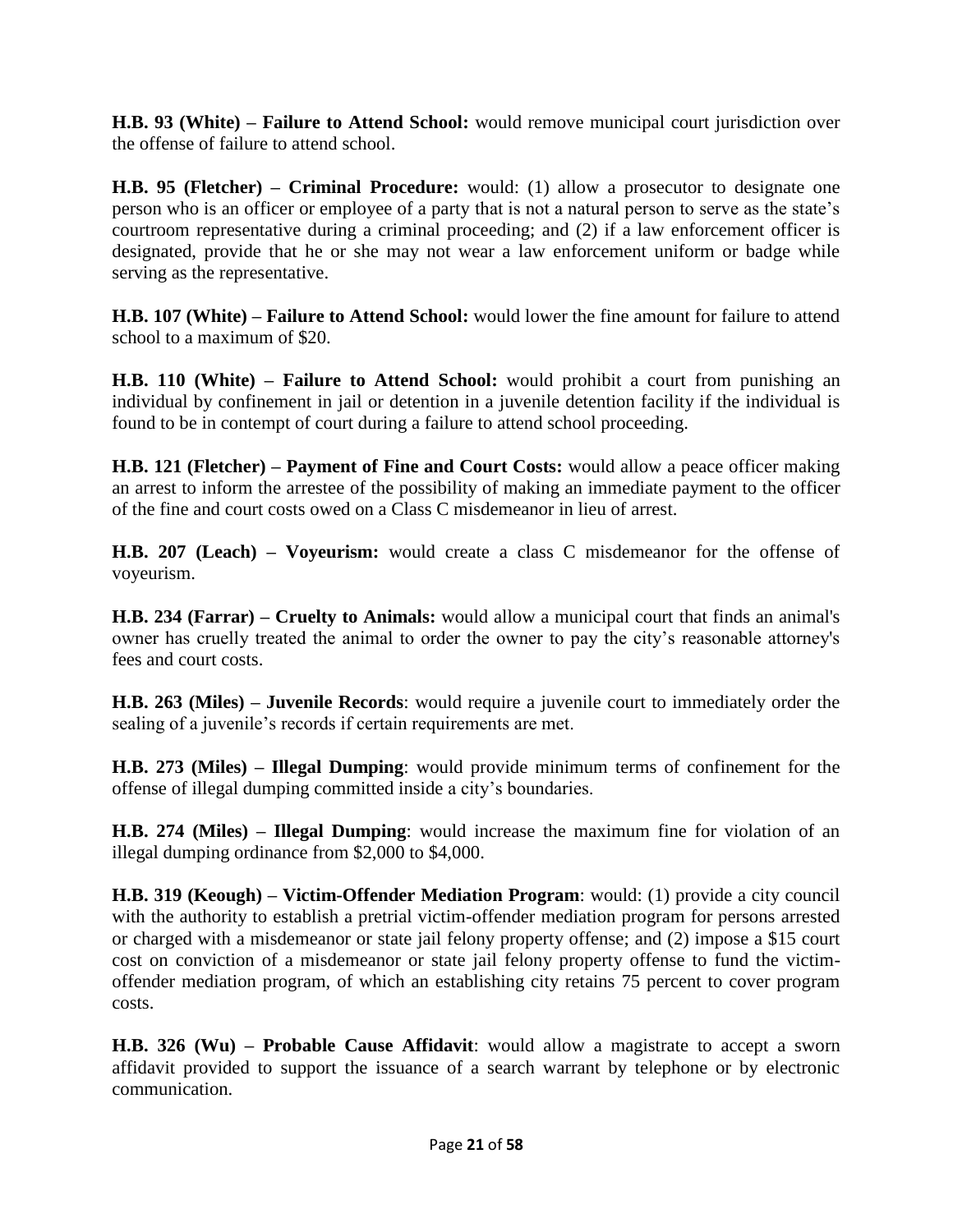**H.B. 93 (White) – Failure to Attend School:** would remove municipal court jurisdiction over the offense of failure to attend school.

**H.B. 95 (Fletcher) – Criminal Procedure:** would: (1) allow a prosecutor to designate one person who is an officer or employee of a party that is not a natural person to serve as the state's courtroom representative during a criminal proceeding; and (2) if a law enforcement officer is designated, provide that he or she may not wear a law enforcement uniform or badge while serving as the representative.

**H.B. 107 (White) – Failure to Attend School:** would lower the fine amount for failure to attend school to a maximum of $20.

**H.B. 110 (White) – Failure to Attend School:** would prohibit a court from punishing an individual by confinement in jail or detention in a juvenile detention facility if the individual is found to be in contempt of court during a failure to attend school proceeding.

**H.B. 121 (Fletcher) – Payment of Fine and Court Costs:** would allow a peace officer making an arrest to inform the arrestee of the possibility of making an immediate payment to the officer of the fine and court costs owed on a Class C misdemeanor in lieu of arrest.

**H.B. 207 (Leach) – Voyeurism:** would create a class C misdemeanor for the offense of voyeurism.

**H.B. 234 (Farrar) – Cruelty to Animals:** would allow a municipal court that finds an animal's owner has cruelly treated the animal to order the owner to pay the city's reasonable attorney's fees and court costs.

**H.B. 263 (Miles) – Juvenile Records**: would require a juvenile court to immediately order the sealing of a juvenile's records if certain requirements are met.

**H.B. 273 (Miles) – Illegal Dumping**: would provide minimum terms of confinement for the offense of illegal dumping committed inside a city's boundaries.

**H.B. 274 (Miles) – Illegal Dumping**: would increase the maximum fine for violation of an illegal dumping ordinance from $2,000 to $4,000.

**H.B. 319 (Keough) – Victim-Offender Mediation Program**: would: (1) provide a city council with the authority to establish a pretrial victim-offender mediation program for persons arrested or charged with a misdemeanor or state jail felony property offense; and (2) impose a $15 court cost on conviction of a misdemeanor or state jail felony property offense to fund the victim-offender mediation program, of which an establishing city retains 75 percent to cover program costs.

**H.B. 326 (Wu) – Probable Cause Affidavit**: would allow a magistrate to accept a sworn affidavit provided to support the issuance of a search warrant by telephone or by electronic communication.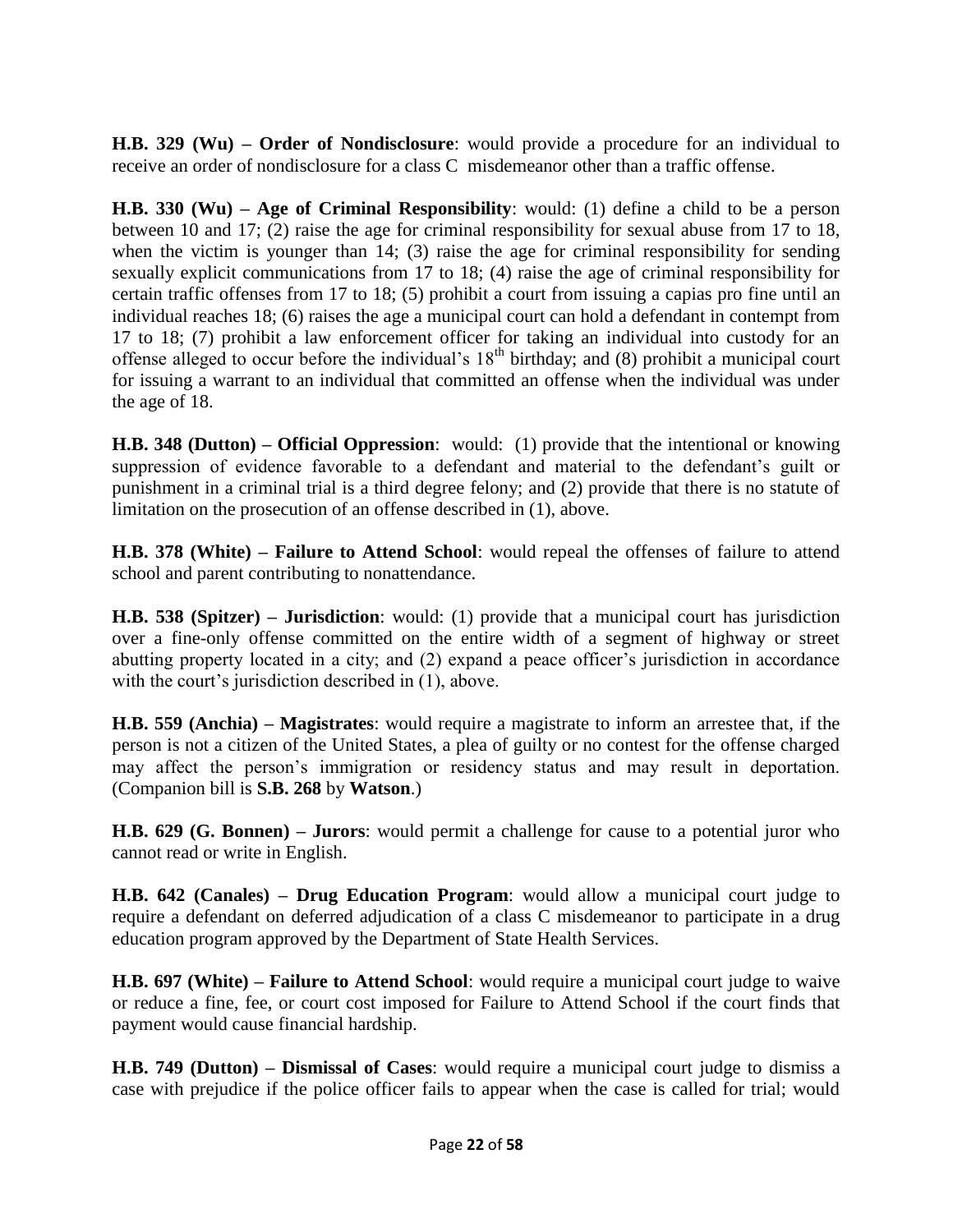**H.B. 329 (Wu) – Order of Nondisclosure**: would provide a procedure for an individual to receive an order of nondisclosure for a class C misdemeanor other than a traffic offense.

**H.B. 330 (Wu) – Age of Criminal Responsibility**: would: (1) define a child to be a person between 10 and 17; (2) raise the age for criminal responsibility for sexual abuse from 17 to 18, when the victim is younger than 14; (3) raise the age for criminal responsibility for sending sexually explicit communications from 17 to 18; (4) raise the age of criminal responsibility for certain traffic offenses from 17 to 18; (5) prohibit a court from issuing a capias pro fine until an individual reaches 18; (6) raises the age a municipal court can hold a defendant in contempt from 17 to 18; (7) prohibit a law enforcement officer for taking an individual into custody for an offense alleged to occur before the individual's 18th birthday; and (8) prohibit a municipal court for issuing a warrant to an individual that committed an offense when the individual was under the age of 18.

**H.B. 348 (Dutton) – Official Oppression**: would: (1) provide that the intentional or knowing suppression of evidence favorable to a defendant and material to the defendant's guilt or punishment in a criminal trial is a third degree felony; and (2) provide that there is no statute of limitation on the prosecution of an offense described in (1), above.

**H.B. 378 (White) – Failure to Attend School**: would repeal the offenses of failure to attend school and parent contributing to nonattendance.

**H.B. 538 (Spitzer) – Jurisdiction**: would: (1) provide that a municipal court has jurisdiction over a fine-only offense committed on the entire width of a segment of highway or street abutting property located in a city; and (2) expand a peace officer's jurisdiction in accordance with the court's jurisdiction described in (1), above.

**H.B. 559 (Anchia) – Magistrates**: would require a magistrate to inform an arrestee that, if the person is not a citizen of the United States, a plea of guilty or no contest for the offense charged may affect the person's immigration or residency status and may result in deportation. (Companion bill is **S.B. 268** by **Watson**.)

**H.B. 629 (G. Bonnen) – Jurors**: would permit a challenge for cause to a potential juror who cannot read or write in English.

**H.B. 642 (Canales) – Drug Education Program**: would allow a municipal court judge to require a defendant on deferred adjudication of a class C misdemeanor to participate in a drug education program approved by the Department of State Health Services.

**H.B. 697 (White) – Failure to Attend School**: would require a municipal court judge to waive or reduce a fine, fee, or court cost imposed for Failure to Attend School if the court finds that payment would cause financial hardship.

**H.B. 749 (Dutton) – Dismissal of Cases**: would require a municipal court judge to dismiss a case with prejudice if the police officer fails to appear when the case is called for trial; would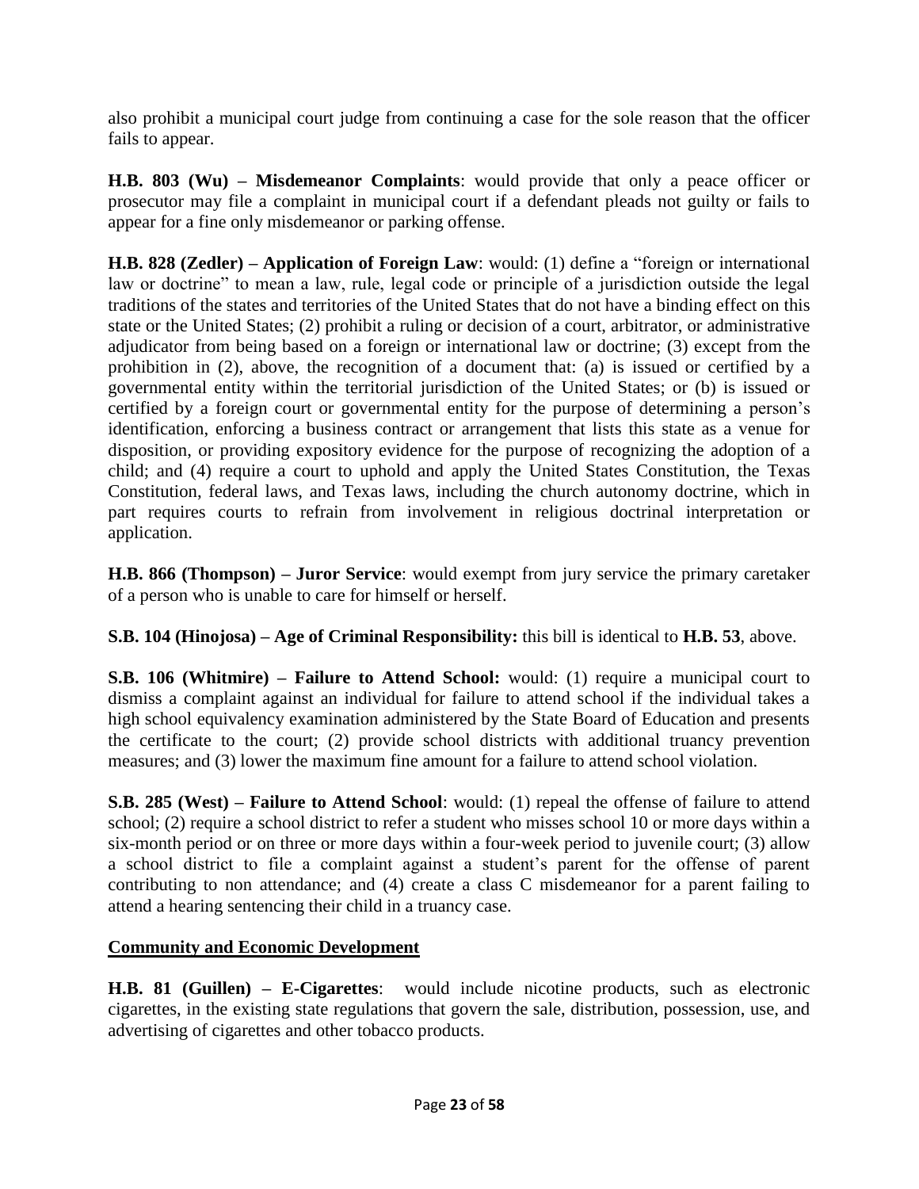also prohibit a municipal court judge from continuing a case for the sole reason that the officer fails to appear.

**H.B. 803 (Wu) – Misdemeanor Complaints**: would provide that only a peace officer or prosecutor may file a complaint in municipal court if a defendant pleads not guilty or fails to appear for a fine only misdemeanor or parking offense.

**H.B. 828 (Zedler) – Application of Foreign Law**: would: (1) define a "foreign or international law or doctrine" to mean a law, rule, legal code or principle of a jurisdiction outside the legal traditions of the states and territories of the United States that do not have a binding effect on this state or the United States; (2) prohibit a ruling or decision of a court, arbitrator, or administrative adjudicator from being based on a foreign or international law or doctrine; (3) except from the prohibition in (2), above, the recognition of a document that: (a) is issued or certified by a governmental entity within the territorial jurisdiction of the United States; or (b) is issued or certified by a foreign court or governmental entity for the purpose of determining a person's identification, enforcing a business contract or arrangement that lists this state as a venue for disposition, or providing expository evidence for the purpose of recognizing the adoption of a child; and (4) require a court to uphold and apply the United States Constitution, the Texas Constitution, federal laws, and Texas laws, including the church autonomy doctrine, which in part requires courts to refrain from involvement in religious doctrinal interpretation or application.

**H.B. 866 (Thompson) – Juror Service**: would exempt from jury service the primary caretaker of a person who is unable to care for himself or herself.

**S.B. 104 (Hinojosa) – Age of Criminal Responsibility:** this bill is identical to **H.B. 53**, above.

**S.B. 106 (Whitmire) – Failure to Attend School:** would: (1) require a municipal court to dismiss a complaint against an individual for failure to attend school if the individual takes a high school equivalency examination administered by the State Board of Education and presents the certificate to the court; (2) provide school districts with additional truancy prevention measures; and (3) lower the maximum fine amount for a failure to attend school violation.

**S.B. 285 (West) – Failure to Attend School**: would: (1) repeal the offense of failure to attend school; (2) require a school district to refer a student who misses school 10 or more days within a six-month period or on three or more days within a four-week period to juvenile court; (3) allow a school district to file a complaint against a student's parent for the offense of parent contributing to non attendance; and (4) create a class C misdemeanor for a parent failing to attend a hearing sentencing their child in a truancy case.

## Community and Economic Development

**H.B. 81 (Guillen) – E-Cigarettes**: would include nicotine products, such as electronic cigarettes, in the existing state regulations that govern the sale, distribution, possession, use, and advertising of cigarettes and other tobacco products.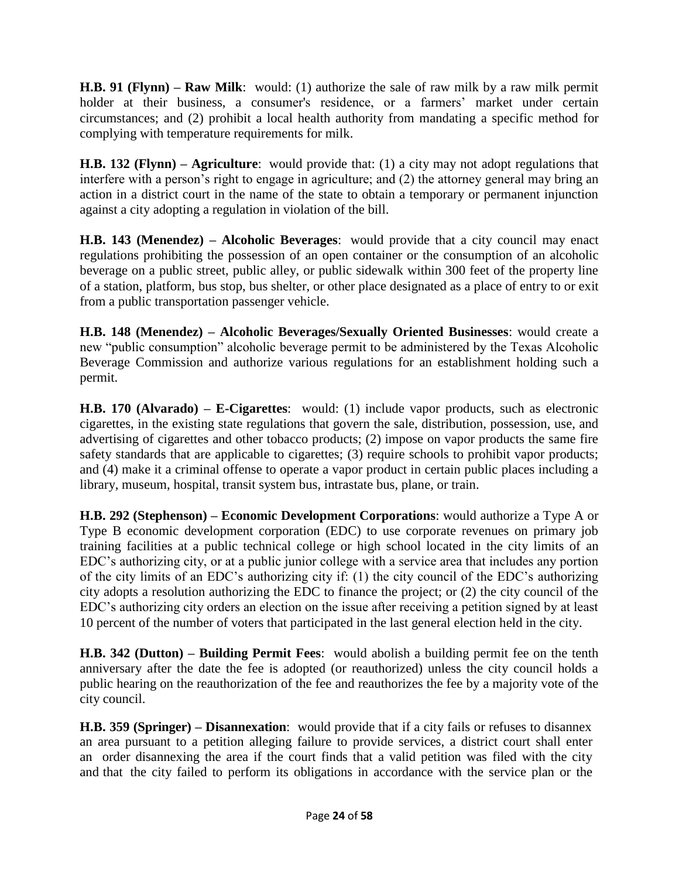**H.B. 91 (Flynn) – Raw Milk**: would: (1) authorize the sale of raw milk by a raw milk permit holder at their business, a consumer's residence, or a farmers' market under certain circumstances; and (2) prohibit a local health authority from mandating a specific method for complying with temperature requirements for milk.

**H.B. 132 (Flynn) – Agriculture**: would provide that: (1) a city may not adopt regulations that interfere with a person's right to engage in agriculture; and (2) the attorney general may bring an action in a district court in the name of the state to obtain a temporary or permanent injunction against a city adopting a regulation in violation of the bill.

**H.B. 143 (Menendez) – Alcoholic Beverages**: would provide that a city council may enact regulations prohibiting the possession of an open container or the consumption of an alcoholic beverage on a public street, public alley, or public sidewalk within 300 feet of the property line of a station, platform, bus stop, bus shelter, or other place designated as a place of entry to or exit from a public transportation passenger vehicle.

**H.B. 148 (Menendez) – Alcoholic Beverages/Sexually Oriented Businesses**: would create a new "public consumption" alcoholic beverage permit to be administered by the Texas Alcoholic Beverage Commission and authorize various regulations for an establishment holding such a permit.

**H.B. 170 (Alvarado) – E-Cigarettes**: would: (1) include vapor products, such as electronic cigarettes, in the existing state regulations that govern the sale, distribution, possession, use, and advertising of cigarettes and other tobacco products; (2) impose on vapor products the same fire safety standards that are applicable to cigarettes; (3) require schools to prohibit vapor products; and (4) make it a criminal offense to operate a vapor product in certain public places including a library, museum, hospital, transit system bus, intrastate bus, plane, or train.

**H.B. 292 (Stephenson) – Economic Development Corporations**: would authorize a Type A or Type B economic development corporation (EDC) to use corporate revenues on primary job training facilities at a public technical college or high school located in the city limits of an EDC's authorizing city, or at a public junior college with a service area that includes any portion of the city limits of an EDC's authorizing city if: (1) the city council of the EDC's authorizing city adopts a resolution authorizing the EDC to finance the project; or (2) the city council of the EDC's authorizing city orders an election on the issue after receiving a petition signed by at least 10 percent of the number of voters that participated in the last general election held in the city.

**H.B. 342 (Dutton) – Building Permit Fees**: would abolish a building permit fee on the tenth anniversary after the date the fee is adopted (or reauthorized) unless the city council holds a public hearing on the reauthorization of the fee and reauthorizes the fee by a majority vote of the city council.

**H.B. 359 (Springer) – Disannexation**: would provide that if a city fails or refuses to disannex an area pursuant to a petition alleging failure to provide services, a district court shall enter an order disannexing the area if the court finds that a valid petition was filed with the city and that the city failed to perform its obligations in accordance with the service plan or the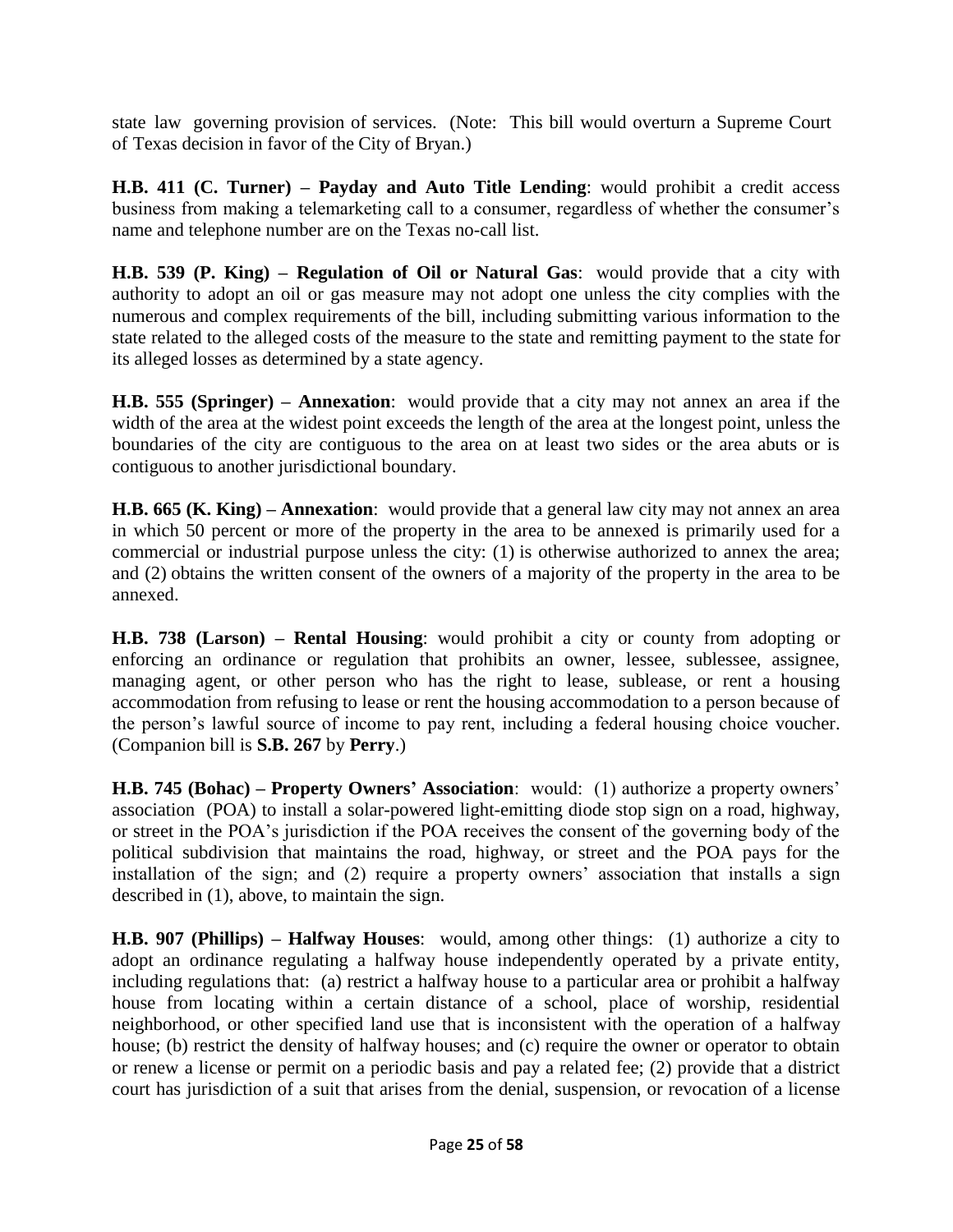state law governing provision of services. (Note: This bill would overturn a Supreme Court of Texas decision in favor of the City of Bryan.)

**H.B. 411 (C. Turner) – Payday and Auto Title Lending**: would prohibit a credit access business from making a telemarketing call to a consumer, regardless of whether the consumer's name and telephone number are on the Texas no-call list.

**H.B. 539 (P. King) – Regulation of Oil or Natural Gas**: would provide that a city with authority to adopt an oil or gas measure may not adopt one unless the city complies with the numerous and complex requirements of the bill, including submitting various information to the state related to the alleged costs of the measure to the state and remitting payment to the state for its alleged losses as determined by a state agency.

**H.B. 555 (Springer) – Annexation**: would provide that a city may not annex an area if the width of the area at the widest point exceeds the length of the area at the longest point, unless the boundaries of the city are contiguous to the area on at least two sides or the area abuts or is contiguous to another jurisdictional boundary.

**H.B. 665 (K. King) – Annexation**: would provide that a general law city may not annex an area in which 50 percent or more of the property in the area to be annexed is primarily used for a commercial or industrial purpose unless the city: (1) is otherwise authorized to annex the area; and (2) obtains the written consent of the owners of a majority of the property in the area to be annexed.

**H.B. 738 (Larson) – Rental Housing**: would prohibit a city or county from adopting or enforcing an ordinance or regulation that prohibits an owner, lessee, sublessee, assignee, managing agent, or other person who has the right to lease, sublease, or rent a housing accommodation from refusing to lease or rent the housing accommodation to a person because of the person's lawful source of income to pay rent, including a federal housing choice voucher. (Companion bill is **S.B. 267** by **Perry**.)

**H.B. 745 (Bohac) – Property Owners' Association**: would: (1) authorize a property owners' association (POA) to install a solar-powered light-emitting diode stop sign on a road, highway, or street in the POA's jurisdiction if the POA receives the consent of the governing body of the political subdivision that maintains the road, highway, or street and the POA pays for the installation of the sign; and (2) require a property owners' association that installs a sign described in (1), above, to maintain the sign.

**H.B. 907 (Phillips) – Halfway Houses**: would, among other things: (1) authorize a city to adopt an ordinance regulating a halfway house independently operated by a private entity, including regulations that: (a) restrict a halfway house to a particular area or prohibit a halfway house from locating within a certain distance of a school, place of worship, residential neighborhood, or other specified land use that is inconsistent with the operation of a halfway house; (b) restrict the density of halfway houses; and (c) require the owner or operator to obtain or renew a license or permit on a periodic basis and pay a related fee; (2) provide that a district court has jurisdiction of a suit that arises from the denial, suspension, or revocation of a license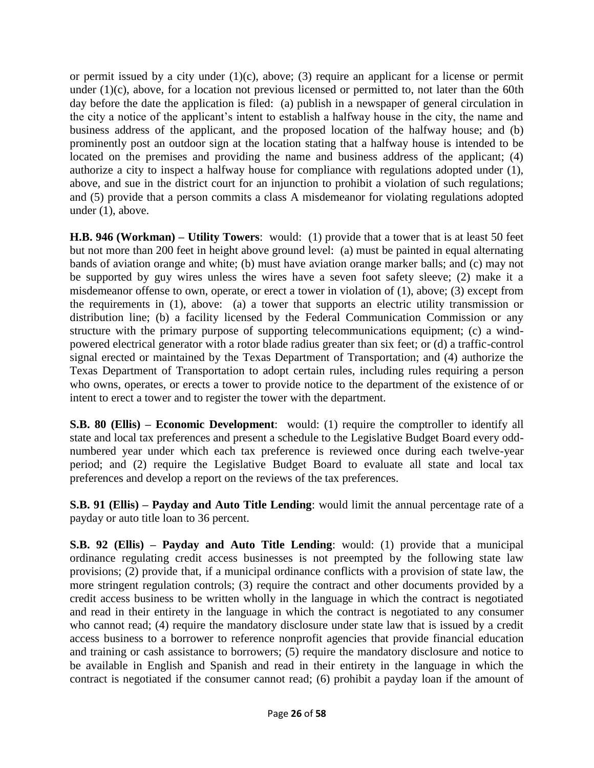or permit issued by a city under (1)(c), above; (3) require an applicant for a license or permit under (1)(c), above, for a location not previous licensed or permitted to, not later than the 60th day before the date the application is filed: (a) publish in a newspaper of general circulation in the city a notice of the applicant's intent to establish a halfway house in the city, the name and business address of the applicant, and the proposed location of the halfway house; and (b) prominently post an outdoor sign at the location stating that a halfway house is intended to be located on the premises and providing the name and business address of the applicant; (4) authorize a city to inspect a halfway house for compliance with regulations adopted under (1), above, and sue in the district court for an injunction to prohibit a violation of such regulations; and (5) provide that a person commits a class A misdemeanor for violating regulations adopted under (1), above.

**H.B. 946 (Workman) – Utility Towers**: would: (1) provide that a tower that is at least 50 feet but not more than 200 feet in height above ground level: (a) must be painted in equal alternating bands of aviation orange and white; (b) must have aviation orange marker balls; and (c) may not be supported by guy wires unless the wires have a seven foot safety sleeve; (2) make it a misdemeanor offense to own, operate, or erect a tower in violation of (1), above; (3) except from the requirements in (1), above: (a) a tower that supports an electric utility transmission or distribution line; (b) a facility licensed by the Federal Communication Commission or any structure with the primary purpose of supporting telecommunications equipment; (c) a wind-powered electrical generator with a rotor blade radius greater than six feet; or (d) a traffic-control signal erected or maintained by the Texas Department of Transportation; and (4) authorize the Texas Department of Transportation to adopt certain rules, including rules requiring a person who owns, operates, or erects a tower to provide notice to the department of the existence of or intent to erect a tower and to register the tower with the department.

**S.B. 80 (Ellis) – Economic Development**: would: (1) require the comptroller to identify all state and local tax preferences and present a schedule to the Legislative Budget Board every odd-numbered year under which each tax preference is reviewed once during each twelve-year period; and (2) require the Legislative Budget Board to evaluate all state and local tax preferences and develop a report on the reviews of the tax preferences.

**S.B. 91 (Ellis) – Payday and Auto Title Lending**: would limit the annual percentage rate of a payday or auto title loan to 36 percent.

**S.B. 92 (Ellis) – Payday and Auto Title Lending**: would: (1) provide that a municipal ordinance regulating credit access businesses is not preempted by the following state law provisions; (2) provide that, if a municipal ordinance conflicts with a provision of state law, the more stringent regulation controls; (3) require the contract and other documents provided by a credit access business to be written wholly in the language in which the contract is negotiated and read in their entirety in the language in which the contract is negotiated to any consumer who cannot read; (4) require the mandatory disclosure under state law that is issued by a credit access business to a borrower to reference nonprofit agencies that provide financial education and training or cash assistance to borrowers; (5) require the mandatory disclosure and notice to be available in English and Spanish and read in their entirety in the language in which the contract is negotiated if the consumer cannot read; (6) prohibit a payday loan if the amount of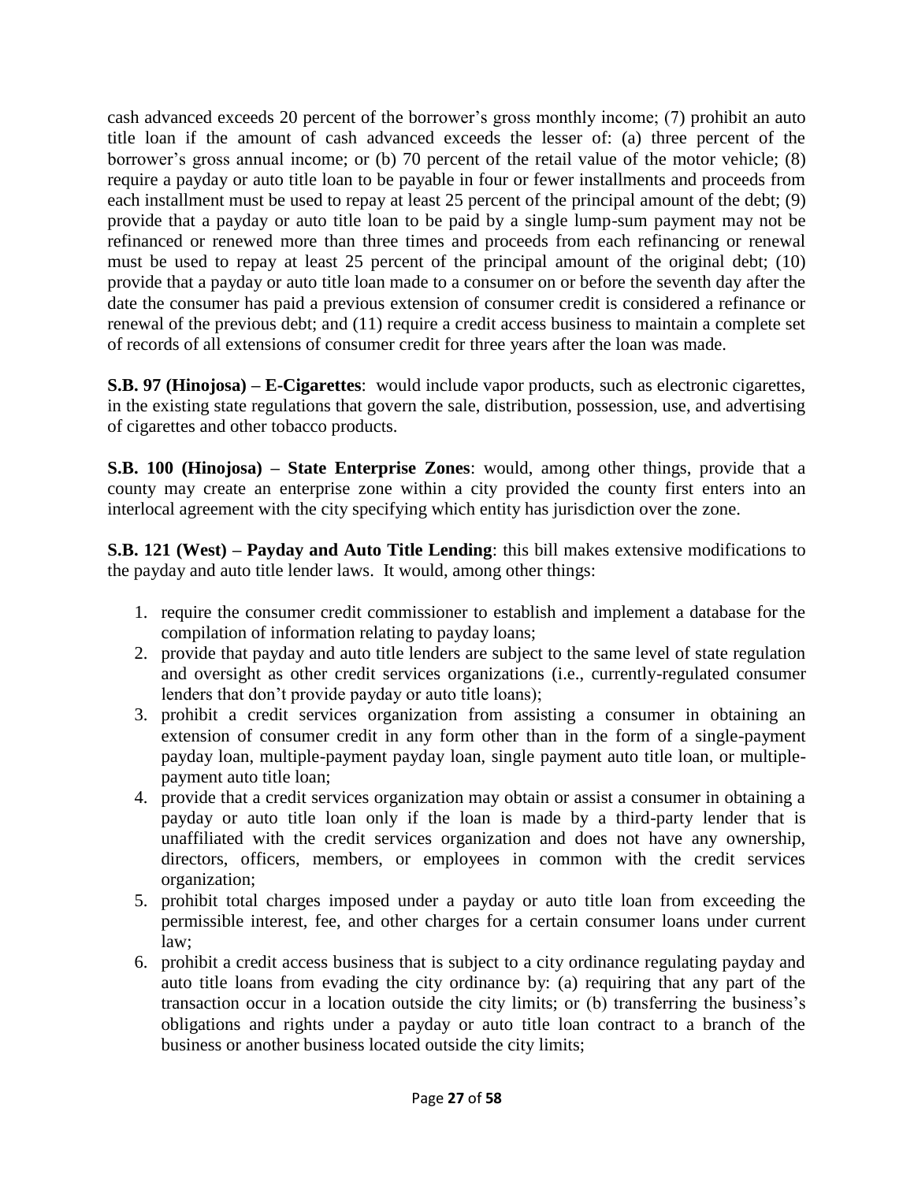cash advanced exceeds 20 percent of the borrower's gross monthly income; (7) prohibit an auto title loan if the amount of cash advanced exceeds the lesser of: (a) three percent of the borrower's gross annual income; or (b) 70 percent of the retail value of the motor vehicle; (8) require a payday or auto title loan to be payable in four or fewer installments and proceeds from each installment must be used to repay at least 25 percent of the principal amount of the debt; (9) provide that a payday or auto title loan to be paid by a single lump-sum payment may not be refinanced or renewed more than three times and proceeds from each refinancing or renewal must be used to repay at least 25 percent of the principal amount of the original debt; (10) provide that a payday or auto title loan made to a consumer on or before the seventh day after the date the consumer has paid a previous extension of consumer credit is considered a refinance or renewal of the previous debt; and (11) require a credit access business to maintain a complete set of records of all extensions of consumer credit for three years after the loan was made.

**S.B. 97 (Hinojosa) – E-Cigarettes**: would include vapor products, such as electronic cigarettes, in the existing state regulations that govern the sale, distribution, possession, use, and advertising of cigarettes and other tobacco products.

**S.B. 100 (Hinojosa) – State Enterprise Zones**: would, among other things, provide that a county may create an enterprise zone within a city provided the county first enters into an interlocal agreement with the city specifying which entity has jurisdiction over the zone.

**S.B. 121 (West) – Payday and Auto Title Lending**: this bill makes extensive modifications to the payday and auto title lender laws. It would, among other things:

1. require the consumer credit commissioner to establish and implement a database for the compilation of information relating to payday loans;
2. provide that payday and auto title lenders are subject to the same level of state regulation and oversight as other credit services organizations (i.e., currently-regulated consumer lenders that don't provide payday or auto title loans);
3. prohibit a credit services organization from assisting a consumer in obtaining an extension of consumer credit in any form other than in the form of a single-payment payday loan, multiple-payment payday loan, single payment auto title loan, or multiple-payment auto title loan;
4. provide that a credit services organization may obtain or assist a consumer in obtaining a payday or auto title loan only if the loan is made by a third-party lender that is unaffiliated with the credit services organization and does not have any ownership, directors, officers, members, or employees in common with the credit services organization;
5. prohibit total charges imposed under a payday or auto title loan from exceeding the permissible interest, fee, and other charges for a certain consumer loans under current law;
6. prohibit a credit access business that is subject to a city ordinance regulating payday and auto title loans from evading the city ordinance by: (a) requiring that any part of the transaction occur in a location outside the city limits; or (b) transferring the business's obligations and rights under a payday or auto title loan contract to a branch of the business or another business located outside the city limits;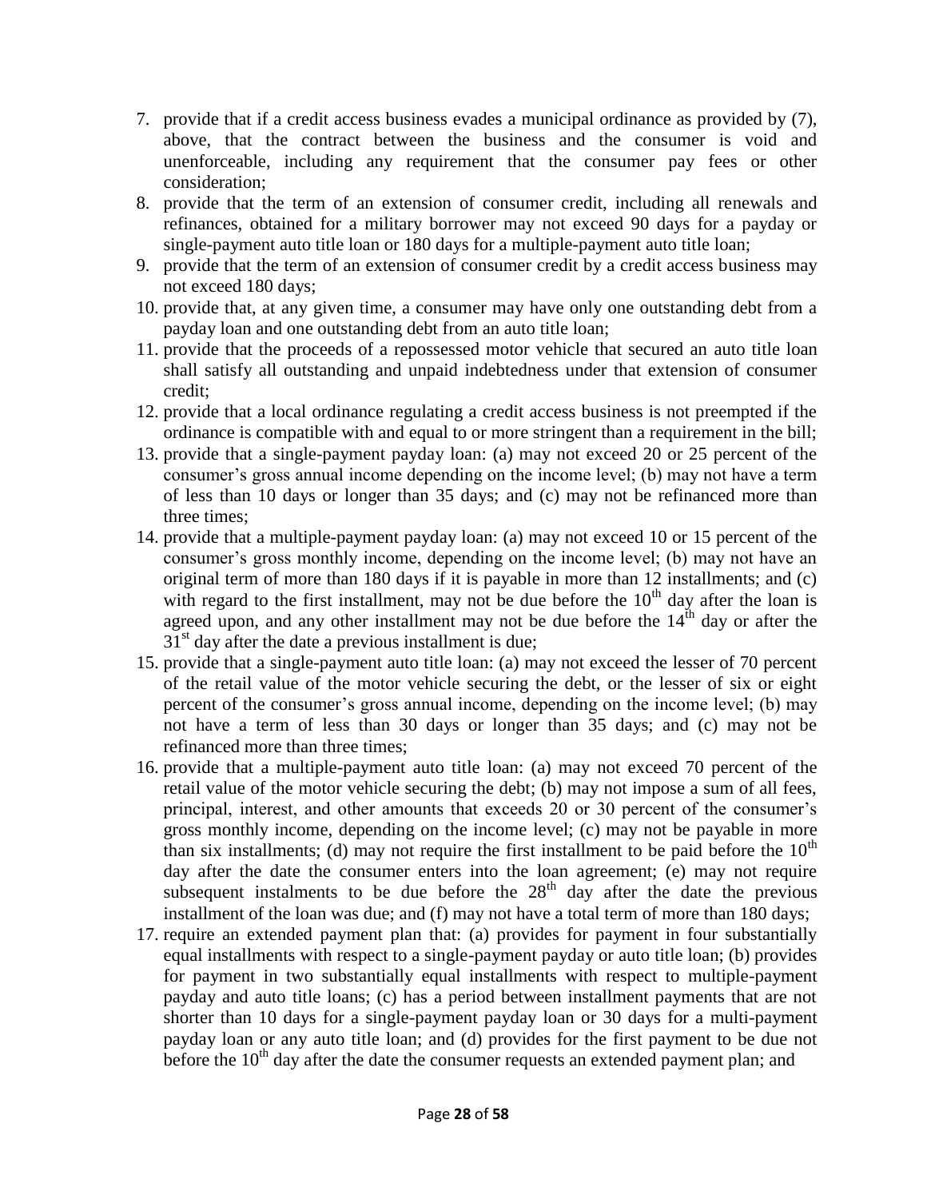7. provide that if a credit access business evades a municipal ordinance as provided by (7), above, that the contract between the business and the consumer is void and unenforceable, including any requirement that the consumer pay fees or other consideration;
8. provide that the term of an extension of consumer credit, including all renewals and refinances, obtained for a military borrower may not exceed 90 days for a payday or single-payment auto title loan or 180 days for a multiple-payment auto title loan;
9. provide that the term of an extension of consumer credit by a credit access business may not exceed 180 days;
10. provide that, at any given time, a consumer may have only one outstanding debt from a payday loan and one outstanding debt from an auto title loan;
11. provide that the proceeds of a repossessed motor vehicle that secured an auto title loan shall satisfy all outstanding and unpaid indebtedness under that extension of consumer credit;
12. provide that a local ordinance regulating a credit access business is not preempted if the ordinance is compatible with and equal to or more stringent than a requirement in the bill;
13. provide that a single-payment payday loan: (a) may not exceed 20 or 25 percent of the consumer's gross annual income depending on the income level; (b) may not have a term of less than 10 days or longer than 35 days; and (c) may not be refinanced more than three times;
14. provide that a multiple-payment payday loan: (a) may not exceed 10 or 15 percent of the consumer's gross monthly income, depending on the income level; (b) may not have an original term of more than 180 days if it is payable in more than 12 installments; and (c) with regard to the first installment, may not be due before the 10th day after the loan is agreed upon, and any other installment may not be due before the 14th day or after the 31st day after the date a previous installment is due;
15. provide that a single-payment auto title loan: (a) may not exceed the lesser of 70 percent of the retail value of the motor vehicle securing the debt, or the lesser of six or eight percent of the consumer's gross annual income, depending on the income level; (b) may not have a term of less than 30 days or longer than 35 days; and (c) may not be refinanced more than three times;
16. provide that a multiple-payment auto title loan: (a) may not exceed 70 percent of the retail value of the motor vehicle securing the debt; (b) may not impose a sum of all fees, principal, interest, and other amounts that exceeds 20 or 30 percent of the consumer's gross monthly income, depending on the income level; (c) may not be payable in more than six installments; (d) may not require the first installment to be paid before the 10th day after the date the consumer enters into the loan agreement; (e) may not require subsequent instalments to be due before the 28th day after the date the previous installment of the loan was due; and (f) may not have a total term of more than 180 days;
17. require an extended payment plan that: (a) provides for payment in four substantially equal installments with respect to a single-payment payday or auto title loan; (b) provides for payment in two substantially equal installments with respect to multiple-payment payday and auto title loans; (c) has a period between installment payments that are not shorter than 10 days for a single-payment payday loan or 30 days for a multi-payment payday loan or any auto title loan; and (d) provides for the first payment to be due not before the 10th day after the date the consumer requests an extended payment plan; and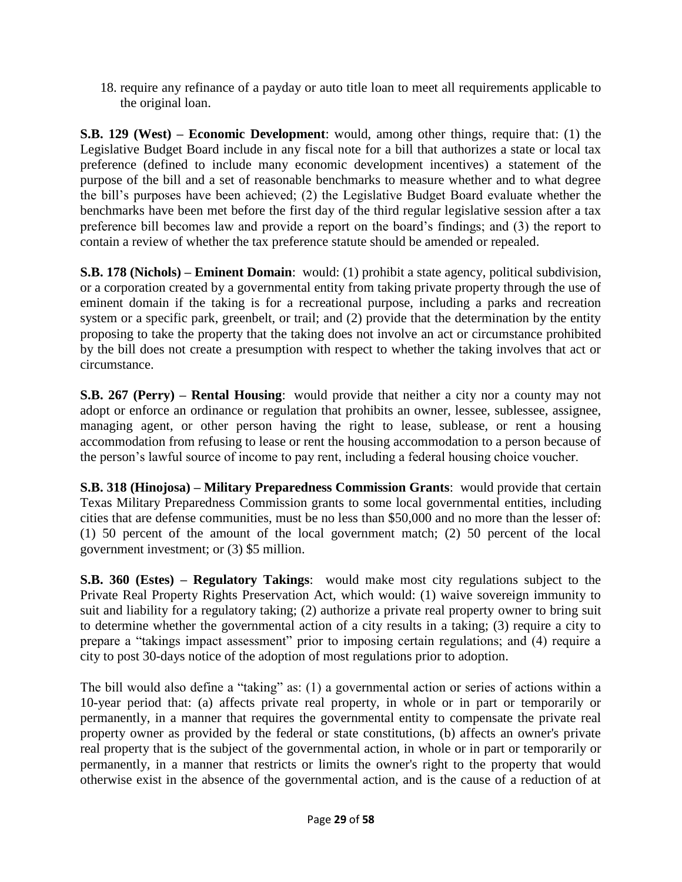18. require any refinance of a payday or auto title loan to meet all requirements applicable to the original loan.

**S.B. 129 (West) – Economic Development**: would, among other things, require that: (1) the Legislative Budget Board include in any fiscal note for a bill that authorizes a state or local tax preference (defined to include many economic development incentives) a statement of the purpose of the bill and a set of reasonable benchmarks to measure whether and to what degree the bill's purposes have been achieved; (2) the Legislative Budget Board evaluate whether the benchmarks have been met before the first day of the third regular legislative session after a tax preference bill becomes law and provide a report on the board's findings; and (3) the report to contain a review of whether the tax preference statute should be amended or repealed.

**S.B. 178 (Nichols) – Eminent Domain**: would: (1) prohibit a state agency, political subdivision, or a corporation created by a governmental entity from taking private property through the use of eminent domain if the taking is for a recreational purpose, including a parks and recreation system or a specific park, greenbelt, or trail; and (2) provide that the determination by the entity proposing to take the property that the taking does not involve an act or circumstance prohibited by the bill does not create a presumption with respect to whether the taking involves that act or circumstance.

**S.B. 267 (Perry) – Rental Housing**: would provide that neither a city nor a county may not adopt or enforce an ordinance or regulation that prohibits an owner, lessee, sublessee, assignee, managing agent, or other person having the right to lease, sublease, or rent a housing accommodation from refusing to lease or rent the housing accommodation to a person because of the person's lawful source of income to pay rent, including a federal housing choice voucher.

**S.B. 318 (Hinojosa) – Military Preparedness Commission Grants**: would provide that certain Texas Military Preparedness Commission grants to some local governmental entities, including cities that are defense communities, must be no less than $50,000 and no more than the lesser of: (1) 50 percent of the amount of the local government match; (2) 50 percent of the local government investment; or (3) $5 million.

**S.B. 360 (Estes) – Regulatory Takings**: would make most city regulations subject to the Private Real Property Rights Preservation Act, which would: (1) waive sovereign immunity to suit and liability for a regulatory taking; (2) authorize a private real property owner to bring suit to determine whether the governmental action of a city results in a taking; (3) require a city to prepare a "takings impact assessment" prior to imposing certain regulations; and (4) require a city to post 30-days notice of the adoption of most regulations prior to adoption.

The bill would also define a "taking" as: (1) a governmental action or series of actions within a 10-year period that: (a) affects private real property, in whole or in part or temporarily or permanently, in a manner that requires the governmental entity to compensate the private real property owner as provided by the federal or state constitutions, (b) affects an owner's private real property that is the subject of the governmental action, in whole or in part or temporarily or permanently, in a manner that restricts or limits the owner's right to the property that would otherwise exist in the absence of the governmental action, and is the cause of a reduction of at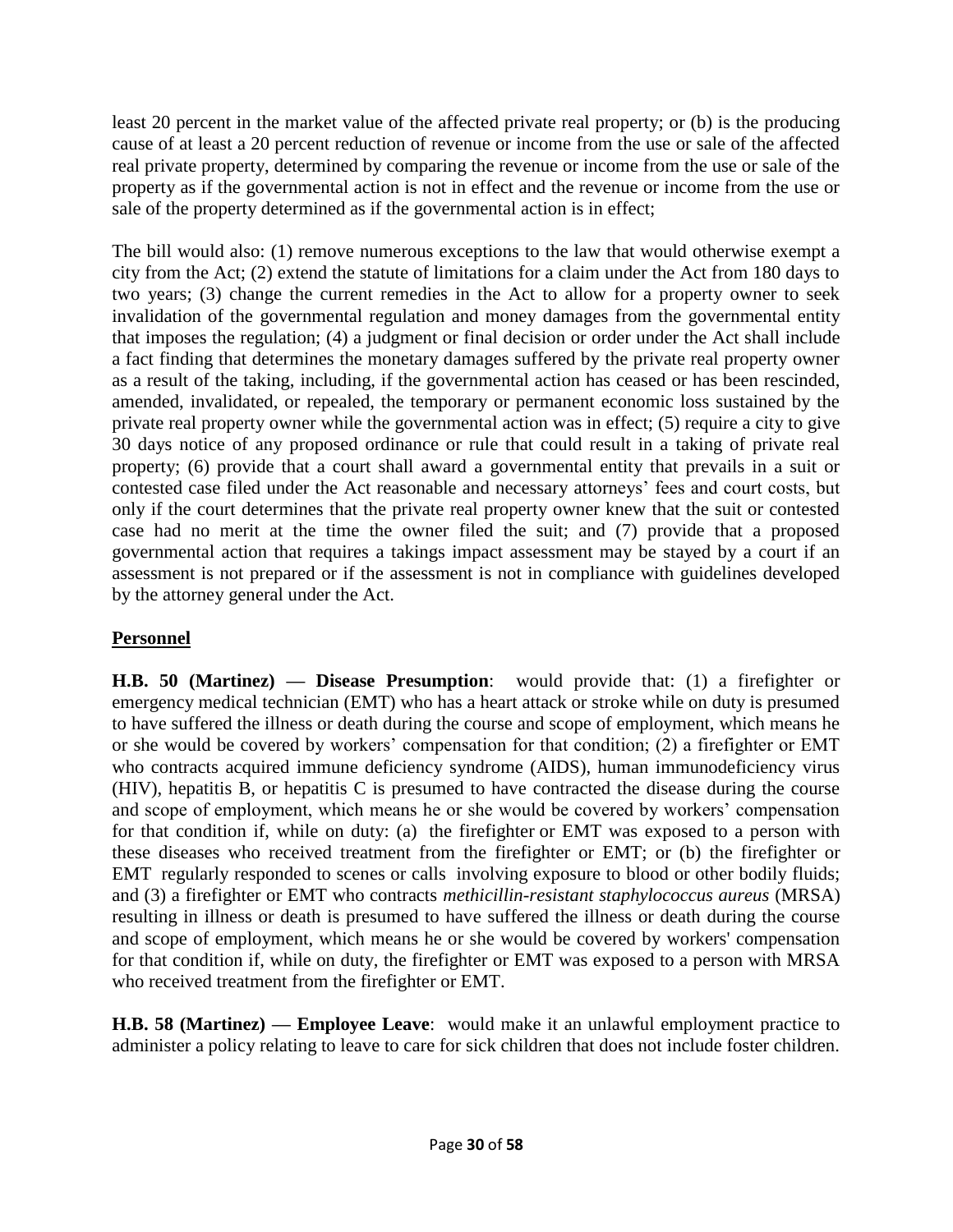least 20 percent in the market value of the affected private real property; or (b) is the producing cause of at least a 20 percent reduction of revenue or income from the use or sale of the affected real private property, determined by comparing the revenue or income from the use or sale of the property as if the governmental action is not in effect and the revenue or income from the use or sale of the property determined as if the governmental action is in effect;

The bill would also: (1) remove numerous exceptions to the law that would otherwise exempt a city from the Act; (2) extend the statute of limitations for a claim under the Act from 180 days to two years; (3) change the current remedies in the Act to allow for a property owner to seek invalidation of the governmental regulation and money damages from the governmental entity that imposes the regulation; (4) a judgment or final decision or order under the Act shall include a fact finding that determines the monetary damages suffered by the private real property owner as a result of the taking, including, if the governmental action has ceased or has been rescinded, amended, invalidated, or repealed, the temporary or permanent economic loss sustained by the private real property owner while the governmental action was in effect; (5) require a city to give 30 days notice of any proposed ordinance or rule that could result in a taking of private real property; (6) provide that a court shall award a governmental entity that prevails in a suit or contested case filed under the Act reasonable and necessary attorneys' fees and court costs, but only if the court determines that the private real property owner knew that the suit or contested case had no merit at the time the owner filed the suit; and (7) provide that a proposed governmental action that requires a takings impact assessment may be stayed by a court if an assessment is not prepared or if the assessment is not in compliance with guidelines developed by the attorney general under the Act.

## Personnel

**H.B. 50 (Martinez) — Disease Presumption**: would provide that: (1) a firefighter or emergency medical technician (EMT) who has a heart attack or stroke while on duty is presumed to have suffered the illness or death during the course and scope of employment, which means he or she would be covered by workers' compensation for that condition; (2) a firefighter or EMT who contracts acquired immune deficiency syndrome (AIDS), human immunodeficiency virus (HIV), hepatitis B, or hepatitis C is presumed to have contracted the disease during the course and scope of employment, which means he or she would be covered by workers' compensation for that condition if, while on duty: (a) the firefighter or EMT was exposed to a person with these diseases who received treatment from the firefighter or EMT; or (b) the firefighter or EMT regularly responded to scenes or calls involving exposure to blood or other bodily fluids; and (3) a firefighter or EMT who contracts *methicillin-resistant staphylococcus aureus* (MRSA) resulting in illness or death is presumed to have suffered the illness or death during the course and scope of employment, which means he or she would be covered by workers' compensation for that condition if, while on duty, the firefighter or EMT was exposed to a person with MRSA who received treatment from the firefighter or EMT.

**H.B. 58 (Martinez) — Employee Leave**: would make it an unlawful employment practice to administer a policy relating to leave to care for sick children that does not include foster children.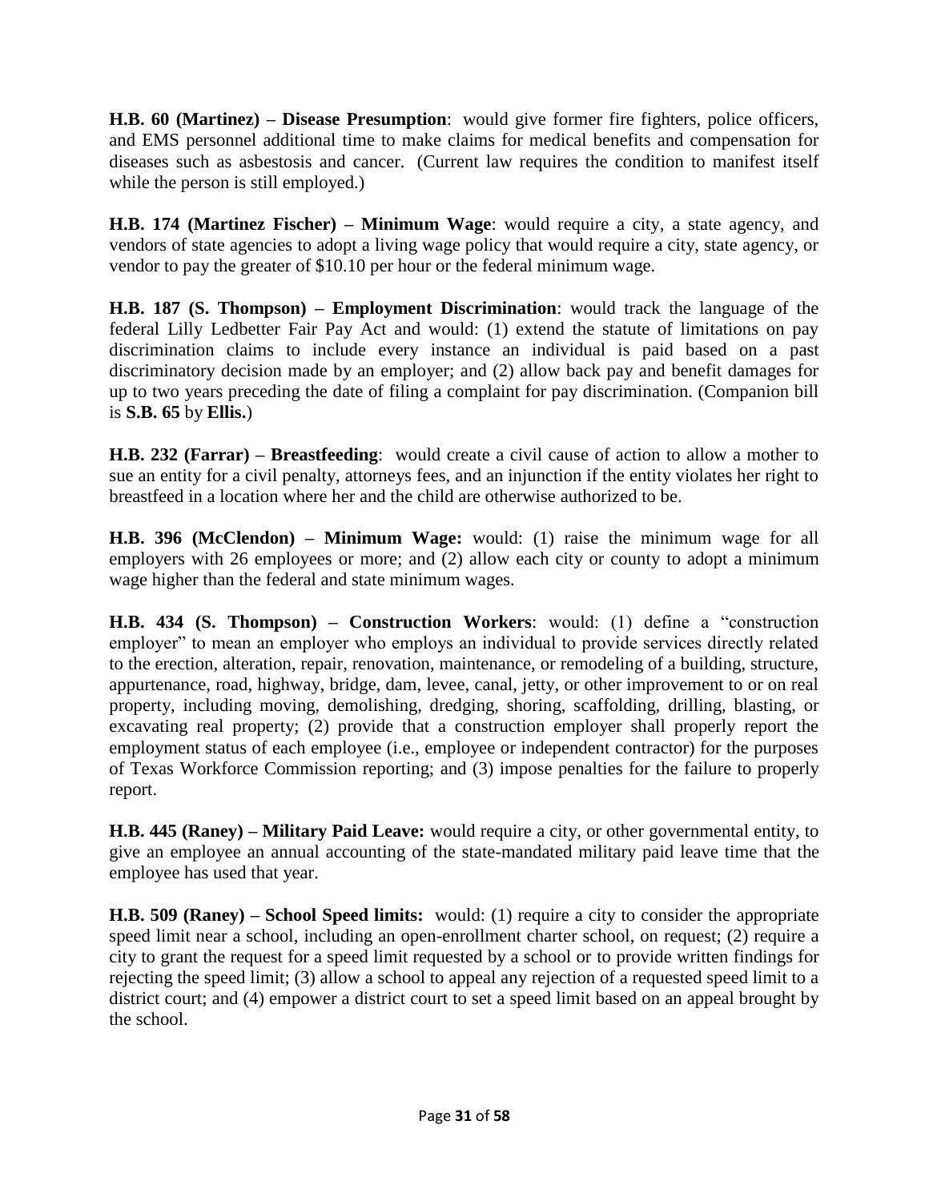**H.B. 60 (Martinez) – Disease Presumption**: would give former fire fighters, police officers, and EMS personnel additional time to make claims for medical benefits and compensation for diseases such as asbestosis and cancer. (Current law requires the condition to manifest itself while the person is still employed.)

**H.B. 174 (Martinez Fischer) – Minimum Wage**: would require a city, a state agency, and vendors of state agencies to adopt a living wage policy that would require a city, state agency, or vendor to pay the greater of $10.10 per hour or the federal minimum wage.

**H.B. 187 (S. Thompson) – Employment Discrimination**: would track the language of the federal Lilly Ledbetter Fair Pay Act and would: (1) extend the statute of limitations on pay discrimination claims to include every instance an individual is paid based on a past discriminatory decision made by an employer; and (2) allow back pay and benefit damages for up to two years preceding the date of filing a complaint for pay discrimination. (Companion bill is **S.B. 65** by **Ellis.**)

**H.B. 232 (Farrar) – Breastfeeding**: would create a civil cause of action to allow a mother to sue an entity for a civil penalty, attorneys fees, and an injunction if the entity violates her right to breastfeed in a location where her and the child are otherwise authorized to be.

**H.B. 396 (McClendon) – Minimum Wage:** would: (1) raise the minimum wage for all employers with 26 employees or more; and (2) allow each city or county to adopt a minimum wage higher than the federal and state minimum wages.

**H.B. 434 (S. Thompson) – Construction Workers**: would: (1) define a "construction employer" to mean an employer who employs an individual to provide services directly related to the erection, alteration, repair, renovation, maintenance, or remodeling of a building, structure, appurtenance, road, highway, bridge, dam, levee, canal, jetty, or other improvement to or on real property, including moving, demolishing, dredging, shoring, scaffolding, drilling, blasting, or excavating real property; (2) provide that a construction employer shall properly report the employment status of each employee (i.e., employee or independent contractor) for the purposes of Texas Workforce Commission reporting; and (3) impose penalties for the failure to properly report.

**H.B. 445 (Raney) – Military Paid Leave:** would require a city, or other governmental entity, to give an employee an annual accounting of the state-mandated military paid leave time that the employee has used that year.

**H.B. 509 (Raney) – School Speed limits:** would: (1) require a city to consider the appropriate speed limit near a school, including an open-enrollment charter school, on request; (2) require a city to grant the request for a speed limit requested by a school or to provide written findings for rejecting the speed limit; (3) allow a school to appeal any rejection of a requested speed limit to a district court; and (4) empower a district court to set a speed limit based on an appeal brought by the school.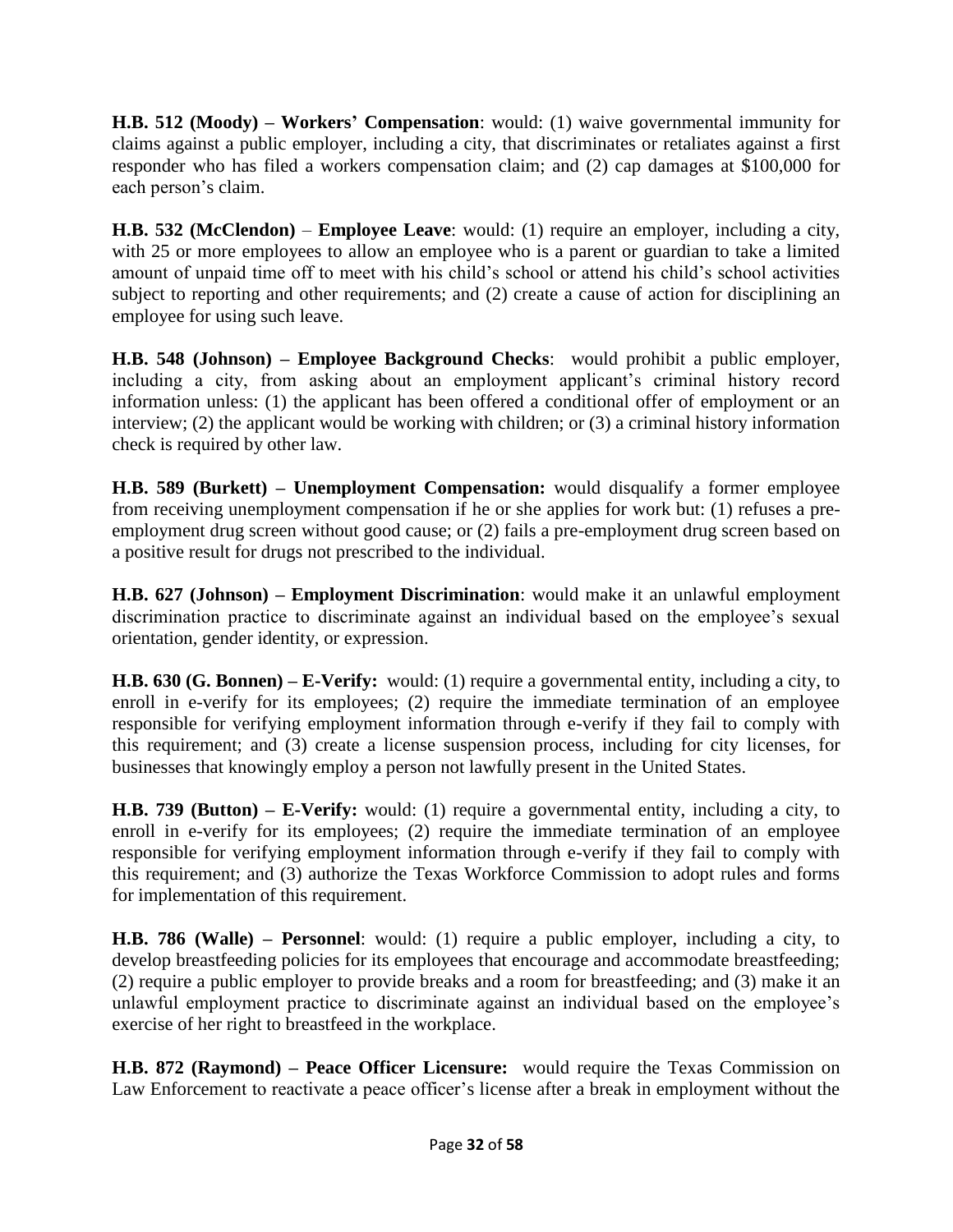**H.B. 512 (Moody) – Workers' Compensation**: would: (1) waive governmental immunity for claims against a public employer, including a city, that discriminates or retaliates against a first responder who has filed a workers compensation claim; and (2) cap damages at $100,000 for each person's claim.

**H.B. 532 (McClendon)** – **Employee Leave**: would: (1) require an employer, including a city, with 25 or more employees to allow an employee who is a parent or guardian to take a limited amount of unpaid time off to meet with his child's school or attend his child's school activities subject to reporting and other requirements; and (2) create a cause of action for disciplining an employee for using such leave.

**H.B. 548 (Johnson) – Employee Background Checks**: would prohibit a public employer, including a city, from asking about an employment applicant's criminal history record information unless: (1) the applicant has been offered a conditional offer of employment or an interview; (2) the applicant would be working with children; or (3) a criminal history information check is required by other law.

**H.B. 589 (Burkett) – Unemployment Compensation:** would disqualify a former employee from receiving unemployment compensation if he or she applies for work but: (1) refuses a pre-employment drug screen without good cause; or (2) fails a pre-employment drug screen based on a positive result for drugs not prescribed to the individual.

**H.B. 627 (Johnson) – Employment Discrimination**: would make it an unlawful employment discrimination practice to discriminate against an individual based on the employee's sexual orientation, gender identity, or expression.

**H.B. 630 (G. Bonnen) – E-Verify:** would: (1) require a governmental entity, including a city, to enroll in e-verify for its employees; (2) require the immediate termination of an employee responsible for verifying employment information through e-verify if they fail to comply with this requirement; and (3) create a license suspension process, including for city licenses, for businesses that knowingly employ a person not lawfully present in the United States.

**H.B. 739 (Button) – E-Verify:** would: (1) require a governmental entity, including a city, to enroll in e-verify for its employees; (2) require the immediate termination of an employee responsible for verifying employment information through e-verify if they fail to comply with this requirement; and (3) authorize the Texas Workforce Commission to adopt rules and forms for implementation of this requirement.

**H.B. 786 (Walle) – Personnel**: would: (1) require a public employer, including a city, to develop breastfeeding policies for its employees that encourage and accommodate breastfeeding; (2) require a public employer to provide breaks and a room for breastfeeding; and (3) make it an unlawful employment practice to discriminate against an individual based on the employee's exercise of her right to breastfeed in the workplace.

**H.B. 872 (Raymond) – Peace Officer Licensure:** would require the Texas Commission on Law Enforcement to reactivate a peace officer's license after a break in employment without the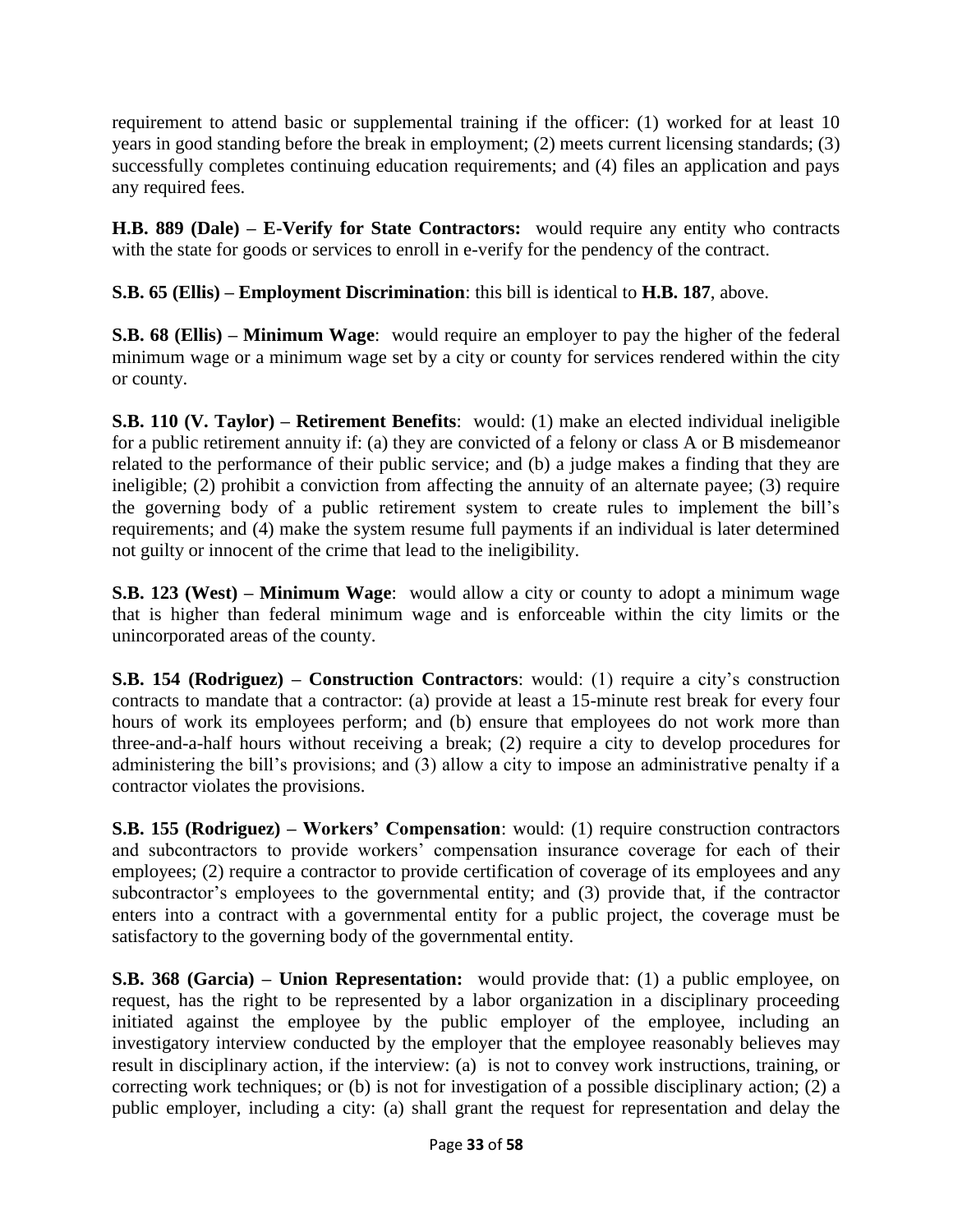requirement to attend basic or supplemental training if the officer: (1) worked for at least 10 years in good standing before the break in employment; (2) meets current licensing standards; (3) successfully completes continuing education requirements; and (4) files an application and pays any required fees.

**H.B. 889 (Dale) – E-Verify for State Contractors:** would require any entity who contracts with the state for goods or services to enroll in e-verify for the pendency of the contract.

**S.B. 65 (Ellis) – Employment Discrimination**: this bill is identical to **H.B. 187**, above.

**S.B. 68 (Ellis) – Minimum Wage**: would require an employer to pay the higher of the federal minimum wage or a minimum wage set by a city or county for services rendered within the city or county.

**S.B. 110 (V. Taylor) – Retirement Benefits**: would: (1) make an elected individual ineligible for a public retirement annuity if: (a) they are convicted of a felony or class A or B misdemeanor related to the performance of their public service; and (b) a judge makes a finding that they are ineligible; (2) prohibit a conviction from affecting the annuity of an alternate payee; (3) require the governing body of a public retirement system to create rules to implement the bill's requirements; and (4) make the system resume full payments if an individual is later determined not guilty or innocent of the crime that lead to the ineligibility.

**S.B. 123 (West) – Minimum Wage**: would allow a city or county to adopt a minimum wage that is higher than federal minimum wage and is enforceable within the city limits or the unincorporated areas of the county.

**S.B. 154 (Rodriguez) – Construction Contractors**: would: (1) require a city's construction contracts to mandate that a contractor: (a) provide at least a 15-minute rest break for every four hours of work its employees perform; and (b) ensure that employees do not work more than three-and-a-half hours without receiving a break; (2) require a city to develop procedures for administering the bill's provisions; and (3) allow a city to impose an administrative penalty if a contractor violates the provisions.

**S.B. 155 (Rodriguez) – Workers' Compensation**: would: (1) require construction contractors and subcontractors to provide workers' compensation insurance coverage for each of their employees; (2) require a contractor to provide certification of coverage of its employees and any subcontractor's employees to the governmental entity; and (3) provide that, if the contractor enters into a contract with a governmental entity for a public project, the coverage must be satisfactory to the governing body of the governmental entity.

**S.B. 368 (Garcia) – Union Representation:** would provide that: (1) a public employee, on request, has the right to be represented by a labor organization in a disciplinary proceeding initiated against the employee by the public employer of the employee, including an investigatory interview conducted by the employer that the employee reasonably believes may result in disciplinary action, if the interview: (a) is not to convey work instructions, training, or correcting work techniques; or (b) is not for investigation of a possible disciplinary action; (2) a public employer, including a city: (a) shall grant the request for representation and delay the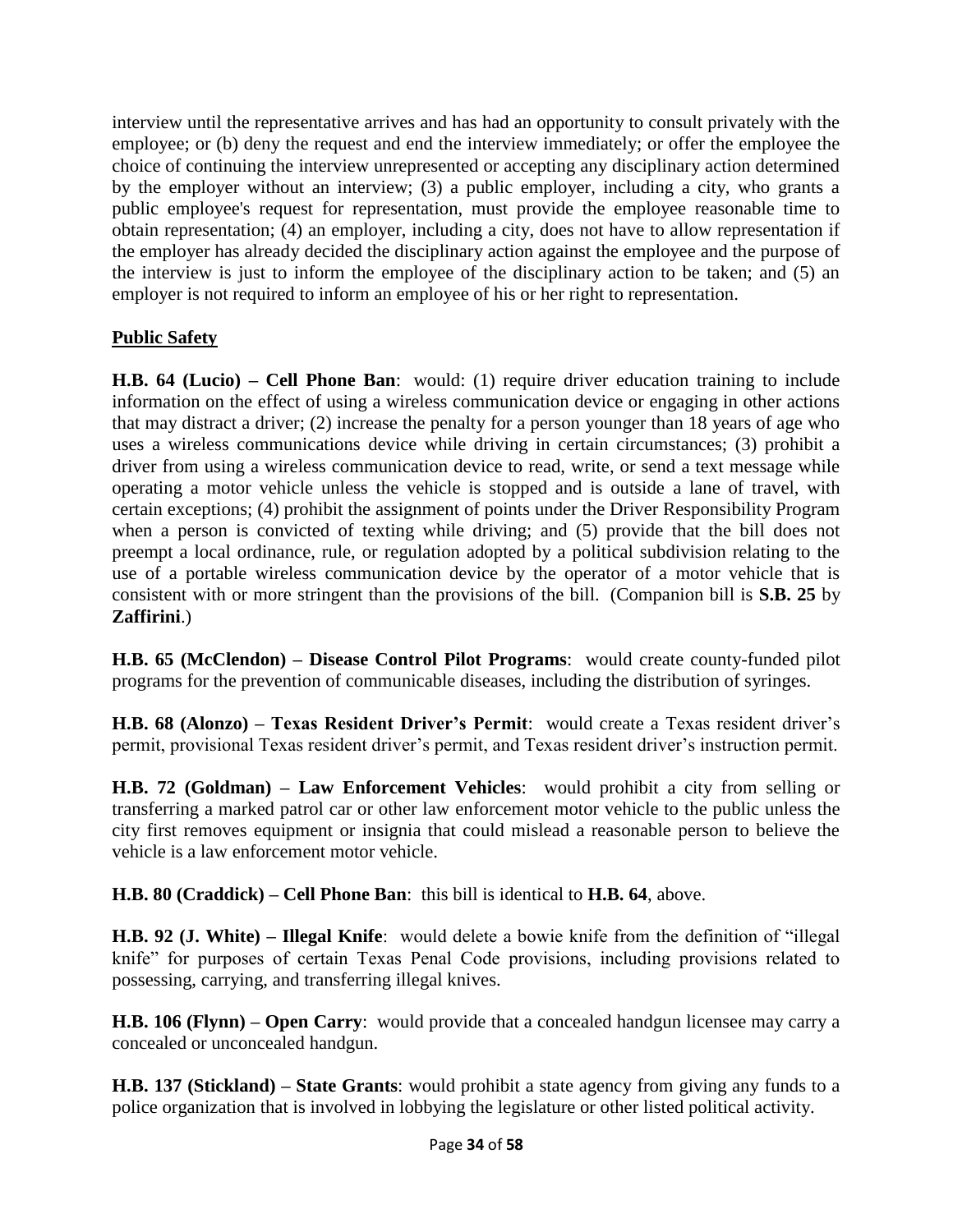interview until the representative arrives and has had an opportunity to consult privately with the employee; or (b) deny the request and end the interview immediately; or offer the employee the choice of continuing the interview unrepresented or accepting any disciplinary action determined by the employer without an interview; (3) a public employer, including a city, who grants a public employee's request for representation, must provide the employee reasonable time to obtain representation; (4) an employer, including a city, does not have to allow representation if the employer has already decided the disciplinary action against the employee and the purpose of the interview is just to inform the employee of the disciplinary action to be taken; and (5) an employer is not required to inform an employee of his or her right to representation.

**Public Safety**

**H.B. 64 (Lucio) – Cell Phone Ban**: would: (1) require driver education training to include information on the effect of using a wireless communication device or engaging in other actions that may distract a driver; (2) increase the penalty for a person younger than 18 years of age who uses a wireless communications device while driving in certain circumstances; (3) prohibit a driver from using a wireless communication device to read, write, or send a text message while operating a motor vehicle unless the vehicle is stopped and is outside a lane of travel, with certain exceptions; (4) prohibit the assignment of points under the Driver Responsibility Program when a person is convicted of texting while driving; and (5) provide that the bill does not preempt a local ordinance, rule, or regulation adopted by a political subdivision relating to the use of a portable wireless communication device by the operator of a motor vehicle that is consistent with or more stringent than the provisions of the bill. (Companion bill is **S.B. 25** by **Zaffirini**.)

**H.B. 65 (McClendon) – Disease Control Pilot Programs**: would create county-funded pilot programs for the prevention of communicable diseases, including the distribution of syringes.

**H.B. 68 (Alonzo) – Texas Resident Driver's Permit**: would create a Texas resident driver's permit, provisional Texas resident driver's permit, and Texas resident driver's instruction permit.

**H.B. 72 (Goldman) – Law Enforcement Vehicles**: would prohibit a city from selling or transferring a marked patrol car or other law enforcement motor vehicle to the public unless the city first removes equipment or insignia that could mislead a reasonable person to believe the vehicle is a law enforcement motor vehicle.

**H.B. 80 (Craddick) – Cell Phone Ban**: this bill is identical to **H.B. 64**, above.

**H.B. 92 (J. White) – Illegal Knife**: would delete a bowie knife from the definition of "illegal knife" for purposes of certain Texas Penal Code provisions, including provisions related to possessing, carrying, and transferring illegal knives.

**H.B. 106 (Flynn) – Open Carry**: would provide that a concealed handgun licensee may carry a concealed or unconcealed handgun.

**H.B. 137 (Stickland) – State Grants**: would prohibit a state agency from giving any funds to a police organization that is involved in lobbying the legislature or other listed political activity.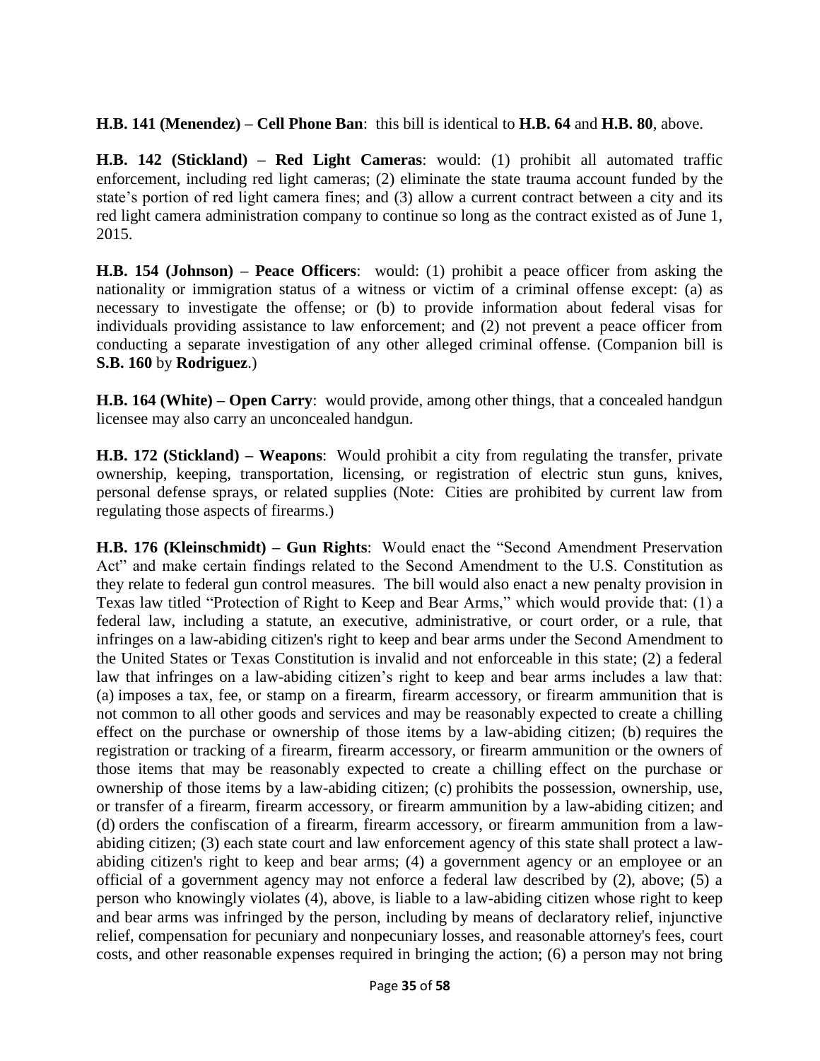**H.B. 141 (Menendez) – Cell Phone Ban**: this bill is identical to **H.B. 64** and **H.B. 80**, above.

**H.B. 142 (Stickland) – Red Light Cameras**: would: (1) prohibit all automated traffic enforcement, including red light cameras; (2) eliminate the state trauma account funded by the state's portion of red light camera fines; and (3) allow a current contract between a city and its red light camera administration company to continue so long as the contract existed as of June 1, 2015.

**H.B. 154 (Johnson) – Peace Officers**: would: (1) prohibit a peace officer from asking the nationality or immigration status of a witness or victim of a criminal offense except: (a) as necessary to investigate the offense; or (b) to provide information about federal visas for individuals providing assistance to law enforcement; and (2) not prevent a peace officer from conducting a separate investigation of any other alleged criminal offense. (Companion bill is **S.B. 160** by **Rodriguez**.)

**H.B. 164 (White) – Open Carry**: would provide, among other things, that a concealed handgun licensee may also carry an unconcealed handgun.

**H.B. 172 (Stickland) – Weapons**: Would prohibit a city from regulating the transfer, private ownership, keeping, transportation, licensing, or registration of electric stun guns, knives, personal defense sprays, or related supplies (Note: Cities are prohibited by current law from regulating those aspects of firearms.)

**H.B. 176 (Kleinschmidt) – Gun Rights**: Would enact the "Second Amendment Preservation Act" and make certain findings related to the Second Amendment to the U.S. Constitution as they relate to federal gun control measures. The bill would also enact a new penalty provision in Texas law titled "Protection of Right to Keep and Bear Arms," which would provide that: (1) a federal law, including a statute, an executive, administrative, or court order, or a rule, that infringes on a law-abiding citizen's right to keep and bear arms under the Second Amendment to the United States or Texas Constitution is invalid and not enforceable in this state; (2) a federal law that infringes on a law-abiding citizen's right to keep and bear arms includes a law that: (a) imposes a tax, fee, or stamp on a firearm, firearm accessory, or firearm ammunition that is not common to all other goods and services and may be reasonably expected to create a chilling effect on the purchase or ownership of those items by a law-abiding citizen; (b) requires the registration or tracking of a firearm, firearm accessory, or firearm ammunition or the owners of those items that may be reasonably expected to create a chilling effect on the purchase or ownership of those items by a law-abiding citizen; (c) prohibits the possession, ownership, use, or transfer of a firearm, firearm accessory, or firearm ammunition by a law-abiding citizen; and (d) orders the confiscation of a firearm, firearm accessory, or firearm ammunition from a law-abiding citizen; (3) each state court and law enforcement agency of this state shall protect a law-abiding citizen's right to keep and bear arms; (4) a government agency or an employee or an official of a government agency may not enforce a federal law described by (2), above; (5) a person who knowingly violates (4), above, is liable to a law-abiding citizen whose right to keep and bear arms was infringed by the person, including by means of declaratory relief, injunctive relief, compensation for pecuniary and nonpecuniary losses, and reasonable attorney's fees, court costs, and other reasonable expenses required in bringing the action; (6) a person may not bring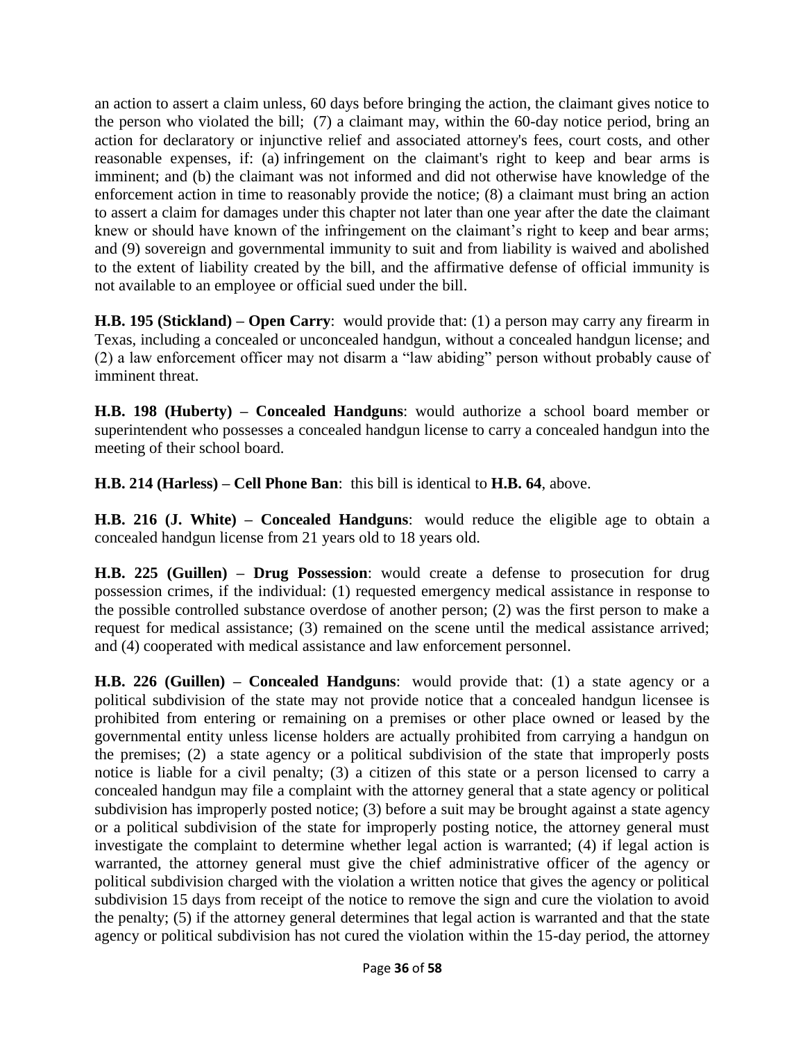an action to assert a claim unless, 60 days before bringing the action, the claimant gives notice to the person who violated the bill; (7) a claimant may, within the 60-day notice period, bring an action for declaratory or injunctive relief and associated attorney's fees, court costs, and other reasonable expenses, if: (a) infringement on the claimant's right to keep and bear arms is imminent; and (b) the claimant was not informed and did not otherwise have knowledge of the enforcement action in time to reasonably provide the notice; (8) a claimant must bring an action to assert a claim for damages under this chapter not later than one year after the date the claimant knew or should have known of the infringement on the claimant's right to keep and bear arms; and (9) sovereign and governmental immunity to suit and from liability is waived and abolished to the extent of liability created by the bill, and the affirmative defense of official immunity is not available to an employee or official sued under the bill.

**H.B. 195 (Stickland) – Open Carry**: would provide that: (1) a person may carry any firearm in Texas, including a concealed or unconcealed handgun, without a concealed handgun license; and (2) a law enforcement officer may not disarm a "law abiding" person without probably cause of imminent threat.

**H.B. 198 (Huberty) – Concealed Handguns**: would authorize a school board member or superintendent who possesses a concealed handgun license to carry a concealed handgun into the meeting of their school board.

**H.B. 214 (Harless) – Cell Phone Ban**: this bill is identical to **H.B. 64**, above.

**H.B. 216 (J. White) – Concealed Handguns**: would reduce the eligible age to obtain a concealed handgun license from 21 years old to 18 years old.

**H.B. 225 (Guillen) – Drug Possession**: would create a defense to prosecution for drug possession crimes, if the individual: (1) requested emergency medical assistance in response to the possible controlled substance overdose of another person; (2) was the first person to make a request for medical assistance; (3) remained on the scene until the medical assistance arrived; and (4) cooperated with medical assistance and law enforcement personnel.

**H.B. 226 (Guillen) – Concealed Handguns**: would provide that: (1) a state agency or a political subdivision of the state may not provide notice that a concealed handgun licensee is prohibited from entering or remaining on a premises or other place owned or leased by the governmental entity unless license holders are actually prohibited from carrying a handgun on the premises; (2) a state agency or a political subdivision of the state that improperly posts notice is liable for a civil penalty; (3) a citizen of this state or a person licensed to carry a concealed handgun may file a complaint with the attorney general that a state agency or political subdivision has improperly posted notice; (3) before a suit may be brought against a state agency or a political subdivision of the state for improperly posting notice, the attorney general must investigate the complaint to determine whether legal action is warranted; (4) if legal action is warranted, the attorney general must give the chief administrative officer of the agency or political subdivision charged with the violation a written notice that gives the agency or political subdivision 15 days from receipt of the notice to remove the sign and cure the violation to avoid the penalty; (5) if the attorney general determines that legal action is warranted and that the state agency or political subdivision has not cured the violation within the 15-day period, the attorney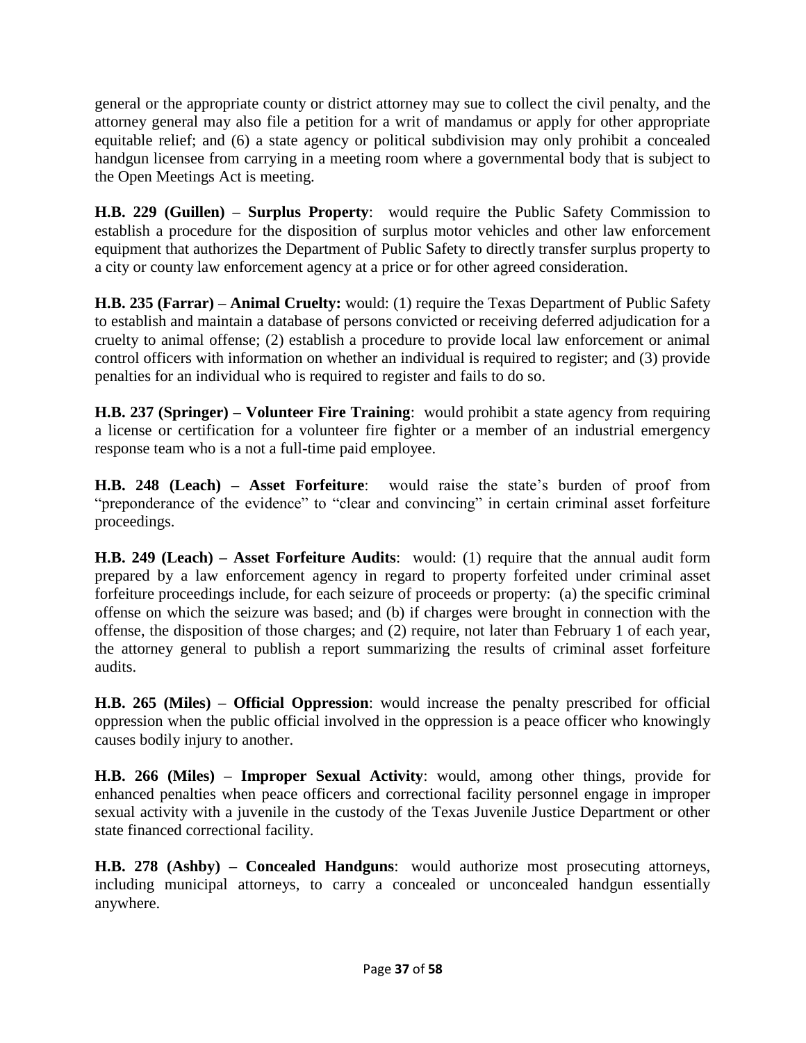general or the appropriate county or district attorney may sue to collect the civil penalty, and the attorney general may also file a petition for a writ of mandamus or apply for other appropriate equitable relief; and (6) a state agency or political subdivision may only prohibit a concealed handgun licensee from carrying in a meeting room where a governmental body that is subject to the Open Meetings Act is meeting.

**H.B. 229 (Guillen) – Surplus Property**: would require the Public Safety Commission to establish a procedure for the disposition of surplus motor vehicles and other law enforcement equipment that authorizes the Department of Public Safety to directly transfer surplus property to a city or county law enforcement agency at a price or for other agreed consideration.

**H.B. 235 (Farrar) – Animal Cruelty:** would: (1) require the Texas Department of Public Safety to establish and maintain a database of persons convicted or receiving deferred adjudication for a cruelty to animal offense; (2) establish a procedure to provide local law enforcement or animal control officers with information on whether an individual is required to register; and (3) provide penalties for an individual who is required to register and fails to do so.

**H.B. 237 (Springer) – Volunteer Fire Training**: would prohibit a state agency from requiring a license or certification for a volunteer fire fighter or a member of an industrial emergency response team who is a not a full-time paid employee.

**H.B. 248 (Leach) – Asset Forfeiture**: would raise the state's burden of proof from "preponderance of the evidence" to "clear and convincing" in certain criminal asset forfeiture proceedings.

**H.B. 249 (Leach) – Asset Forfeiture Audits**: would: (1) require that the annual audit form prepared by a law enforcement agency in regard to property forfeited under criminal asset forfeiture proceedings include, for each seizure of proceeds or property: (a) the specific criminal offense on which the seizure was based; and (b) if charges were brought in connection with the offense, the disposition of those charges; and (2) require, not later than February 1 of each year, the attorney general to publish a report summarizing the results of criminal asset forfeiture audits.

**H.B. 265 (Miles) – Official Oppression**: would increase the penalty prescribed for official oppression when the public official involved in the oppression is a peace officer who knowingly causes bodily injury to another.

**H.B. 266 (Miles) – Improper Sexual Activity**: would, among other things, provide for enhanced penalties when peace officers and correctional facility personnel engage in improper sexual activity with a juvenile in the custody of the Texas Juvenile Justice Department or other state financed correctional facility.

**H.B. 278 (Ashby) – Concealed Handguns**: would authorize most prosecuting attorneys, including municipal attorneys, to carry a concealed or unconcealed handgun essentially anywhere.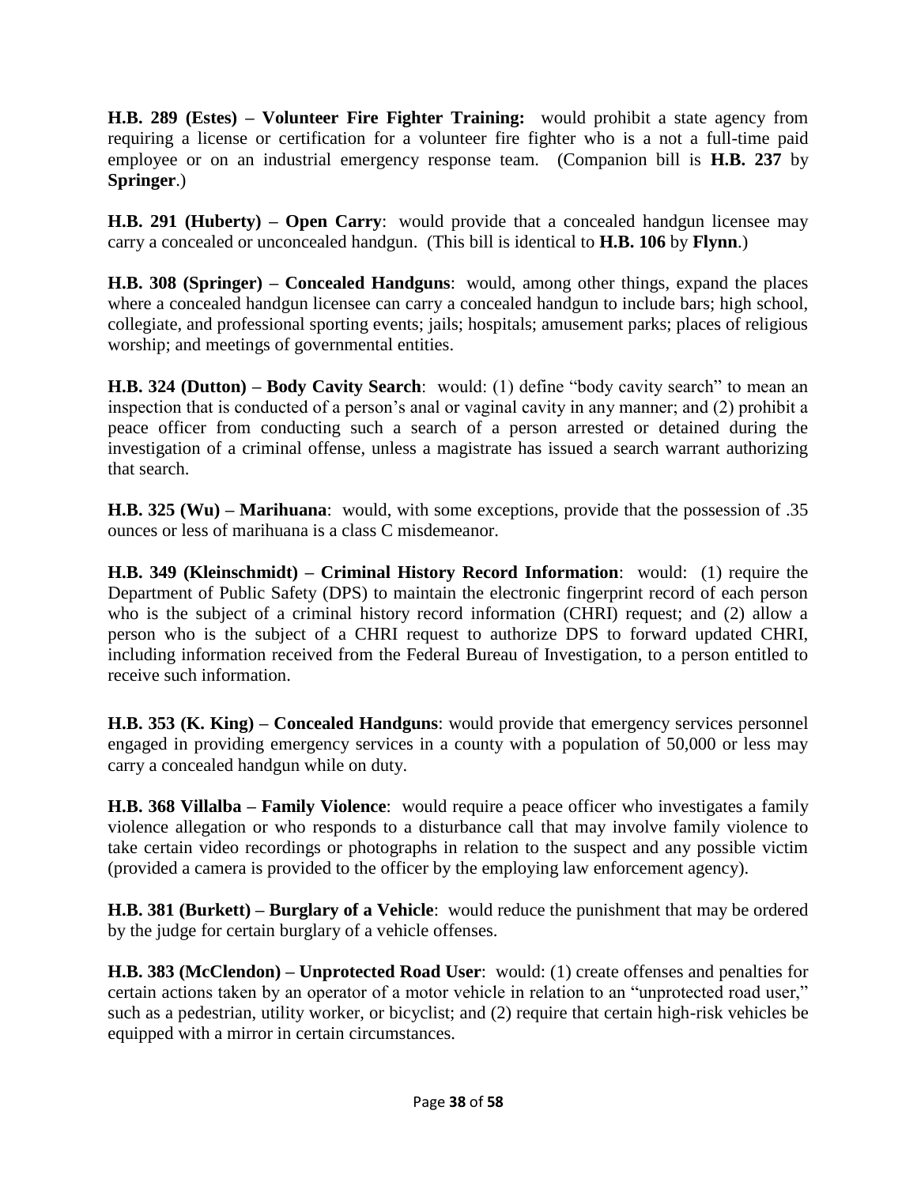**H.B. 289 (Estes) – Volunteer Fire Fighter Training:** would prohibit a state agency from requiring a license or certification for a volunteer fire fighter who is a not a full-time paid employee or on an industrial emergency response team. (Companion bill is **H.B. 237** by **Springer**.)

**H.B. 291 (Huberty) – Open Carry**: would provide that a concealed handgun licensee may carry a concealed or unconcealed handgun. (This bill is identical to **H.B. 106** by **Flynn**.)

**H.B. 308 (Springer) – Concealed Handguns**: would, among other things, expand the places where a concealed handgun licensee can carry a concealed handgun to include bars; high school, collegiate, and professional sporting events; jails; hospitals; amusement parks; places of religious worship; and meetings of governmental entities.

**H.B. 324 (Dutton) – Body Cavity Search**: would: (1) define "body cavity search" to mean an inspection that is conducted of a person's anal or vaginal cavity in any manner; and (2) prohibit a peace officer from conducting such a search of a person arrested or detained during the investigation of a criminal offense, unless a magistrate has issued a search warrant authorizing that search.

**H.B. 325 (Wu) – Marihuana**: would, with some exceptions, provide that the possession of .35 ounces or less of marihuana is a class C misdemeanor.

**H.B. 349 (Kleinschmidt) – Criminal History Record Information**: would: (1) require the Department of Public Safety (DPS) to maintain the electronic fingerprint record of each person who is the subject of a criminal history record information (CHRI) request; and (2) allow a person who is the subject of a CHRI request to authorize DPS to forward updated CHRI, including information received from the Federal Bureau of Investigation, to a person entitled to receive such information.

**H.B. 353 (K. King) – Concealed Handguns**: would provide that emergency services personnel engaged in providing emergency services in a county with a population of 50,000 or less may carry a concealed handgun while on duty.

**H.B. 368 Villalba – Family Violence**: would require a peace officer who investigates a family violence allegation or who responds to a disturbance call that may involve family violence to take certain video recordings or photographs in relation to the suspect and any possible victim (provided a camera is provided to the officer by the employing law enforcement agency).

**H.B. 381 (Burkett) – Burglary of a Vehicle**: would reduce the punishment that may be ordered by the judge for certain burglary of a vehicle offenses.

**H.B. 383 (McClendon) – Unprotected Road User**: would: (1) create offenses and penalties for certain actions taken by an operator of a motor vehicle in relation to an "unprotected road user," such as a pedestrian, utility worker, or bicyclist; and (2) require that certain high-risk vehicles be equipped with a mirror in certain circumstances.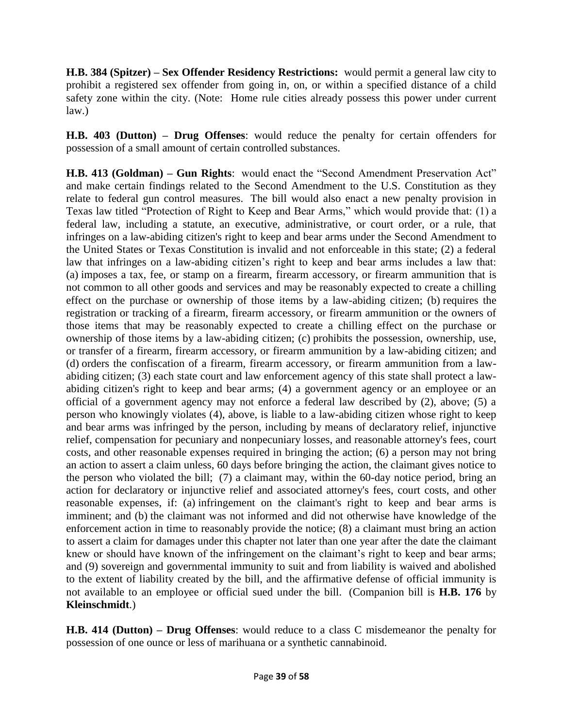**H.B. 384 (Spitzer) – Sex Offender Residency Restrictions:** would permit a general law city to prohibit a registered sex offender from going in, on, or within a specified distance of a child safety zone within the city. (Note: Home rule cities already possess this power under current law.)

**H.B. 403 (Dutton) – Drug Offenses**: would reduce the penalty for certain offenders for possession of a small amount of certain controlled substances.

**H.B. 413 (Goldman) – Gun Rights**: would enact the "Second Amendment Preservation Act" and make certain findings related to the Second Amendment to the U.S. Constitution as they relate to federal gun control measures. The bill would also enact a new penalty provision in Texas law titled "Protection of Right to Keep and Bear Arms," which would provide that: (1) a federal law, including a statute, an executive, administrative, or court order, or a rule, that infringes on a law-abiding citizen's right to keep and bear arms under the Second Amendment to the United States or Texas Constitution is invalid and not enforceable in this state; (2) a federal law that infringes on a law-abiding citizen's right to keep and bear arms includes a law that: (a) imposes a tax, fee, or stamp on a firearm, firearm accessory, or firearm ammunition that is not common to all other goods and services and may be reasonably expected to create a chilling effect on the purchase or ownership of those items by a law-abiding citizen; (b) requires the registration or tracking of a firearm, firearm accessory, or firearm ammunition or the owners of those items that may be reasonably expected to create a chilling effect on the purchase or ownership of those items by a law-abiding citizen; (c) prohibits the possession, ownership, use, or transfer of a firearm, firearm accessory, or firearm ammunition by a law-abiding citizen; and (d) orders the confiscation of a firearm, firearm accessory, or firearm ammunition from a law-abiding citizen; (3) each state court and law enforcement agency of this state shall protect a law-abiding citizen's right to keep and bear arms; (4) a government agency or an employee or an official of a government agency may not enforce a federal law described by (2), above; (5) a person who knowingly violates (4), above, is liable to a law-abiding citizen whose right to keep and bear arms was infringed by the person, including by means of declaratory relief, injunctive relief, compensation for pecuniary and nonpecuniary losses, and reasonable attorney's fees, court costs, and other reasonable expenses required in bringing the action; (6) a person may not bring an action to assert a claim unless, 60 days before bringing the action, the claimant gives notice to the person who violated the bill; (7) a claimant may, within the 60-day notice period, bring an action for declaratory or injunctive relief and associated attorney's fees, court costs, and other reasonable expenses, if: (a) infringement on the claimant's right to keep and bear arms is imminent; and (b) the claimant was not informed and did not otherwise have knowledge of the enforcement action in time to reasonably provide the notice; (8) a claimant must bring an action to assert a claim for damages under this chapter not later than one year after the date the claimant knew or should have known of the infringement on the claimant's right to keep and bear arms; and (9) sovereign and governmental immunity to suit and from liability is waived and abolished to the extent of liability created by the bill, and the affirmative defense of official immunity is not available to an employee or official sued under the bill. (Companion bill is **H.B. 176** by **Kleinschmidt**.)

**H.B. 414 (Dutton) – Drug Offenses**: would reduce to a class C misdemeanor the penalty for possession of one ounce or less of marihuana or a synthetic cannabinoid.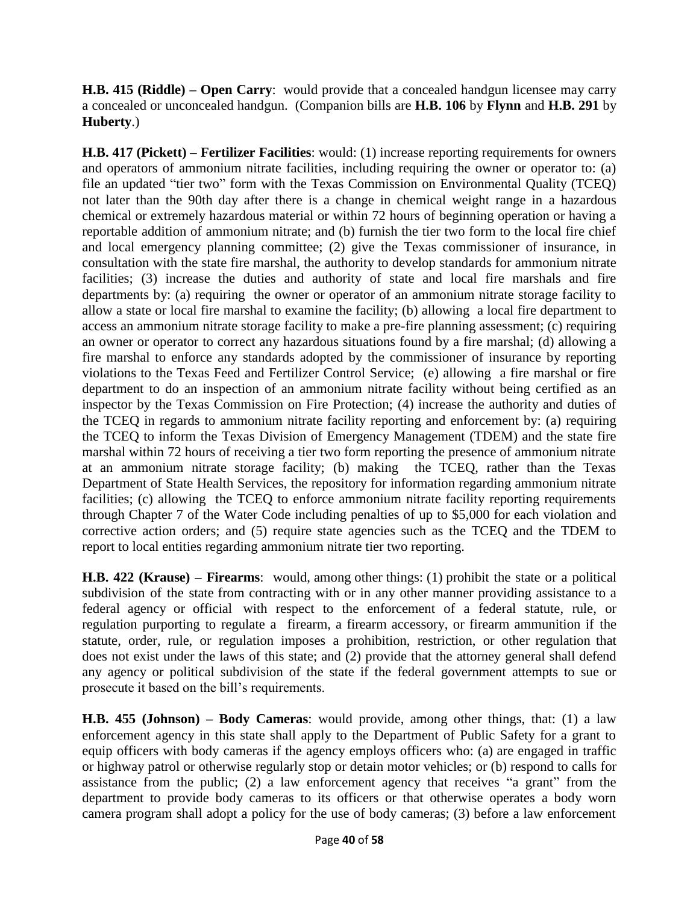**H.B. 415 (Riddle) – Open Carry**: would provide that a concealed handgun licensee may carry a concealed or unconcealed handgun. (Companion bills are **H.B. 106** by **Flynn** and **H.B. 291** by **Huberty**.)

**H.B. 417 (Pickett) – Fertilizer Facilities**: would: (1) increase reporting requirements for owners and operators of ammonium nitrate facilities, including requiring the owner or operator to: (a) file an updated "tier two" form with the Texas Commission on Environmental Quality (TCEQ) not later than the 90th day after there is a change in chemical weight range in a hazardous chemical or extremely hazardous material or within 72 hours of beginning operation or having a reportable addition of ammonium nitrate; and (b) furnish the tier two form to the local fire chief and local emergency planning committee; (2) give the Texas commissioner of insurance, in consultation with the state fire marshal, the authority to develop standards for ammonium nitrate facilities; (3) increase the duties and authority of state and local fire marshals and fire departments by: (a) requiring the owner or operator of an ammonium nitrate storage facility to allow a state or local fire marshal to examine the facility; (b) allowing a local fire department to access an ammonium nitrate storage facility to make a pre-fire planning assessment; (c) requiring an owner or operator to correct any hazardous situations found by a fire marshal; (d) allowing a fire marshal to enforce any standards adopted by the commissioner of insurance by reporting violations to the Texas Feed and Fertilizer Control Service; (e) allowing a fire marshal or fire department to do an inspection of an ammonium nitrate facility without being certified as an inspector by the Texas Commission on Fire Protection; (4) increase the authority and duties of the TCEQ in regards to ammonium nitrate facility reporting and enforcement by: (a) requiring the TCEQ to inform the Texas Division of Emergency Management (TDEM) and the state fire marshal within 72 hours of receiving a tier two form reporting the presence of ammonium nitrate at an ammonium nitrate storage facility; (b) making the TCEQ, rather than the Texas Department of State Health Services, the repository for information regarding ammonium nitrate facilities; (c) allowing the TCEQ to enforce ammonium nitrate facility reporting requirements through Chapter 7 of the Water Code including penalties of up to $5,000 for each violation and corrective action orders; and (5) require state agencies such as the TCEQ and the TDEM to report to local entities regarding ammonium nitrate tier two reporting.

**H.B. 422 (Krause) – Firearms**: would, among other things: (1) prohibit the state or a political subdivision of the state from contracting with or in any other manner providing assistance to a federal agency or official with respect to the enforcement of a federal statute, rule, or regulation purporting to regulate a firearm, a firearm accessory, or firearm ammunition if the statute, order, rule, or regulation imposes a prohibition, restriction, or other regulation that does not exist under the laws of this state; and (2) provide that the attorney general shall defend any agency or political subdivision of the state if the federal government attempts to sue or prosecute it based on the bill's requirements.

**H.B. 455 (Johnson) – Body Cameras**: would provide, among other things, that: (1) a law enforcement agency in this state shall apply to the Department of Public Safety for a grant to equip officers with body cameras if the agency employs officers who: (a) are engaged in traffic or highway patrol or otherwise regularly stop or detain motor vehicles; or (b) respond to calls for assistance from the public; (2) a law enforcement agency that receives "a grant" from the department to provide body cameras to its officers or that otherwise operates a body worn camera program shall adopt a policy for the use of body cameras; (3) before a law enforcement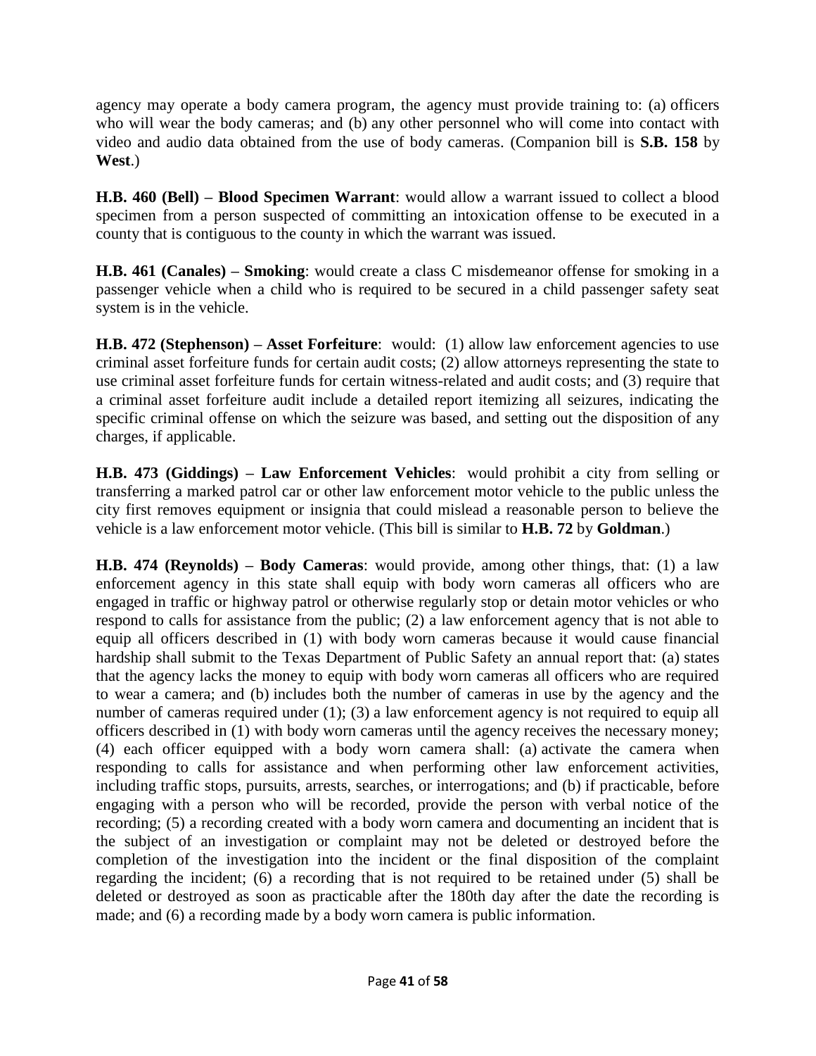agency may operate a body camera program, the agency must provide training to: (a) officers who will wear the body cameras; and (b) any other personnel who will come into contact with video and audio data obtained from the use of body cameras. (Companion bill is **S.B. 158** by **West**.)

**H.B. 460 (Bell) – Blood Specimen Warrant**: would allow a warrant issued to collect a blood specimen from a person suspected of committing an intoxication offense to be executed in a county that is contiguous to the county in which the warrant was issued.

**H.B. 461 (Canales) – Smoking**: would create a class C misdemeanor offense for smoking in a passenger vehicle when a child who is required to be secured in a child passenger safety seat system is in the vehicle.

**H.B. 472 (Stephenson) – Asset Forfeiture**: would: (1) allow law enforcement agencies to use criminal asset forfeiture funds for certain audit costs; (2) allow attorneys representing the state to use criminal asset forfeiture funds for certain witness-related and audit costs; and (3) require that a criminal asset forfeiture audit include a detailed report itemizing all seizures, indicating the specific criminal offense on which the seizure was based, and setting out the disposition of any charges, if applicable.

**H.B. 473 (Giddings) – Law Enforcement Vehicles**: would prohibit a city from selling or transferring a marked patrol car or other law enforcement motor vehicle to the public unless the city first removes equipment or insignia that could mislead a reasonable person to believe the vehicle is a law enforcement motor vehicle. (This bill is similar to **H.B. 72** by **Goldman**.)

**H.B. 474 (Reynolds) – Body Cameras**: would provide, among other things, that: (1) a law enforcement agency in this state shall equip with body worn cameras all officers who are engaged in traffic or highway patrol or otherwise regularly stop or detain motor vehicles or who respond to calls for assistance from the public; (2) a law enforcement agency that is not able to equip all officers described in (1) with body worn cameras because it would cause financial hardship shall submit to the Texas Department of Public Safety an annual report that: (a) states that the agency lacks the money to equip with body worn cameras all officers who are required to wear a camera; and (b) includes both the number of cameras in use by the agency and the number of cameras required under (1); (3) a law enforcement agency is not required to equip all officers described in (1) with body worn cameras until the agency receives the necessary money; (4) each officer equipped with a body worn camera shall: (a) activate the camera when responding to calls for assistance and when performing other law enforcement activities, including traffic stops, pursuits, arrests, searches, or interrogations; and (b) if practicable, before engaging with a person who will be recorded, provide the person with verbal notice of the recording; (5) a recording created with a body worn camera and documenting an incident that is the subject of an investigation or complaint may not be deleted or destroyed before the completion of the investigation into the incident or the final disposition of the complaint regarding the incident; (6) a recording that is not required to be retained under (5) shall be deleted or destroyed as soon as practicable after the 180th day after the date the recording is made; and (6) a recording made by a body worn camera is public information.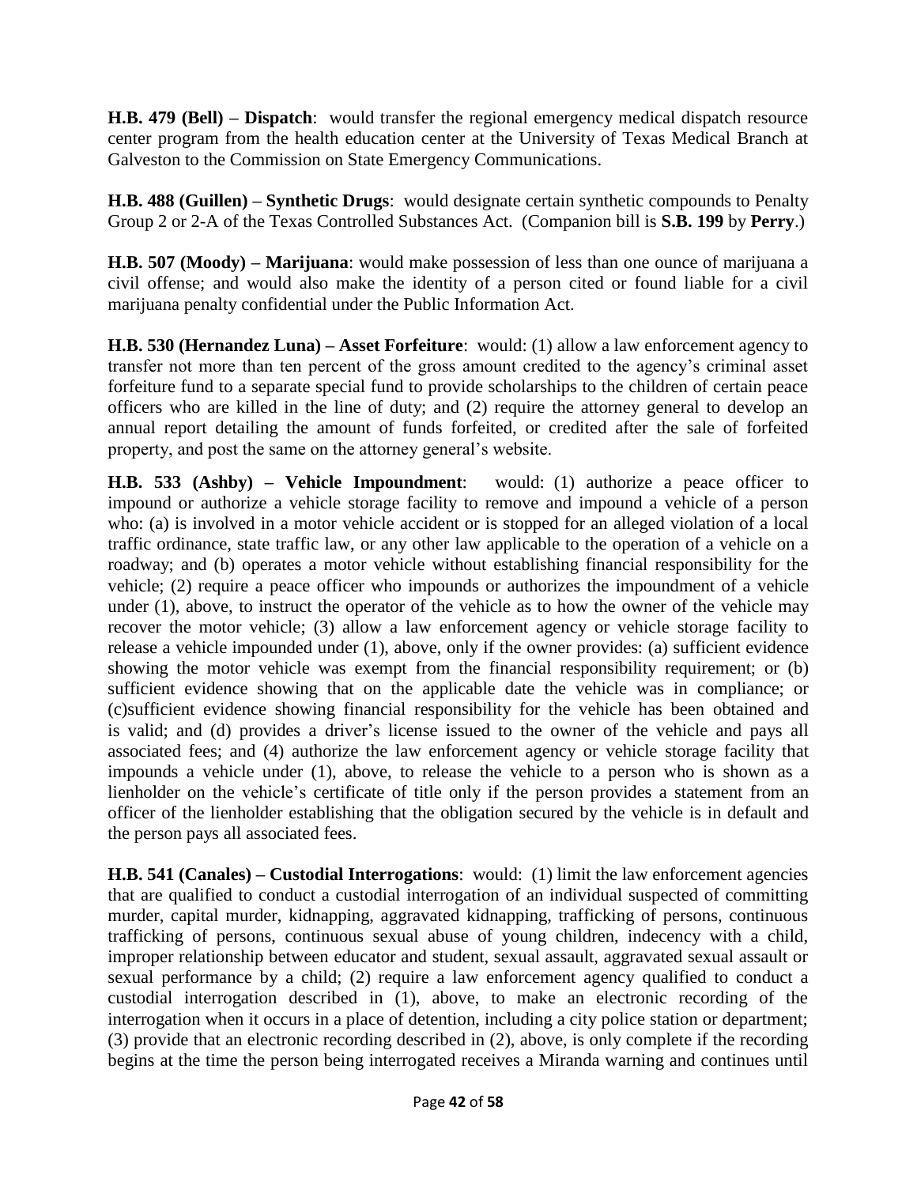**H.B. 479 (Bell) – Dispatch**: would transfer the regional emergency medical dispatch resource center program from the health education center at the University of Texas Medical Branch at Galveston to the Commission on State Emergency Communications.

**H.B. 488 (Guillen) – Synthetic Drugs**: would designate certain synthetic compounds to Penalty Group 2 or 2-A of the Texas Controlled Substances Act. (Companion bill is **S.B. 199** by **Perry**.)

**H.B. 507 (Moody) – Marijuana**: would make possession of less than one ounce of marijuana a civil offense; and would also make the identity of a person cited or found liable for a civil marijuana penalty confidential under the Public Information Act.

**H.B. 530 (Hernandez Luna) – Asset Forfeiture**: would: (1) allow a law enforcement agency to transfer not more than ten percent of the gross amount credited to the agency's criminal asset forfeiture fund to a separate special fund to provide scholarships to the children of certain peace officers who are killed in the line of duty; and (2) require the attorney general to develop an annual report detailing the amount of funds forfeited, or credited after the sale of forfeited property, and post the same on the attorney general's website.

**H.B. 533 (Ashby) – Vehicle Impoundment**: would: (1) authorize a peace officer to impound or authorize a vehicle storage facility to remove and impound a vehicle of a person who: (a) is involved in a motor vehicle accident or is stopped for an alleged violation of a local traffic ordinance, state traffic law, or any other law applicable to the operation of a vehicle on a roadway; and (b) operates a motor vehicle without establishing financial responsibility for the vehicle; (2) require a peace officer who impounds or authorizes the impoundment of a vehicle under (1), above, to instruct the operator of the vehicle as to how the owner of the vehicle may recover the motor vehicle; (3) allow a law enforcement agency or vehicle storage facility to release a vehicle impounded under (1), above, only if the owner provides: (a) sufficient evidence showing the motor vehicle was exempt from the financial responsibility requirement; or (b) sufficient evidence showing that on the applicable date the vehicle was in compliance; or (c)sufficient evidence showing financial responsibility for the vehicle has been obtained and is valid; and (d) provides a driver's license issued to the owner of the vehicle and pays all associated fees; and (4) authorize the law enforcement agency or vehicle storage facility that impounds a vehicle under (1), above, to release the vehicle to a person who is shown as a lienholder on the vehicle's certificate of title only if the person provides a statement from an officer of the lienholder establishing that the obligation secured by the vehicle is in default and the person pays all associated fees.

**H.B. 541 (Canales) – Custodial Interrogations**: would: (1) limit the law enforcement agencies that are qualified to conduct a custodial interrogation of an individual suspected of committing murder, capital murder, kidnapping, aggravated kidnapping, trafficking of persons, continuous trafficking of persons, continuous sexual abuse of young children, indecency with a child, improper relationship between educator and student, sexual assault, aggravated sexual assault or sexual performance by a child; (2) require a law enforcement agency qualified to conduct a custodial interrogation described in (1), above, to make an electronic recording of the interrogation when it occurs in a place of detention, including a city police station or department; (3) provide that an electronic recording described in (2), above, is only complete if the recording begins at the time the person being interrogated receives a Miranda warning and continues until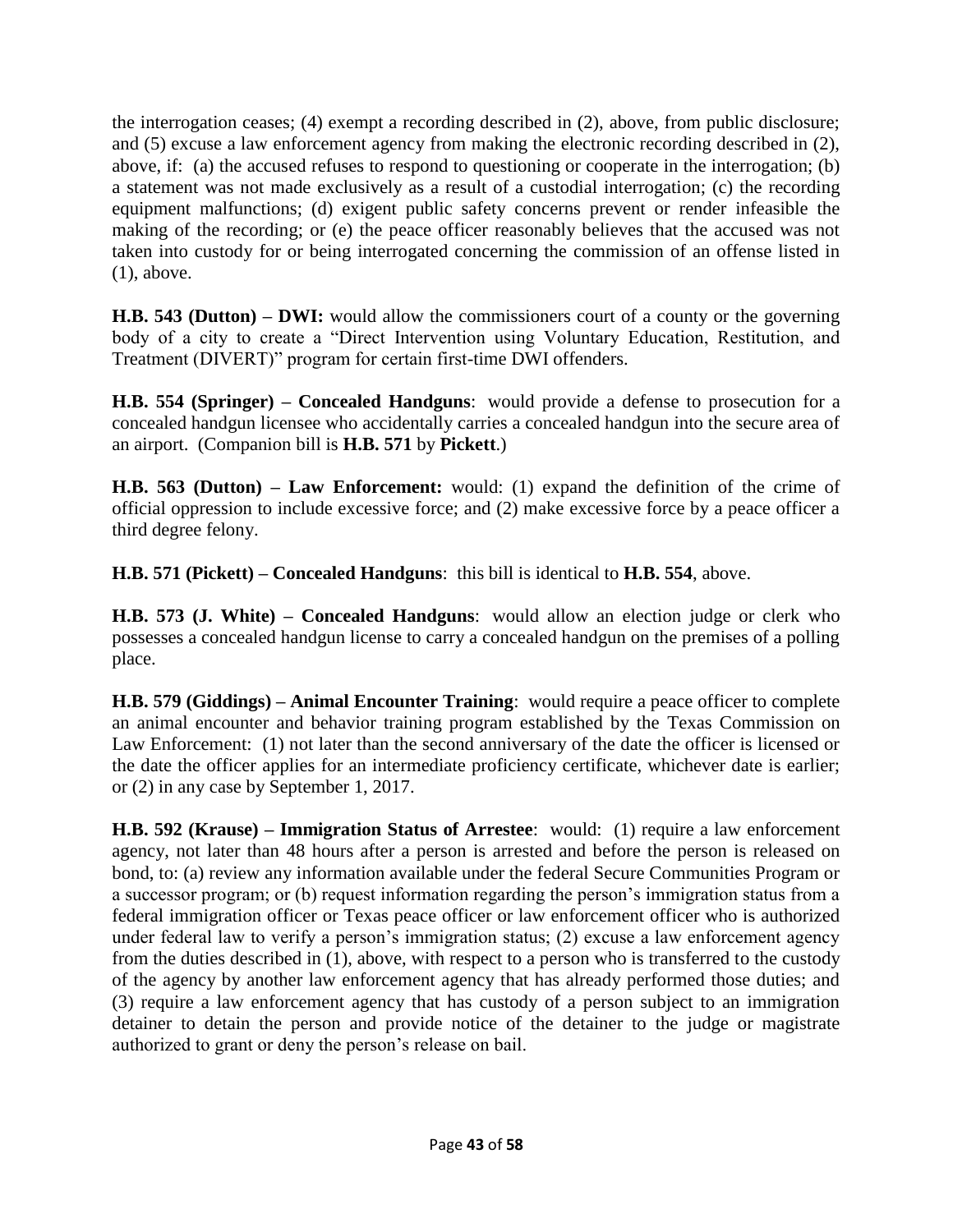the interrogation ceases; (4) exempt a recording described in (2), above, from public disclosure; and (5) excuse a law enforcement agency from making the electronic recording described in (2), above, if: (a) the accused refuses to respond to questioning or cooperate in the interrogation; (b) a statement was not made exclusively as a result of a custodial interrogation; (c) the recording equipment malfunctions; (d) exigent public safety concerns prevent or render infeasible the making of the recording; or (e) the peace officer reasonably believes that the accused was not taken into custody for or being interrogated concerning the commission of an offense listed in (1), above.

**H.B. 543 (Dutton) – DWI:** would allow the commissioners court of a county or the governing body of a city to create a "Direct Intervention using Voluntary Education, Restitution, and Treatment (DIVERT)" program for certain first-time DWI offenders.

**H.B. 554 (Springer) – Concealed Handguns**: would provide a defense to prosecution for a concealed handgun licensee who accidentally carries a concealed handgun into the secure area of an airport. (Companion bill is **H.B. 571** by **Pickett**.)

**H.B. 563 (Dutton) – Law Enforcement:** would: (1) expand the definition of the crime of official oppression to include excessive force; and (2) make excessive force by a peace officer a third degree felony.

**H.B. 571 (Pickett) – Concealed Handguns**: this bill is identical to **H.B. 554**, above.

**H.B. 573 (J. White) – Concealed Handguns**: would allow an election judge or clerk who possesses a concealed handgun license to carry a concealed handgun on the premises of a polling place.

**H.B. 579 (Giddings) – Animal Encounter Training**: would require a peace officer to complete an animal encounter and behavior training program established by the Texas Commission on Law Enforcement: (1) not later than the second anniversary of the date the officer is licensed or the date the officer applies for an intermediate proficiency certificate, whichever date is earlier; or (2) in any case by September 1, 2017.

**H.B. 592 (Krause) – Immigration Status of Arrestee**: would: (1) require a law enforcement agency, not later than 48 hours after a person is arrested and before the person is released on bond, to: (a) review any information available under the federal Secure Communities Program or a successor program; or (b) request information regarding the person's immigration status from a federal immigration officer or Texas peace officer or law enforcement officer who is authorized under federal law to verify a person's immigration status; (2) excuse a law enforcement agency from the duties described in (1), above, with respect to a person who is transferred to the custody of the agency by another law enforcement agency that has already performed those duties; and (3) require a law enforcement agency that has custody of a person subject to an immigration detainer to detain the person and provide notice of the detainer to the judge or magistrate authorized to grant or deny the person's release on bail.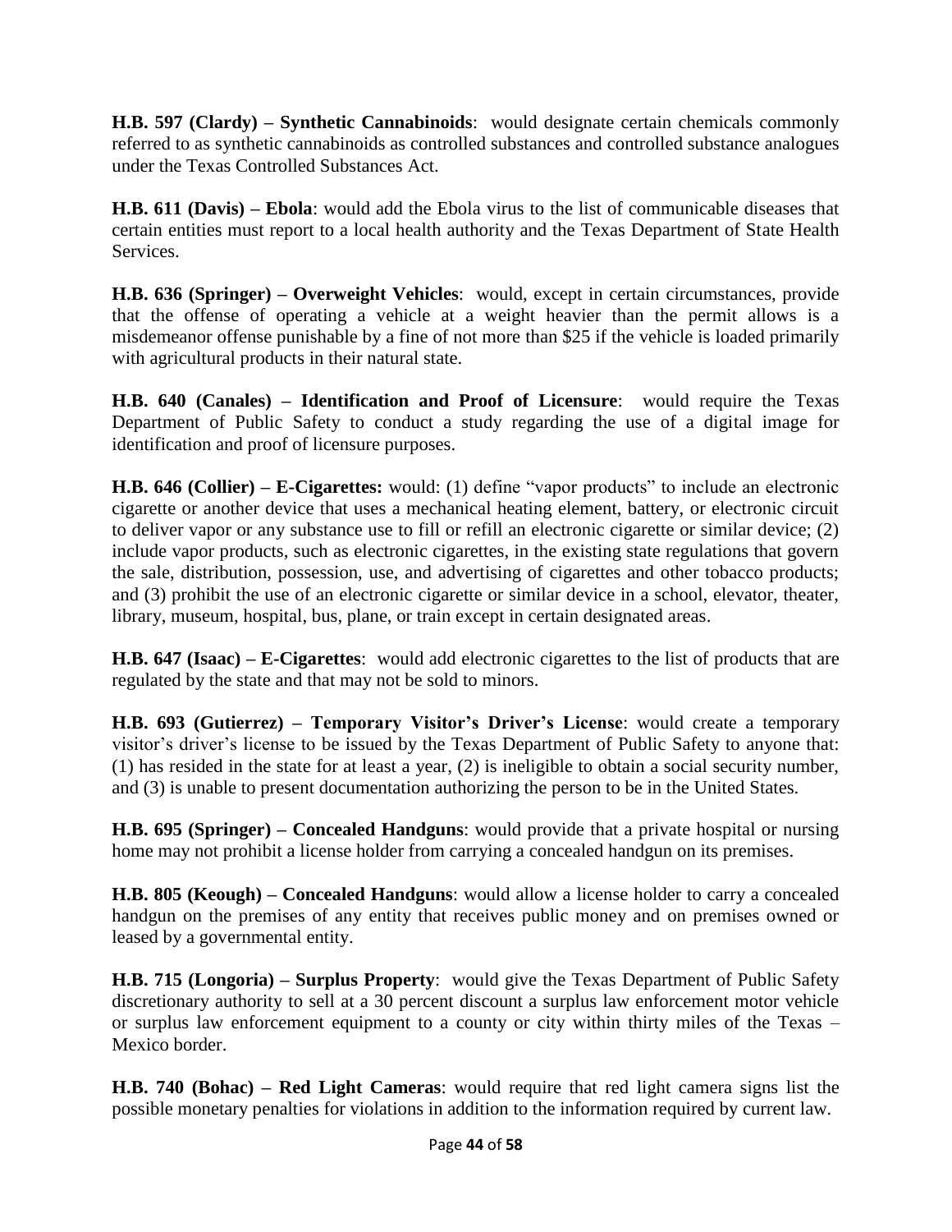**H.B. 597 (Clardy) – Synthetic Cannabinoids**: would designate certain chemicals commonly referred to as synthetic cannabinoids as controlled substances and controlled substance analogues under the Texas Controlled Substances Act.

**H.B. 611 (Davis) – Ebola**: would add the Ebola virus to the list of communicable diseases that certain entities must report to a local health authority and the Texas Department of State Health Services.

**H.B. 636 (Springer) – Overweight Vehicles**: would, except in certain circumstances, provide that the offense of operating a vehicle at a weight heavier than the permit allows is a misdemeanor offense punishable by a fine of not more than $25 if the vehicle is loaded primarily with agricultural products in their natural state.

**H.B. 640 (Canales) – Identification and Proof of Licensure**: would require the Texas Department of Public Safety to conduct a study regarding the use of a digital image for identification and proof of licensure purposes.

**H.B. 646 (Collier) – E-Cigarettes:** would: (1) define "vapor products" to include an electronic cigarette or another device that uses a mechanical heating element, battery, or electronic circuit to deliver vapor or any substance use to fill or refill an electronic cigarette or similar device; (2) include vapor products, such as electronic cigarettes, in the existing state regulations that govern the sale, distribution, possession, use, and advertising of cigarettes and other tobacco products; and (3) prohibit the use of an electronic cigarette or similar device in a school, elevator, theater, library, museum, hospital, bus, plane, or train except in certain designated areas.

**H.B. 647 (Isaac) – E-Cigarettes**: would add electronic cigarettes to the list of products that are regulated by the state and that may not be sold to minors.

**H.B. 693 (Gutierrez) – Temporary Visitor's Driver's License**: would create a temporary visitor's driver's license to be issued by the Texas Department of Public Safety to anyone that: (1) has resided in the state for at least a year, (2) is ineligible to obtain a social security number, and (3) is unable to present documentation authorizing the person to be in the United States.

**H.B. 695 (Springer) – Concealed Handguns**: would provide that a private hospital or nursing home may not prohibit a license holder from carrying a concealed handgun on its premises.

**H.B. 805 (Keough) – Concealed Handguns**: would allow a license holder to carry a concealed handgun on the premises of any entity that receives public money and on premises owned or leased by a governmental entity.

**H.B. 715 (Longoria) – Surplus Property**: would give the Texas Department of Public Safety discretionary authority to sell at a 30 percent discount a surplus law enforcement motor vehicle or surplus law enforcement equipment to a county or city within thirty miles of the Texas – Mexico border.

**H.B. 740 (Bohac) – Red Light Cameras**: would require that red light camera signs list the possible monetary penalties for violations in addition to the information required by current law.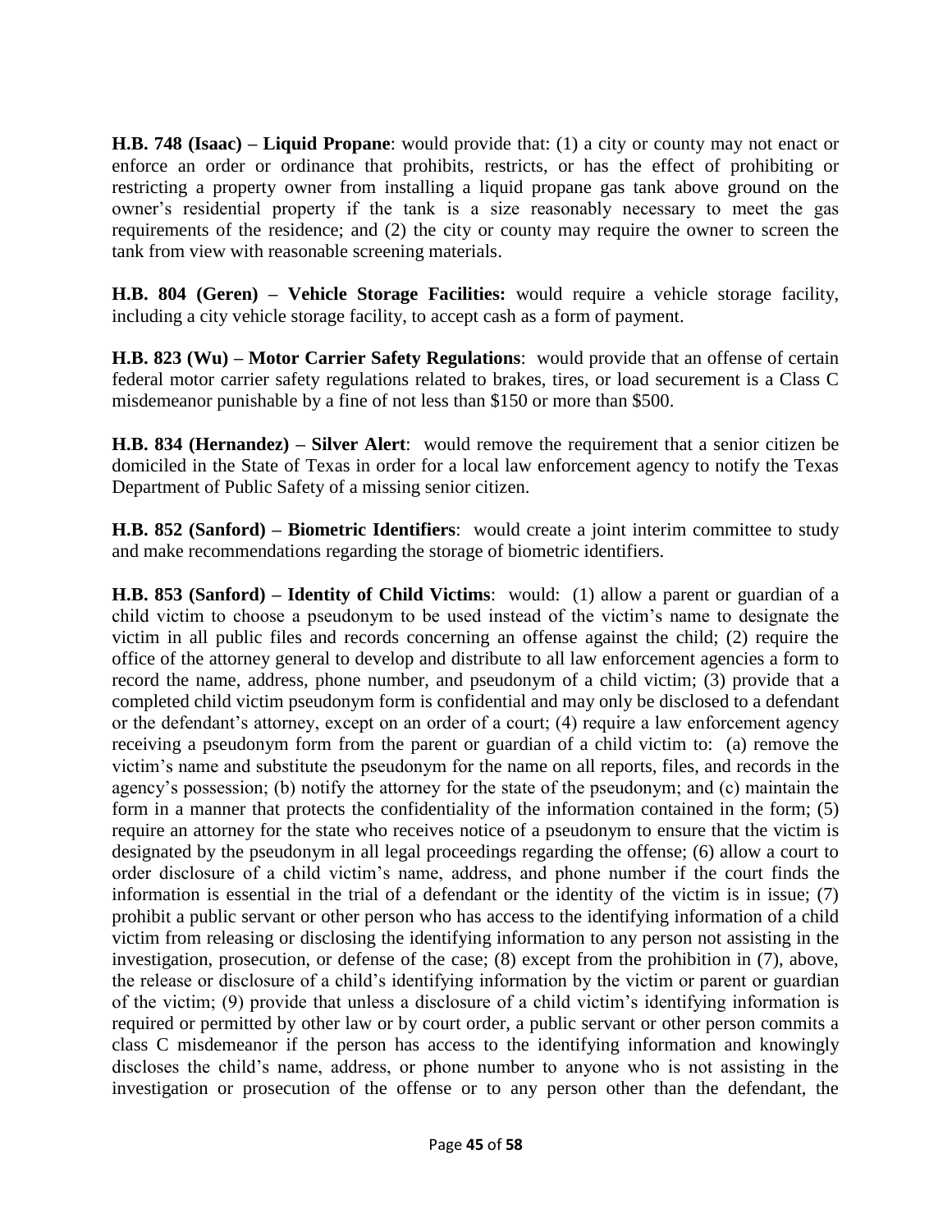**H.B. 748 (Isaac) – Liquid Propane**: would provide that: (1) a city or county may not enact or enforce an order or ordinance that prohibits, restricts, or has the effect of prohibiting or restricting a property owner from installing a liquid propane gas tank above ground on the owner's residential property if the tank is a size reasonably necessary to meet the gas requirements of the residence; and (2) the city or county may require the owner to screen the tank from view with reasonable screening materials.

**H.B. 804 (Geren) – Vehicle Storage Facilities:** would require a vehicle storage facility, including a city vehicle storage facility, to accept cash as a form of payment.

**H.B. 823 (Wu) – Motor Carrier Safety Regulations**: would provide that an offense of certain federal motor carrier safety regulations related to brakes, tires, or load securement is a Class C misdemeanor punishable by a fine of not less than $150 or more than $500.

**H.B. 834 (Hernandez) – Silver Alert**: would remove the requirement that a senior citizen be domiciled in the State of Texas in order for a local law enforcement agency to notify the Texas Department of Public Safety of a missing senior citizen.

**H.B. 852 (Sanford) – Biometric Identifiers**: would create a joint interim committee to study and make recommendations regarding the storage of biometric identifiers.

**H.B. 853 (Sanford) – Identity of Child Victims**: would: (1) allow a parent or guardian of a child victim to choose a pseudonym to be used instead of the victim's name to designate the victim in all public files and records concerning an offense against the child; (2) require the office of the attorney general to develop and distribute to all law enforcement agencies a form to record the name, address, phone number, and pseudonym of a child victim; (3) provide that a completed child victim pseudonym form is confidential and may only be disclosed to a defendant or the defendant's attorney, except on an order of a court; (4) require a law enforcement agency receiving a pseudonym form from the parent or guardian of a child victim to: (a) remove the victim's name and substitute the pseudonym for the name on all reports, files, and records in the agency's possession; (b) notify the attorney for the state of the pseudonym; and (c) maintain the form in a manner that protects the confidentiality of the information contained in the form; (5) require an attorney for the state who receives notice of a pseudonym to ensure that the victim is designated by the pseudonym in all legal proceedings regarding the offense; (6) allow a court to order disclosure of a child victim's name, address, and phone number if the court finds the information is essential in the trial of a defendant or the identity of the victim is in issue; (7) prohibit a public servant or other person who has access to the identifying information of a child victim from releasing or disclosing the identifying information to any person not assisting in the investigation, prosecution, or defense of the case; (8) except from the prohibition in (7), above, the release or disclosure of a child's identifying information by the victim or parent or guardian of the victim; (9) provide that unless a disclosure of a child victim's identifying information is required or permitted by other law or by court order, a public servant or other person commits a class C misdemeanor if the person has access to the identifying information and knowingly discloses the child's name, address, or phone number to anyone who is not assisting in the investigation or prosecution of the offense or to any person other than the defendant, the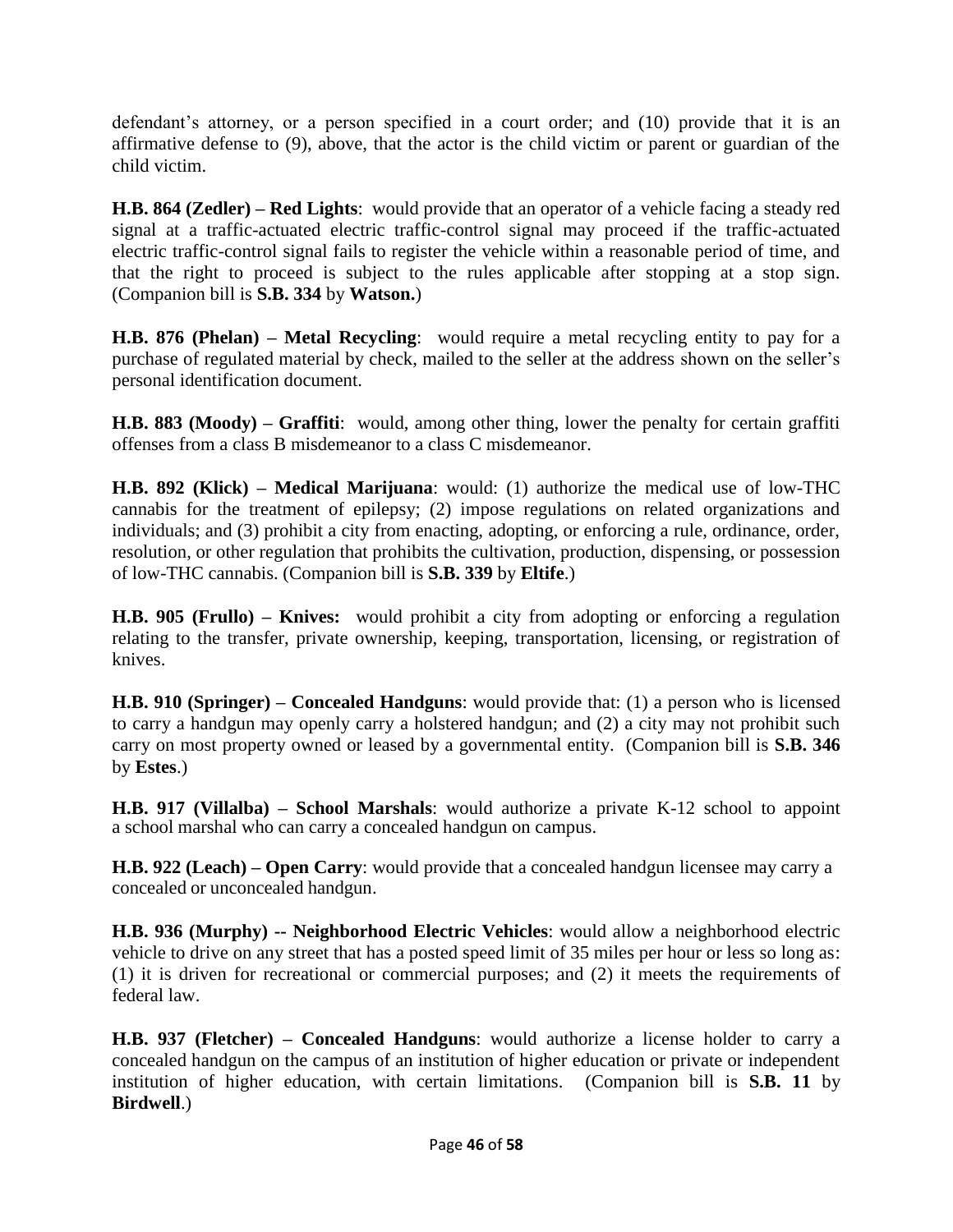defendant's attorney, or a person specified in a court order; and (10) provide that it is an affirmative defense to (9), above, that the actor is the child victim or parent or guardian of the child victim.

**H.B. 864 (Zedler) – Red Lights**: would provide that an operator of a vehicle facing a steady red signal at a traffic-actuated electric traffic-control signal may proceed if the traffic-actuated electric traffic-control signal fails to register the vehicle within a reasonable period of time, and that the right to proceed is subject to the rules applicable after stopping at a stop sign. (Companion bill is **S.B. 334** by **Watson.**)

**H.B. 876 (Phelan) – Metal Recycling**: would require a metal recycling entity to pay for a purchase of regulated material by check, mailed to the seller at the address shown on the seller's personal identification document.

**H.B. 883 (Moody) – Graffiti**: would, among other thing, lower the penalty for certain graffiti offenses from a class B misdemeanor to a class C misdemeanor.

**H.B. 892 (Klick) – Medical Marijuana**: would: (1) authorize the medical use of low-THC cannabis for the treatment of epilepsy; (2) impose regulations on related organizations and individuals; and (3) prohibit a city from enacting, adopting, or enforcing a rule, ordinance, order, resolution, or other regulation that prohibits the cultivation, production, dispensing, or possession of low-THC cannabis. (Companion bill is **S.B. 339** by **Eltife**.)

**H.B. 905 (Frullo) – Knives:** would prohibit a city from adopting or enforcing a regulation relating to the transfer, private ownership, keeping, transportation, licensing, or registration of knives.

**H.B. 910 (Springer) – Concealed Handguns**: would provide that: (1) a person who is licensed to carry a handgun may openly carry a holstered handgun; and (2) a city may not prohibit such carry on most property owned or leased by a governmental entity. (Companion bill is **S.B. 346** by **Estes**.)

**H.B. 917 (Villalba) – School Marshals**: would authorize a private K-12 school to appoint a school marshal who can carry a concealed handgun on campus.

**H.B. 922 (Leach) – Open Carry**: would provide that a concealed handgun licensee may carry a concealed or unconcealed handgun.

**H.B. 936 (Murphy) -- Neighborhood Electric Vehicles**: would allow a neighborhood electric vehicle to drive on any street that has a posted speed limit of 35 miles per hour or less so long as: (1) it is driven for recreational or commercial purposes; and (2) it meets the requirements of federal law.

**H.B. 937 (Fletcher) – Concealed Handguns**: would authorize a license holder to carry a concealed handgun on the campus of an institution of higher education or private or independent institution of higher education, with certain limitations. (Companion bill is **S.B. 11** by **Birdwell**.)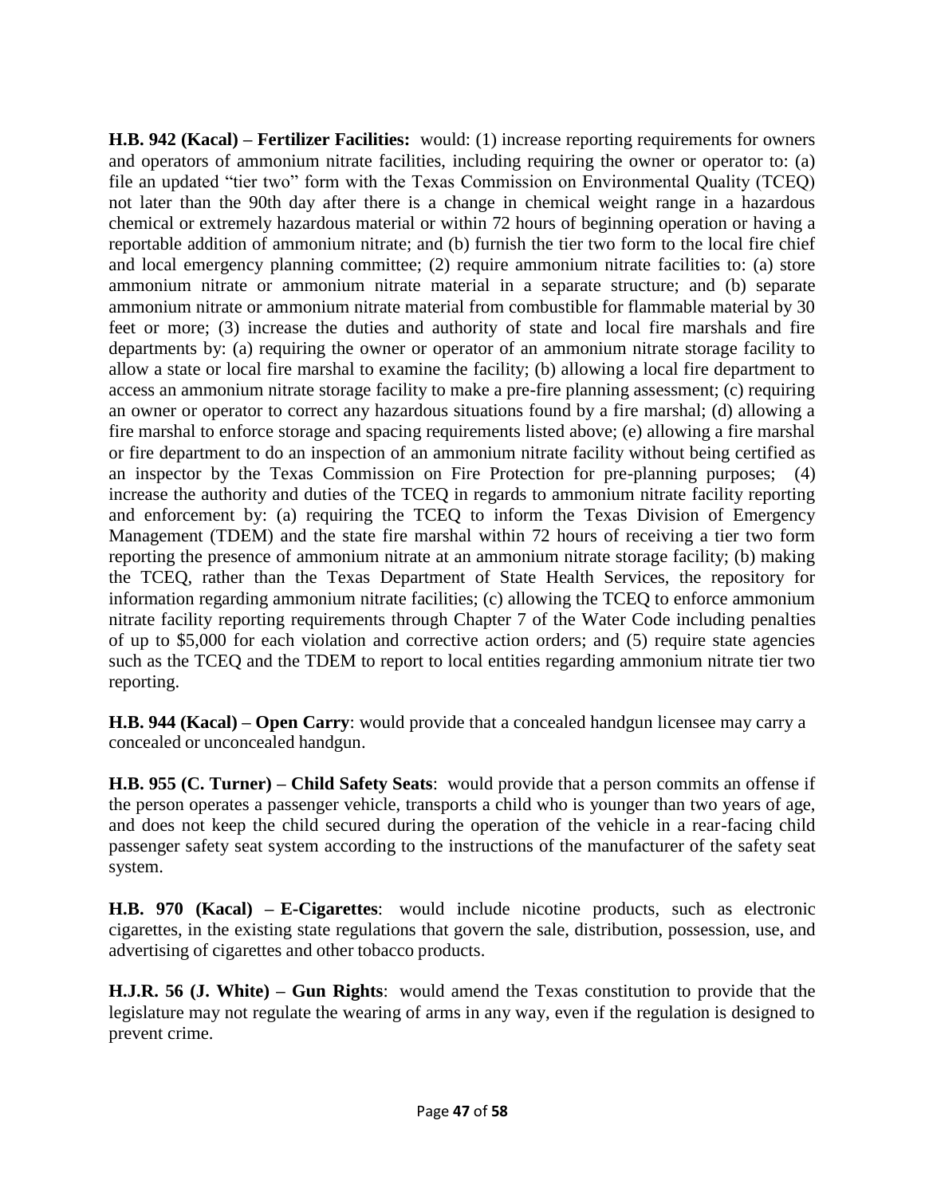**H.B. 942 (Kacal) – Fertilizer Facilities:** would: (1) increase reporting requirements for owners and operators of ammonium nitrate facilities, including requiring the owner or operator to: (a) file an updated "tier two" form with the Texas Commission on Environmental Quality (TCEQ) not later than the 90th day after there is a change in chemical weight range in a hazardous chemical or extremely hazardous material or within 72 hours of beginning operation or having a reportable addition of ammonium nitrate; and (b) furnish the tier two form to the local fire chief and local emergency planning committee; (2) require ammonium nitrate facilities to: (a) store ammonium nitrate or ammonium nitrate material in a separate structure; and (b) separate ammonium nitrate or ammonium nitrate material from combustible for flammable material by 30 feet or more; (3) increase the duties and authority of state and local fire marshals and fire departments by: (a) requiring the owner or operator of an ammonium nitrate storage facility to allow a state or local fire marshal to examine the facility; (b) allowing a local fire department to access an ammonium nitrate storage facility to make a pre-fire planning assessment; (c) requiring an owner or operator to correct any hazardous situations found by a fire marshal; (d) allowing a fire marshal to enforce storage and spacing requirements listed above; (e) allowing a fire marshal or fire department to do an inspection of an ammonium nitrate facility without being certified as an inspector by the Texas Commission on Fire Protection for pre-planning purposes; (4) increase the authority and duties of the TCEQ in regards to ammonium nitrate facility reporting and enforcement by: (a) requiring the TCEQ to inform the Texas Division of Emergency Management (TDEM) and the state fire marshal within 72 hours of receiving a tier two form reporting the presence of ammonium nitrate at an ammonium nitrate storage facility; (b) making the TCEQ, rather than the Texas Department of State Health Services, the repository for information regarding ammonium nitrate facilities; (c) allowing the TCEQ to enforce ammonium nitrate facility reporting requirements through Chapter 7 of the Water Code including penalties of up to $5,000 for each violation and corrective action orders; and (5) require state agencies such as the TCEQ and the TDEM to report to local entities regarding ammonium nitrate tier two reporting.

**H.B. 944 (Kacal) – Open Carry**: would provide that a concealed handgun licensee may carry a concealed or unconcealed handgun.

**H.B. 955 (C. Turner) – Child Safety Seats**: would provide that a person commits an offense if the person operates a passenger vehicle, transports a child who is younger than two years of age, and does not keep the child secured during the operation of the vehicle in a rear-facing child passenger safety seat system according to the instructions of the manufacturer of the safety seat system.

**H.B. 970 (Kacal) – E-Cigarettes**: would include nicotine products, such as electronic cigarettes, in the existing state regulations that govern the sale, distribution, possession, use, and advertising of cigarettes and other tobacco products.

**H.J.R. 56 (J. White) – Gun Rights**: would amend the Texas constitution to provide that the legislature may not regulate the wearing of arms in any way, even if the regulation is designed to prevent crime.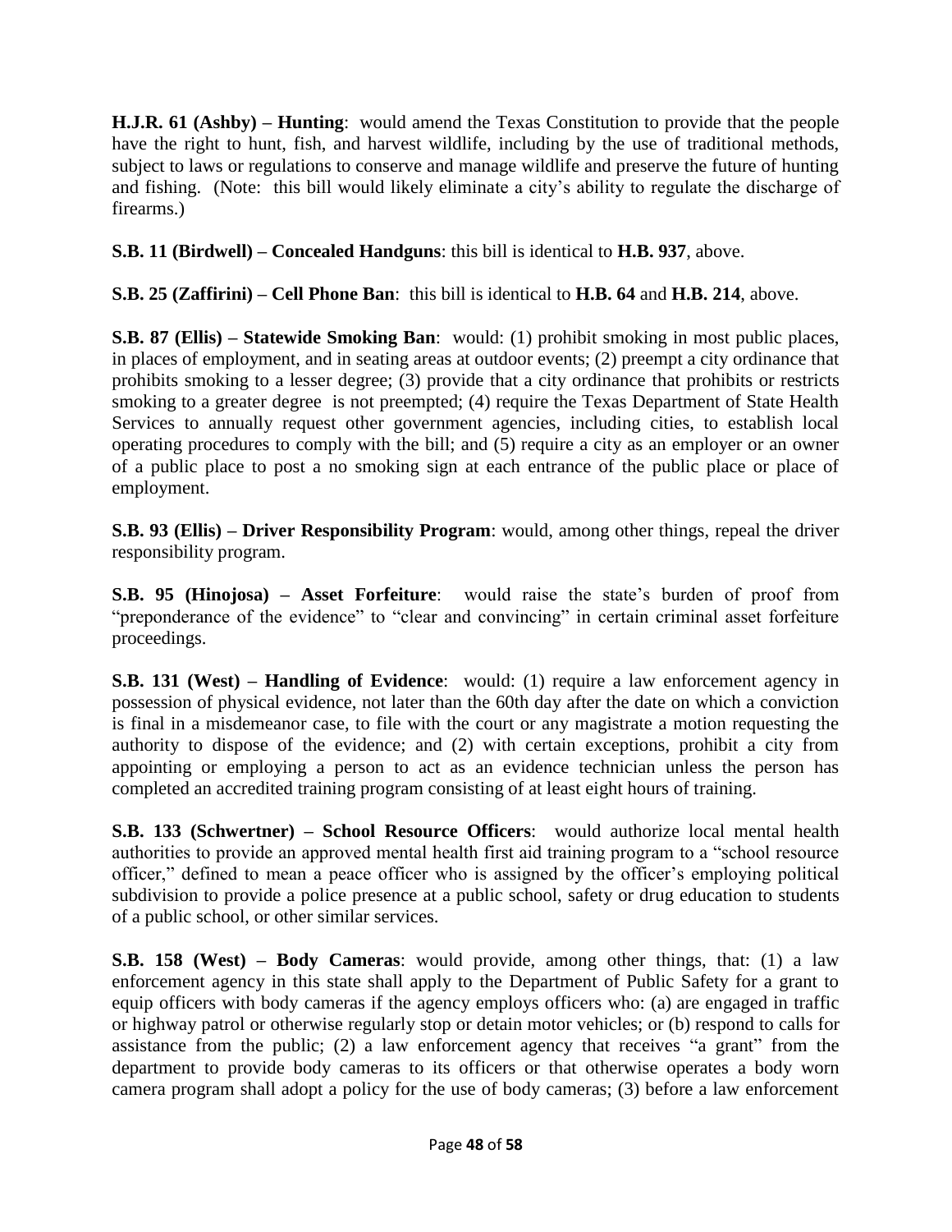**H.J.R. 61 (Ashby) – Hunting**: would amend the Texas Constitution to provide that the people have the right to hunt, fish, and harvest wildlife, including by the use of traditional methods, subject to laws or regulations to conserve and manage wildlife and preserve the future of hunting and fishing. (Note: this bill would likely eliminate a city's ability to regulate the discharge of firearms.)

**S.B. 11 (Birdwell) – Concealed Handguns**: this bill is identical to **H.B. 937**, above.

**S.B. 25 (Zaffirini) – Cell Phone Ban**: this bill is identical to **H.B. 64** and **H.B. 214**, above.

**S.B. 87 (Ellis) – Statewide Smoking Ban**: would: (1) prohibit smoking in most public places, in places of employment, and in seating areas at outdoor events; (2) preempt a city ordinance that prohibits smoking to a lesser degree; (3) provide that a city ordinance that prohibits or restricts smoking to a greater degree is not preempted; (4) require the Texas Department of State Health Services to annually request other government agencies, including cities, to establish local operating procedures to comply with the bill; and (5) require a city as an employer or an owner of a public place to post a no smoking sign at each entrance of the public place or place of employment.

**S.B. 93 (Ellis) – Driver Responsibility Program**: would, among other things, repeal the driver responsibility program.

**S.B. 95 (Hinojosa) – Asset Forfeiture**: would raise the state's burden of proof from "preponderance of the evidence" to "clear and convincing" in certain criminal asset forfeiture proceedings.

**S.B. 131 (West) – Handling of Evidence**: would: (1) require a law enforcement agency in possession of physical evidence, not later than the 60th day after the date on which a conviction is final in a misdemeanor case, to file with the court or any magistrate a motion requesting the authority to dispose of the evidence; and (2) with certain exceptions, prohibit a city from appointing or employing a person to act as an evidence technician unless the person has completed an accredited training program consisting of at least eight hours of training.

**S.B. 133 (Schwertner) – School Resource Officers**: would authorize local mental health authorities to provide an approved mental health first aid training program to a "school resource officer," defined to mean a peace officer who is assigned by the officer's employing political subdivision to provide a police presence at a public school, safety or drug education to students of a public school, or other similar services.

**S.B. 158 (West) – Body Cameras**: would provide, among other things, that: (1) a law enforcement agency in this state shall apply to the Department of Public Safety for a grant to equip officers with body cameras if the agency employs officers who: (a) are engaged in traffic or highway patrol or otherwise regularly stop or detain motor vehicles; or (b) respond to calls for assistance from the public; (2) a law enforcement agency that receives "a grant" from the department to provide body cameras to its officers or that otherwise operates a body worn camera program shall adopt a policy for the use of body cameras; (3) before a law enforcement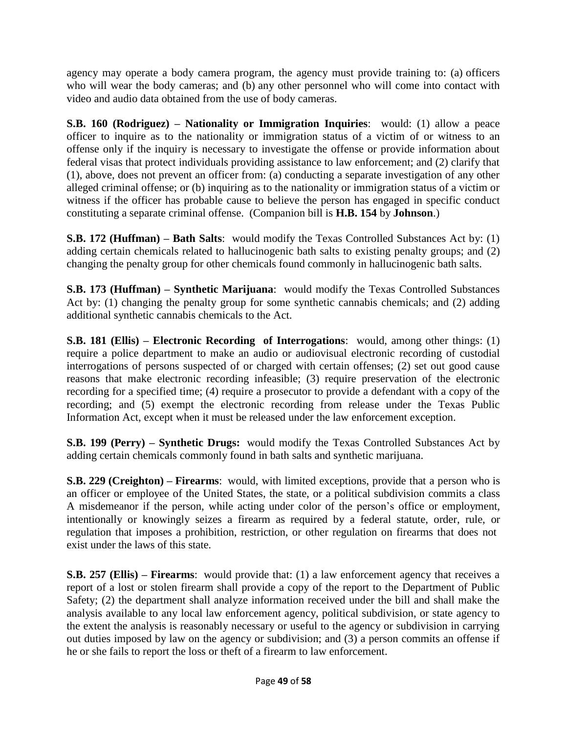agency may operate a body camera program, the agency must provide training to: (a) officers who will wear the body cameras; and (b) any other personnel who will come into contact with video and audio data obtained from the use of body cameras.

**S.B. 160 (Rodriguez) – Nationality or Immigration Inquiries**: would: (1) allow a peace officer to inquire as to the nationality or immigration status of a victim of or witness to an offense only if the inquiry is necessary to investigate the offense or provide information about federal visas that protect individuals providing assistance to law enforcement; and (2) clarify that (1), above, does not prevent an officer from: (a) conducting a separate investigation of any other alleged criminal offense; or (b) inquiring as to the nationality or immigration status of a victim or witness if the officer has probable cause to believe the person has engaged in specific conduct constituting a separate criminal offense. (Companion bill is **H.B. 154** by **Johnson**.)

**S.B. 172 (Huffman) – Bath Salts**: would modify the Texas Controlled Substances Act by: (1) adding certain chemicals related to hallucinogenic bath salts to existing penalty groups; and (2) changing the penalty group for other chemicals found commonly in hallucinogenic bath salts.

**S.B. 173 (Huffman) – Synthetic Marijuana**: would modify the Texas Controlled Substances Act by: (1) changing the penalty group for some synthetic cannabis chemicals; and (2) adding additional synthetic cannabis chemicals to the Act.

**S.B. 181 (Ellis) – Electronic Recording of Interrogations**: would, among other things: (1) require a police department to make an audio or audiovisual electronic recording of custodial interrogations of persons suspected of or charged with certain offenses; (2) set out good cause reasons that make electronic recording infeasible; (3) require preservation of the electronic recording for a specified time; (4) require a prosecutor to provide a defendant with a copy of the recording; and (5) exempt the electronic recording from release under the Texas Public Information Act, except when it must be released under the law enforcement exception.

**S.B. 199 (Perry) – Synthetic Drugs:** would modify the Texas Controlled Substances Act by adding certain chemicals commonly found in bath salts and synthetic marijuana.

**S.B. 229 (Creighton) – Firearms**: would, with limited exceptions, provide that a person who is an officer or employee of the United States, the state, or a political subdivision commits a class A misdemeanor if the person, while acting under color of the person's office or employment, intentionally or knowingly seizes a firearm as required by a federal statute, order, rule, or regulation that imposes a prohibition, restriction, or other regulation on firearms that does not exist under the laws of this state.

**S.B. 257 (Ellis) – Firearms**: would provide that: (1) a law enforcement agency that receives a report of a lost or stolen firearm shall provide a copy of the report to the Department of Public Safety; (2) the department shall analyze information received under the bill and shall make the analysis available to any local law enforcement agency, political subdivision, or state agency to the extent the analysis is reasonably necessary or useful to the agency or subdivision in carrying out duties imposed by law on the agency or subdivision; and (3) a person commits an offense if he or she fails to report the loss or theft of a firearm to law enforcement.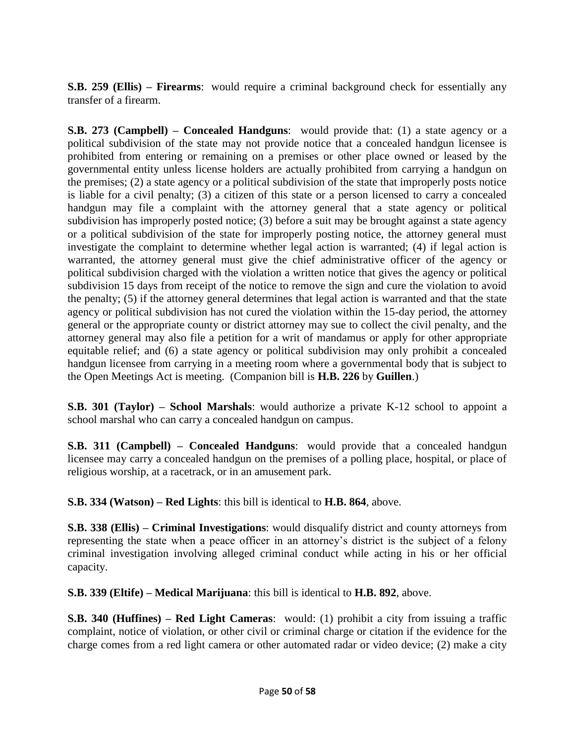**S.B. 259 (Ellis) – Firearms**: would require a criminal background check for essentially any transfer of a firearm.

**S.B. 273 (Campbell) – Concealed Handguns**: would provide that: (1) a state agency or a political subdivision of the state may not provide notice that a concealed handgun licensee is prohibited from entering or remaining on a premises or other place owned or leased by the governmental entity unless license holders are actually prohibited from carrying a handgun on the premises; (2) a state agency or a political subdivision of the state that improperly posts notice is liable for a civil penalty; (3) a citizen of this state or a person licensed to carry a concealed handgun may file a complaint with the attorney general that a state agency or political subdivision has improperly posted notice; (3) before a suit may be brought against a state agency or a political subdivision of the state for improperly posting notice, the attorney general must investigate the complaint to determine whether legal action is warranted; (4) if legal action is warranted, the attorney general must give the chief administrative officer of the agency or political subdivision charged with the violation a written notice that gives the agency or political subdivision 15 days from receipt of the notice to remove the sign and cure the violation to avoid the penalty; (5) if the attorney general determines that legal action is warranted and that the state agency or political subdivision has not cured the violation within the 15-day period, the attorney general or the appropriate county or district attorney may sue to collect the civil penalty, and the attorney general may also file a petition for a writ of mandamus or apply for other appropriate equitable relief; and (6) a state agency or political subdivision may only prohibit a concealed handgun licensee from carrying in a meeting room where a governmental body that is subject to the Open Meetings Act is meeting. (Companion bill is **H.B. 226** by **Guillen**.)

**S.B. 301 (Taylor) – School Marshals**: would authorize a private K-12 school to appoint a school marshal who can carry a concealed handgun on campus.

**S.B. 311 (Campbell) – Concealed Handguns**: would provide that a concealed handgun licensee may carry a concealed handgun on the premises of a polling place, hospital, or place of religious worship, at a racetrack, or in an amusement park.

**S.B. 334 (Watson) – Red Lights**: this bill is identical to **H.B. 864**, above.

**S.B. 338 (Ellis) – Criminal Investigations**: would disqualify district and county attorneys from representing the state when a peace officer in an attorney's district is the subject of a felony criminal investigation involving alleged criminal conduct while acting in his or her official capacity.

**S.B. 339 (Eltife) – Medical Marijuana**: this bill is identical to **H.B. 892**, above.

**S.B. 340 (Huffines) – Red Light Cameras**: would: (1) prohibit a city from issuing a traffic complaint, notice of violation, or other civil or criminal charge or citation if the evidence for the charge comes from a red light camera or other automated radar or video device; (2) make a city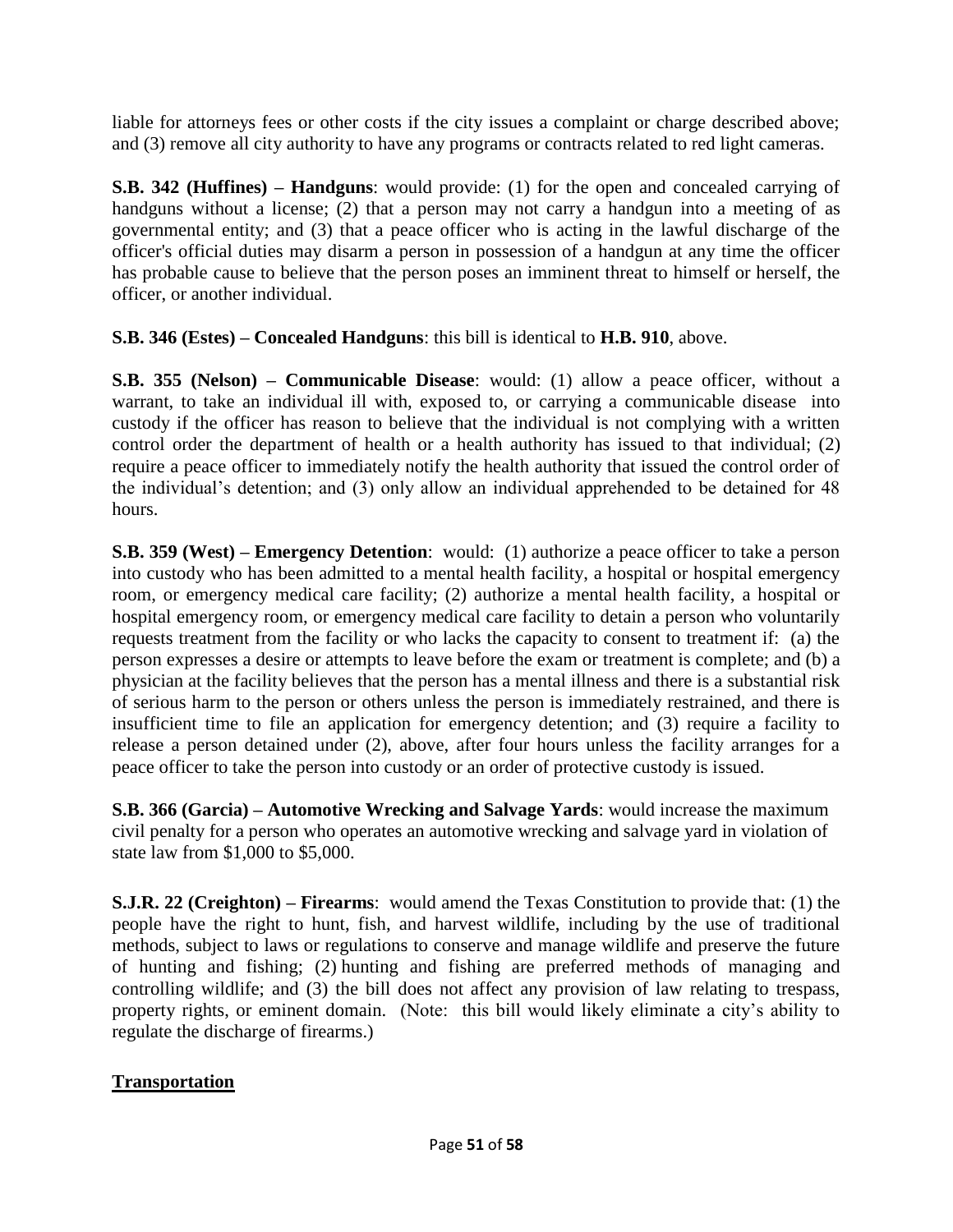liable for attorneys fees or other costs if the city issues a complaint or charge described above; and (3) remove all city authority to have any programs or contracts related to red light cameras.

**S.B. 342 (Huffines) – Handguns**: would provide: (1) for the open and concealed carrying of handguns without a license; (2) that a person may not carry a handgun into a meeting of as governmental entity; and (3) that a peace officer who is acting in the lawful discharge of the officer's official duties may disarm a person in possession of a handgun at any time the officer has probable cause to believe that the person poses an imminent threat to himself or herself, the officer, or another individual.

**S.B. 346 (Estes) – Concealed Handguns**: this bill is identical to **H.B. 910**, above.

**S.B. 355 (Nelson) – Communicable Disease**: would: (1) allow a peace officer, without a warrant, to take an individual ill with, exposed to, or carrying a communicable disease into custody if the officer has reason to believe that the individual is not complying with a written control order the department of health or a health authority has issued to that individual; (2) require a peace officer to immediately notify the health authority that issued the control order of the individual's detention; and (3) only allow an individual apprehended to be detained for 48 hours.

**S.B. 359 (West) – Emergency Detention**: would: (1) authorize a peace officer to take a person into custody who has been admitted to a mental health facility, a hospital or hospital emergency room, or emergency medical care facility; (2) authorize a mental health facility, a hospital or hospital emergency room, or emergency medical care facility to detain a person who voluntarily requests treatment from the facility or who lacks the capacity to consent to treatment if: (a) the person expresses a desire or attempts to leave before the exam or treatment is complete; and (b) a physician at the facility believes that the person has a mental illness and there is a substantial risk of serious harm to the person or others unless the person is immediately restrained, and there is insufficient time to file an application for emergency detention; and (3) require a facility to release a person detained under (2), above, after four hours unless the facility arranges for a peace officer to take the person into custody or an order of protective custody is issued.

**S.B. 366 (Garcia) – Automotive Wrecking and Salvage Yards**: would increase the maximum civil penalty for a person who operates an automotive wrecking and salvage yard in violation of state law from $1,000 to $5,000.

**S.J.R. 22 (Creighton) – Firearms**: would amend the Texas Constitution to provide that: (1) the people have the right to hunt, fish, and harvest wildlife, including by the use of traditional methods, subject to laws or regulations to conserve and manage wildlife and preserve the future of hunting and fishing; (2) hunting and fishing are preferred methods of managing and controlling wildlife; and (3) the bill does not affect any provision of law relating to trespass, property rights, or eminent domain. (Note: this bill would likely eliminate a city's ability to regulate the discharge of firearms.)

## Transportation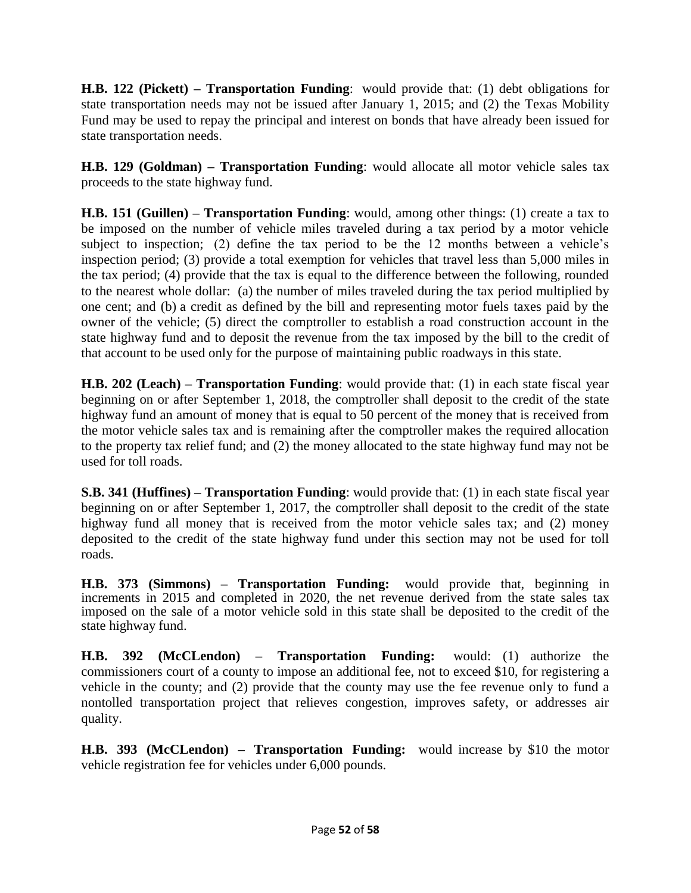**H.B. 122 (Pickett) – Transportation Funding**: would provide that: (1) debt obligations for state transportation needs may not be issued after January 1, 2015; and (2) the Texas Mobility Fund may be used to repay the principal and interest on bonds that have already been issued for state transportation needs.

**H.B. 129 (Goldman) – Transportation Funding**: would allocate all motor vehicle sales tax proceeds to the state highway fund.

**H.B. 151 (Guillen) – Transportation Funding**: would, among other things: (1) create a tax to be imposed on the number of vehicle miles traveled during a tax period by a motor vehicle subject to inspection; (2) define the tax period to be the 12 months between a vehicle's inspection period; (3) provide a total exemption for vehicles that travel less than 5,000 miles in the tax period; (4) provide that the tax is equal to the difference between the following, rounded to the nearest whole dollar: (a) the number of miles traveled during the tax period multiplied by one cent; and (b) a credit as defined by the bill and representing motor fuels taxes paid by the owner of the vehicle; (5) direct the comptroller to establish a road construction account in the state highway fund and to deposit the revenue from the tax imposed by the bill to the credit of that account to be used only for the purpose of maintaining public roadways in this state.

**H.B. 202 (Leach) – Transportation Funding**: would provide that: (1) in each state fiscal year beginning on or after September 1, 2018, the comptroller shall deposit to the credit of the state highway fund an amount of money that is equal to 50 percent of the money that is received from the motor vehicle sales tax and is remaining after the comptroller makes the required allocation to the property tax relief fund; and (2) the money allocated to the state highway fund may not be used for toll roads.

**S.B. 341 (Huffines) – Transportation Funding**: would provide that: (1) in each state fiscal year beginning on or after September 1, 2017, the comptroller shall deposit to the credit of the state highway fund all money that is received from the motor vehicle sales tax; and (2) money deposited to the credit of the state highway fund under this section may not be used for toll roads.

**H.B. 373 (Simmons) – Transportation Funding:** would provide that, beginning in increments in 2015 and completed in 2020, the net revenue derived from the state sales tax imposed on the sale of a motor vehicle sold in this state shall be deposited to the credit of the state highway fund.

**H.B. 392 (McCLendon) – Transportation Funding:** would: (1) authorize the commissioners court of a county to impose an additional fee, not to exceed $10, for registering a vehicle in the county; and (2) provide that the county may use the fee revenue only to fund a nontolled transportation project that relieves congestion, improves safety, or addresses air quality.

**H.B. 393 (McCLendon) – Transportation Funding:** would increase by $10 the motor vehicle registration fee for vehicles under 6,000 pounds.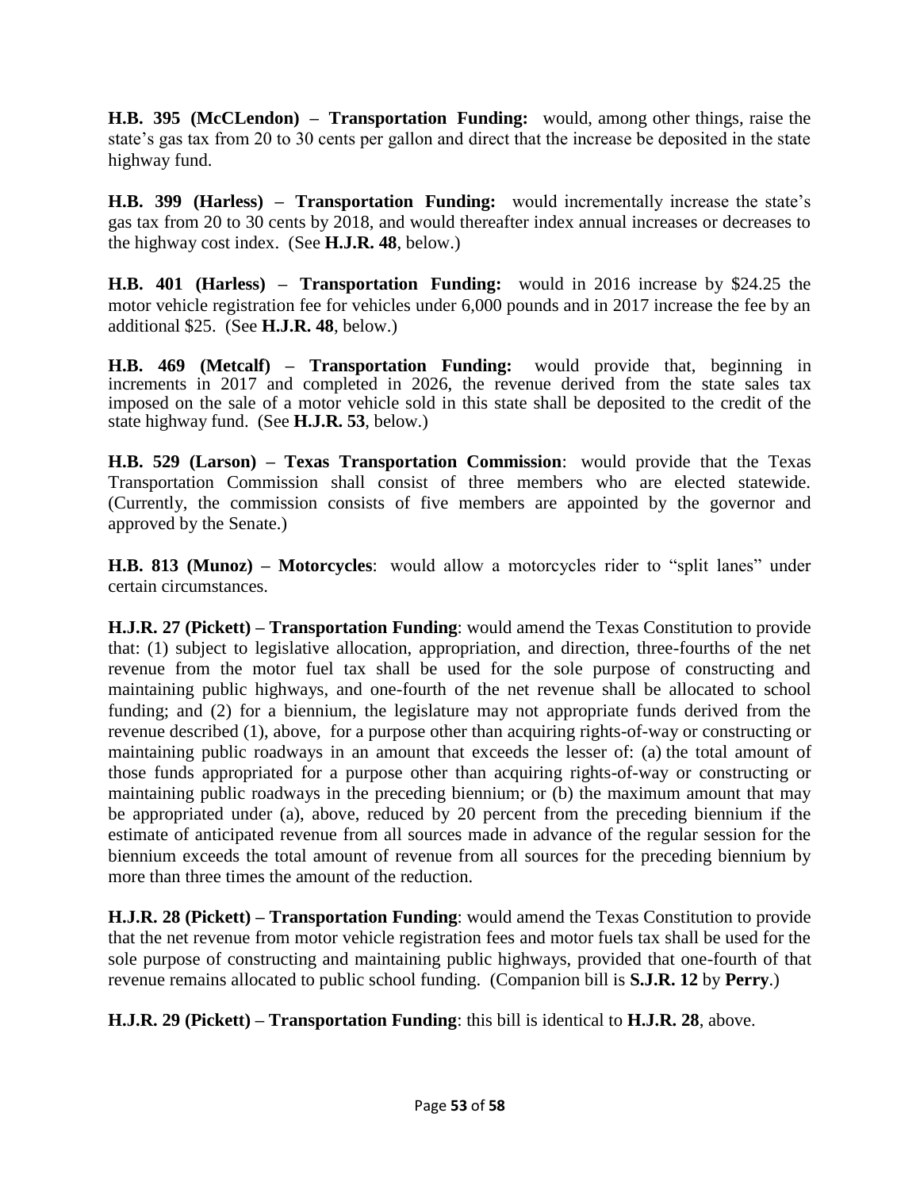**H.B. 395 (McCLendon) – Transportation Funding:** would, among other things, raise the state's gas tax from 20 to 30 cents per gallon and direct that the increase be deposited in the state highway fund.

**H.B. 399 (Harless) – Transportation Funding:** would incrementally increase the state's gas tax from 20 to 30 cents by 2018, and would thereafter index annual increases or decreases to the highway cost index. (See **H.J.R. 48**, below.)

**H.B. 401 (Harless) – Transportation Funding:** would in 2016 increase by $24.25 the motor vehicle registration fee for vehicles under 6,000 pounds and in 2017 increase the fee by an additional $25. (See **H.J.R. 48**, below.)

**H.B. 469 (Metcalf) – Transportation Funding:** would provide that, beginning in increments in 2017 and completed in 2026, the revenue derived from the state sales tax imposed on the sale of a motor vehicle sold in this state shall be deposited to the credit of the state highway fund. (See **H.J.R. 53**, below.)

**H.B. 529 (Larson) – Texas Transportation Commission**: would provide that the Texas Transportation Commission shall consist of three members who are elected statewide. (Currently, the commission consists of five members are appointed by the governor and approved by the Senate.)

**H.B. 813 (Munoz) – Motorcycles**: would allow a motorcycles rider to "split lanes" under certain circumstances.

**H.J.R. 27 (Pickett) – Transportation Funding**: would amend the Texas Constitution to provide that: (1) subject to legislative allocation, appropriation, and direction, three-fourths of the net revenue from the motor fuel tax shall be used for the sole purpose of constructing and maintaining public highways, and one-fourth of the net revenue shall be allocated to school funding; and (2) for a biennium, the legislature may not appropriate funds derived from the revenue described (1), above, for a purpose other than acquiring rights-of-way or constructing or maintaining public roadways in an amount that exceeds the lesser of: (a) the total amount of those funds appropriated for a purpose other than acquiring rights-of-way or constructing or maintaining public roadways in the preceding biennium; or (b) the maximum amount that may be appropriated under (a), above, reduced by 20 percent from the preceding biennium if the estimate of anticipated revenue from all sources made in advance of the regular session for the biennium exceeds the total amount of revenue from all sources for the preceding biennium by more than three times the amount of the reduction.

**H.J.R. 28 (Pickett) – Transportation Funding**: would amend the Texas Constitution to provide that the net revenue from motor vehicle registration fees and motor fuels tax shall be used for the sole purpose of constructing and maintaining public highways, provided that one-fourth of that revenue remains allocated to public school funding. (Companion bill is **S.J.R. 12** by **Perry**.)

**H.J.R. 29 (Pickett) – Transportation Funding**: this bill is identical to **H.J.R. 28**, above.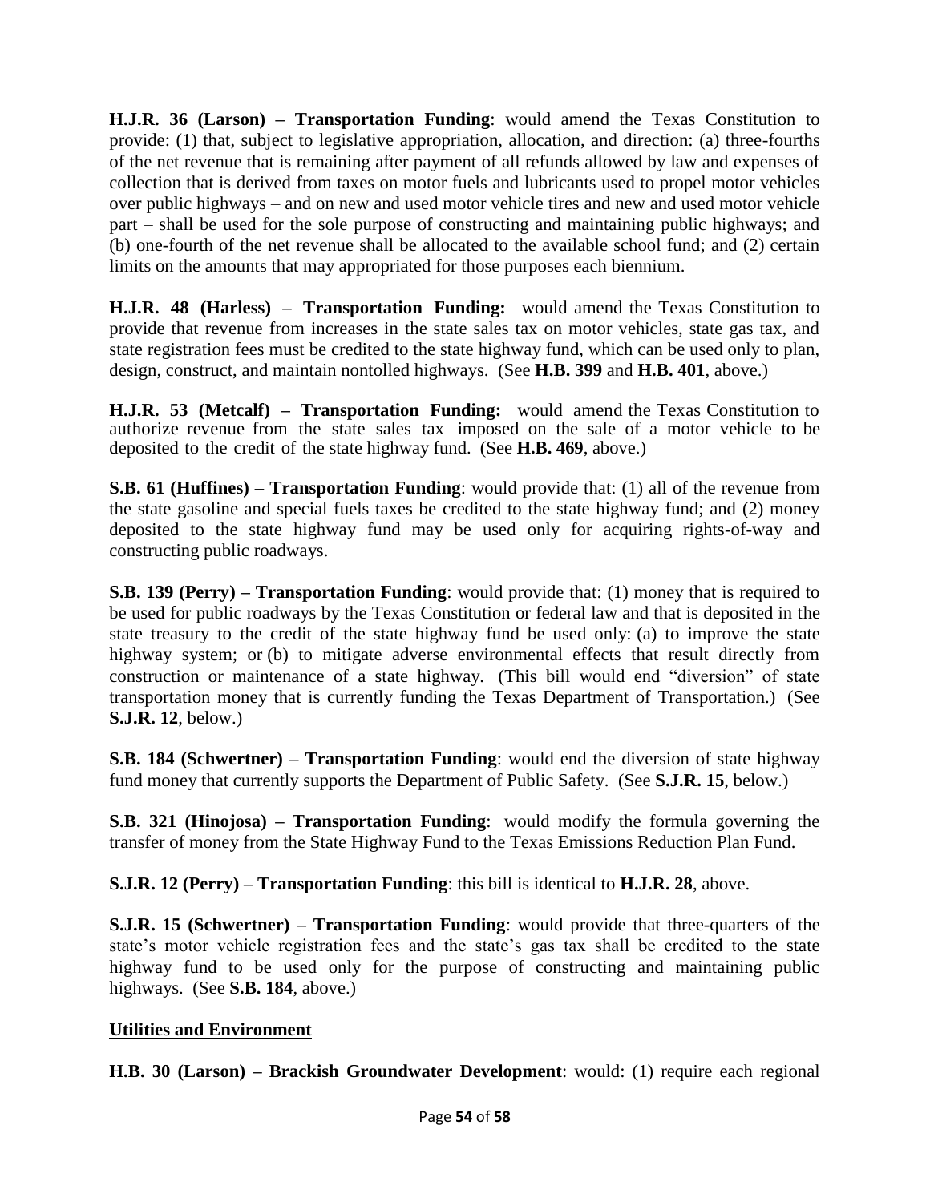**H.J.R. 36 (Larson) – Transportation Funding**: would amend the Texas Constitution to provide: (1) that, subject to legislative appropriation, allocation, and direction: (a) three-fourths of the net revenue that is remaining after payment of all refunds allowed by law and expenses of collection that is derived from taxes on motor fuels and lubricants used to propel motor vehicles over public highways – and on new and used motor vehicle tires and new and used motor vehicle part – shall be used for the sole purpose of constructing and maintaining public highways; and (b) one-fourth of the net revenue shall be allocated to the available school fund; and (2) certain limits on the amounts that may appropriated for those purposes each biennium.

**H.J.R. 48 (Harless) – Transportation Funding:** would amend the Texas Constitution to provide that revenue from increases in the state sales tax on motor vehicles, state gas tax, and state registration fees must be credited to the state highway fund, which can be used only to plan, design, construct, and maintain nontolled highways. (See **H.B. 399** and **H.B. 401**, above.)

**H.J.R. 53 (Metcalf) – Transportation Funding:** would amend the Texas Constitution to authorize revenue from the state sales tax imposed on the sale of a motor vehicle to be deposited to the credit of the state highway fund. (See **H.B. 469**, above.)

**S.B. 61 (Huffines) – Transportation Funding**: would provide that: (1) all of the revenue from the state gasoline and special fuels taxes be credited to the state highway fund; and (2) money deposited to the state highway fund may be used only for acquiring rights-of-way and constructing public roadways.

**S.B. 139 (Perry) – Transportation Funding**: would provide that: (1) money that is required to be used for public roadways by the Texas Constitution or federal law and that is deposited in the state treasury to the credit of the state highway fund be used only: (a) to improve the state highway system; or (b) to mitigate adverse environmental effects that result directly from construction or maintenance of a state highway. (This bill would end "diversion" of state transportation money that is currently funding the Texas Department of Transportation.) (See **S.J.R. 12**, below.)

**S.B. 184 (Schwertner) – Transportation Funding**: would end the diversion of state highway fund money that currently supports the Department of Public Safety. (See **S.J.R. 15**, below.)

**S.B. 321 (Hinojosa) – Transportation Funding**: would modify the formula governing the transfer of money from the State Highway Fund to the Texas Emissions Reduction Plan Fund.

**S.J.R. 12 (Perry) – Transportation Funding**: this bill is identical to **H.J.R. 28**, above.

**S.J.R. 15 (Schwertner) – Transportation Funding**: would provide that three-quarters of the state's motor vehicle registration fees and the state's gas tax shall be credited to the state highway fund to be used only for the purpose of constructing and maintaining public highways. (See **S.B. 184**, above.)

**Utilities and Environment**

**H.B. 30 (Larson) – Brackish Groundwater Development**: would: (1) require each regional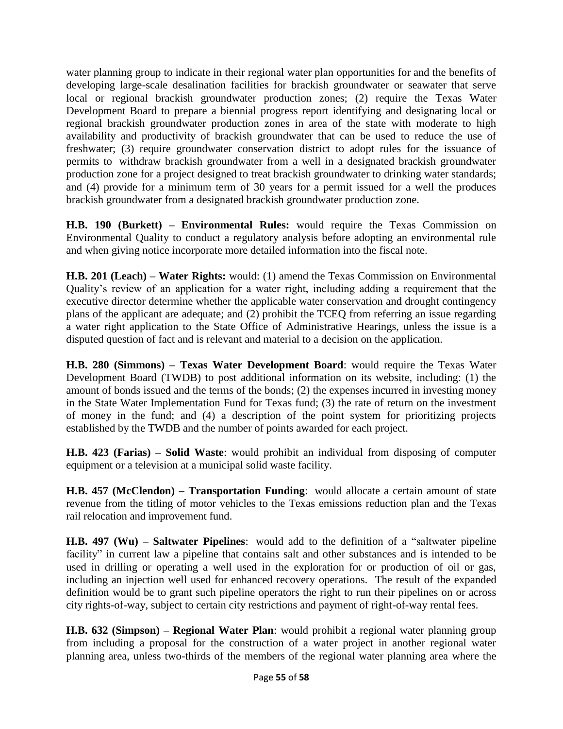water planning group to indicate in their regional water plan opportunities for and the benefits of developing large-scale desalination facilities for brackish groundwater or seawater that serve local or regional brackish groundwater production zones; (2) require the Texas Water Development Board to prepare a biennial progress report identifying and designating local or regional brackish groundwater production zones in area of the state with moderate to high availability and productivity of brackish groundwater that can be used to reduce the use of freshwater; (3) require groundwater conservation district to adopt rules for the issuance of permits to withdraw brackish groundwater from a well in a designated brackish groundwater production zone for a project designed to treat brackish groundwater to drinking water standards; and (4) provide for a minimum term of 30 years for a permit issued for a well the produces brackish groundwater from a designated brackish groundwater production zone.

**H.B. 190 (Burkett) – Environmental Rules:** would require the Texas Commission on Environmental Quality to conduct a regulatory analysis before adopting an environmental rule and when giving notice incorporate more detailed information into the fiscal note.

**H.B. 201 (Leach) – Water Rights:** would: (1) amend the Texas Commission on Environmental Quality's review of an application for a water right, including adding a requirement that the executive director determine whether the applicable water conservation and drought contingency plans of the applicant are adequate; and (2) prohibit the TCEQ from referring an issue regarding a water right application to the State Office of Administrative Hearings, unless the issue is a disputed question of fact and is relevant and material to a decision on the application.

**H.B. 280 (Simmons) – Texas Water Development Board**: would require the Texas Water Development Board (TWDB) to post additional information on its website, including: (1) the amount of bonds issued and the terms of the bonds; (2) the expenses incurred in investing money in the State Water Implementation Fund for Texas fund; (3) the rate of return on the investment of money in the fund; and (4) a description of the point system for prioritizing projects established by the TWDB and the number of points awarded for each project.

**H.B. 423 (Farias) – Solid Waste**: would prohibit an individual from disposing of computer equipment or a television at a municipal solid waste facility.

**H.B. 457 (McClendon) – Transportation Funding**: would allocate a certain amount of state revenue from the titling of motor vehicles to the Texas emissions reduction plan and the Texas rail relocation and improvement fund.

**H.B. 497 (Wu) – Saltwater Pipelines**: would add to the definition of a "saltwater pipeline facility" in current law a pipeline that contains salt and other substances and is intended to be used in drilling or operating a well used in the exploration for or production of oil or gas, including an injection well used for enhanced recovery operations. The result of the expanded definition would be to grant such pipeline operators the right to run their pipelines on or across city rights-of-way, subject to certain city restrictions and payment of right-of-way rental fees.

**H.B. 632 (Simpson) – Regional Water Plan**: would prohibit a regional water planning group from including a proposal for the construction of a water project in another regional water planning area, unless two-thirds of the members of the regional water planning area where the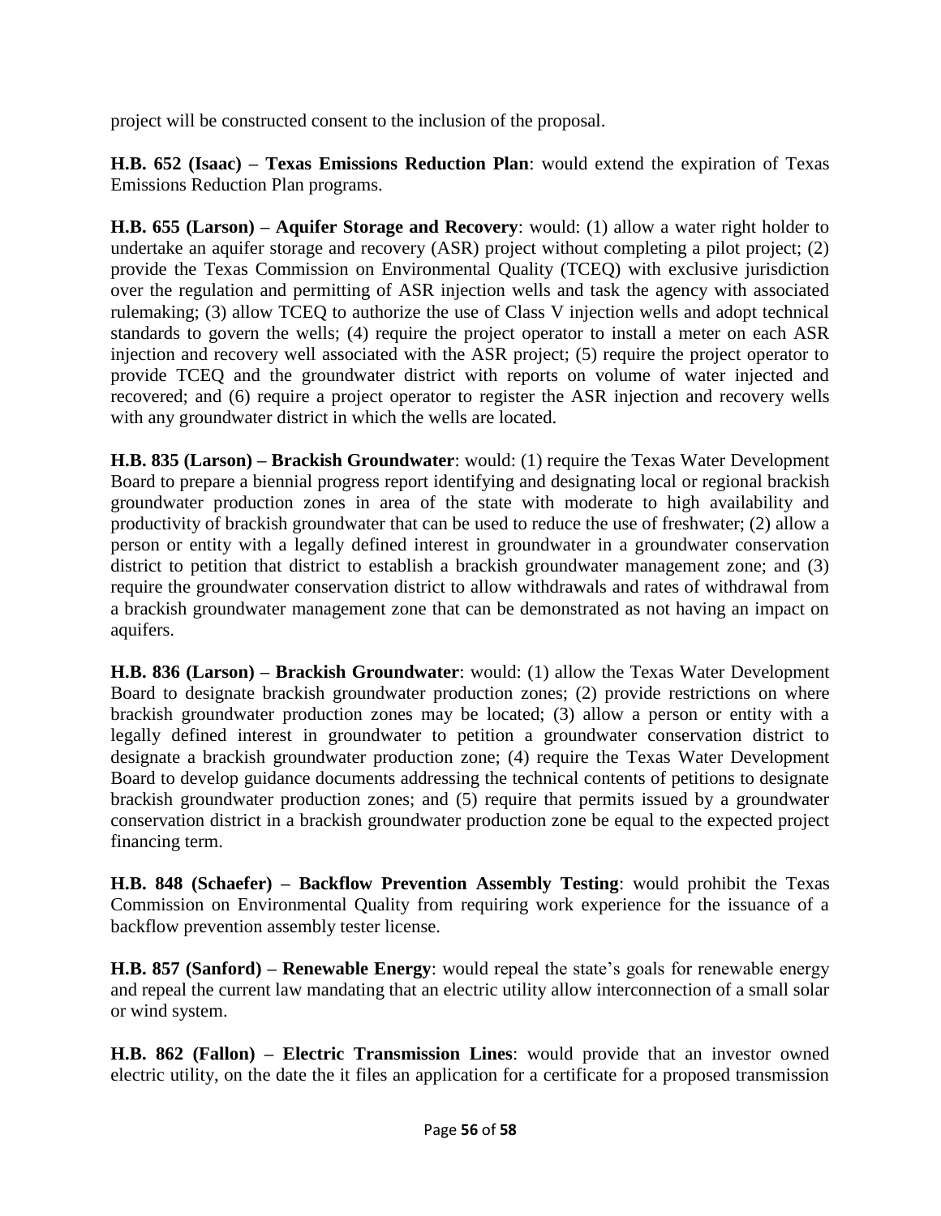project will be constructed consent to the inclusion of the proposal.

**H.B. 652 (Isaac) – Texas Emissions Reduction Plan**: would extend the expiration of Texas Emissions Reduction Plan programs.

**H.B. 655 (Larson) – Aquifer Storage and Recovery**: would: (1) allow a water right holder to undertake an aquifer storage and recovery (ASR) project without completing a pilot project; (2) provide the Texas Commission on Environmental Quality (TCEQ) with exclusive jurisdiction over the regulation and permitting of ASR injection wells and task the agency with associated rulemaking; (3) allow TCEQ to authorize the use of Class V injection wells and adopt technical standards to govern the wells; (4) require the project operator to install a meter on each ASR injection and recovery well associated with the ASR project; (5) require the project operator to provide TCEQ and the groundwater district with reports on volume of water injected and recovered; and (6) require a project operator to register the ASR injection and recovery wells with any groundwater district in which the wells are located.

**H.B. 835 (Larson) – Brackish Groundwater**: would: (1) require the Texas Water Development Board to prepare a biennial progress report identifying and designating local or regional brackish groundwater production zones in area of the state with moderate to high availability and productivity of brackish groundwater that can be used to reduce the use of freshwater; (2) allow a person or entity with a legally defined interest in groundwater in a groundwater conservation district to petition that district to establish a brackish groundwater management zone; and (3) require the groundwater conservation district to allow withdrawals and rates of withdrawal from a brackish groundwater management zone that can be demonstrated as not having an impact on aquifers.

**H.B. 836 (Larson) – Brackish Groundwater**: would: (1) allow the Texas Water Development Board to designate brackish groundwater production zones; (2) provide restrictions on where brackish groundwater production zones may be located; (3) allow a person or entity with a legally defined interest in groundwater to petition a groundwater conservation district to designate a brackish groundwater production zone; (4) require the Texas Water Development Board to develop guidance documents addressing the technical contents of petitions to designate brackish groundwater production zones; and (5) require that permits issued by a groundwater conservation district in a brackish groundwater production zone be equal to the expected project financing term.

**H.B. 848 (Schaefer) – Backflow Prevention Assembly Testing**: would prohibit the Texas Commission on Environmental Quality from requiring work experience for the issuance of a backflow prevention assembly tester license.

**H.B. 857 (Sanford) – Renewable Energy**: would repeal the state's goals for renewable energy and repeal the current law mandating that an electric utility allow interconnection of a small solar or wind system.

**H.B. 862 (Fallon) – Electric Transmission Lines**: would provide that an investor owned electric utility, on the date the it files an application for a certificate for a proposed transmission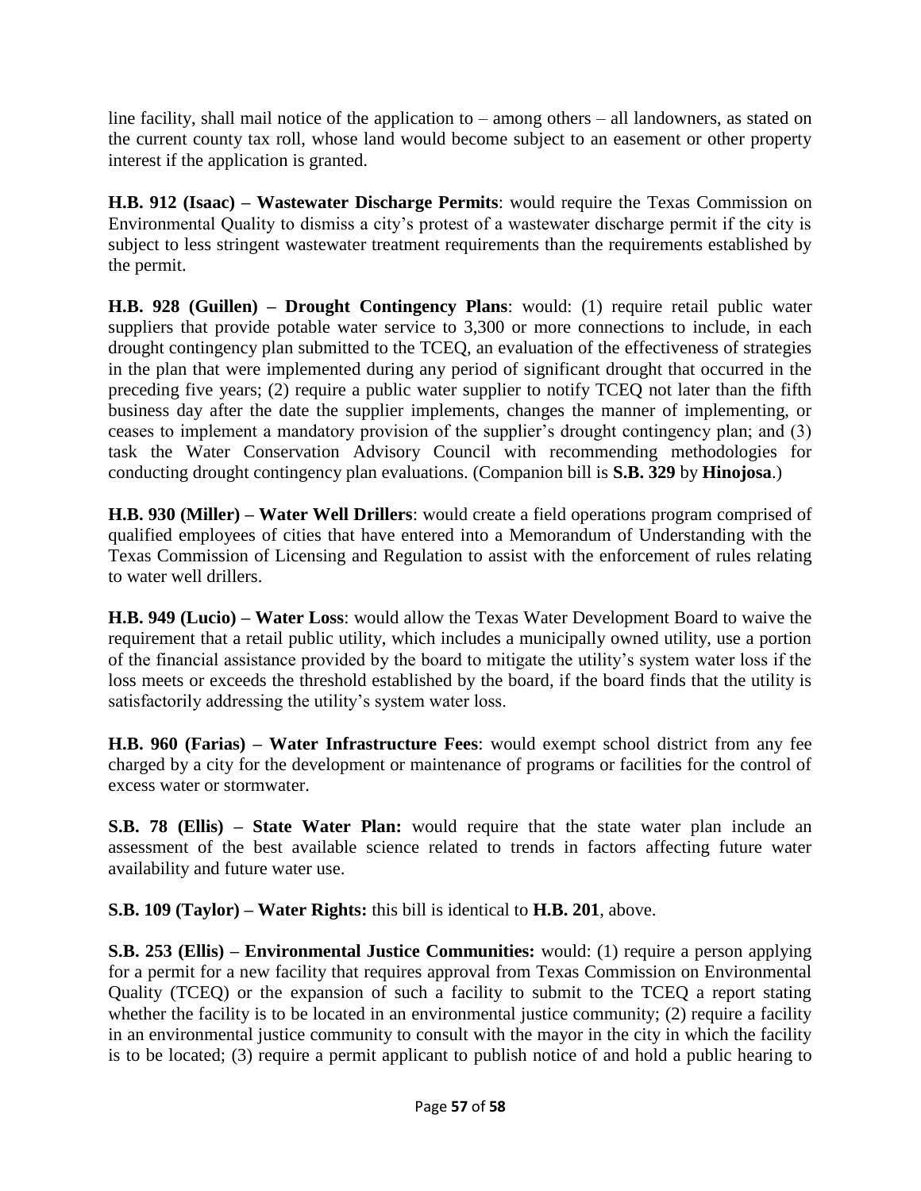line facility, shall mail notice of the application to – among others – all landowners, as stated on the current county tax roll, whose land would become subject to an easement or other property interest if the application is granted.

**H.B. 912 (Isaac) – Wastewater Discharge Permits**: would require the Texas Commission on Environmental Quality to dismiss a city's protest of a wastewater discharge permit if the city is subject to less stringent wastewater treatment requirements than the requirements established by the permit.

**H.B. 928 (Guillen) – Drought Contingency Plans**: would: (1) require retail public water suppliers that provide potable water service to 3,300 or more connections to include, in each drought contingency plan submitted to the TCEQ, an evaluation of the effectiveness of strategies in the plan that were implemented during any period of significant drought that occurred in the preceding five years; (2) require a public water supplier to notify TCEQ not later than the fifth business day after the date the supplier implements, changes the manner of implementing, or ceases to implement a mandatory provision of the supplier's drought contingency plan; and (3) task the Water Conservation Advisory Council with recommending methodologies for conducting drought contingency plan evaluations. (Companion bill is **S.B. 329** by **Hinojosa**.)

**H.B. 930 (Miller) – Water Well Drillers**: would create a field operations program comprised of qualified employees of cities that have entered into a Memorandum of Understanding with the Texas Commission of Licensing and Regulation to assist with the enforcement of rules relating to water well drillers.

**H.B. 949 (Lucio) – Water Loss**: would allow the Texas Water Development Board to waive the requirement that a retail public utility, which includes a municipally owned utility, use a portion of the financial assistance provided by the board to mitigate the utility's system water loss if the loss meets or exceeds the threshold established by the board, if the board finds that the utility is satisfactorily addressing the utility's system water loss.

**H.B. 960 (Farias) – Water Infrastructure Fees**: would exempt school district from any fee charged by a city for the development or maintenance of programs or facilities for the control of excess water or stormwater.

**S.B. 78 (Ellis) – State Water Plan:** would require that the state water plan include an assessment of the best available science related to trends in factors affecting future water availability and future water use.

**S.B. 109 (Taylor) – Water Rights:** this bill is identical to **H.B. 201**, above.

**S.B. 253 (Ellis) – Environmental Justice Communities:** would: (1) require a person applying for a permit for a new facility that requires approval from Texas Commission on Environmental Quality (TCEQ) or the expansion of such a facility to submit to the TCEQ a report stating whether the facility is to be located in an environmental justice community; (2) require a facility in an environmental justice community to consult with the mayor in the city in which the facility is to be located; (3) require a permit applicant to publish notice of and hold a public hearing to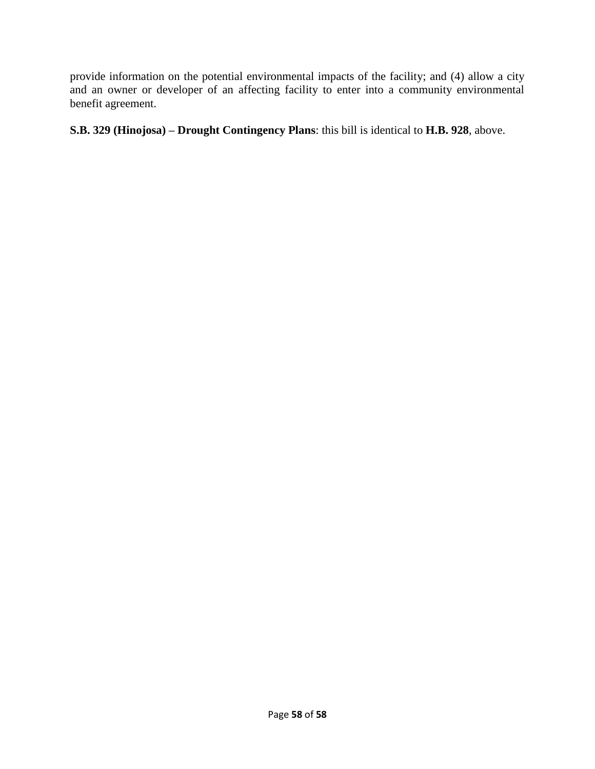provide information on the potential environmental impacts of the facility; and (4) allow a city and an owner or developer of an affecting facility to enter into a community environmental benefit agreement.

**S.B. 329 (Hinojosa) – Drought Contingency Plans**: this bill is identical to **H.B. 928**, above.